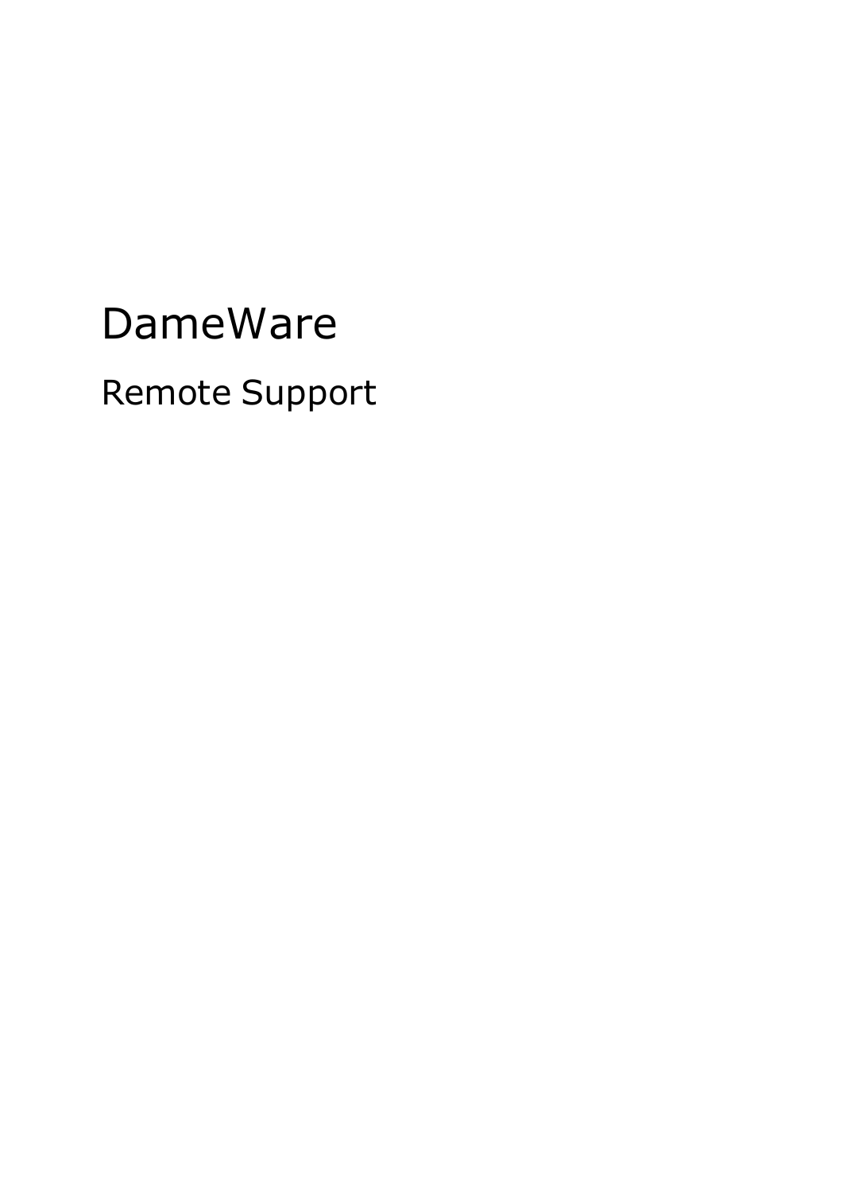# DameWare

## Remote Support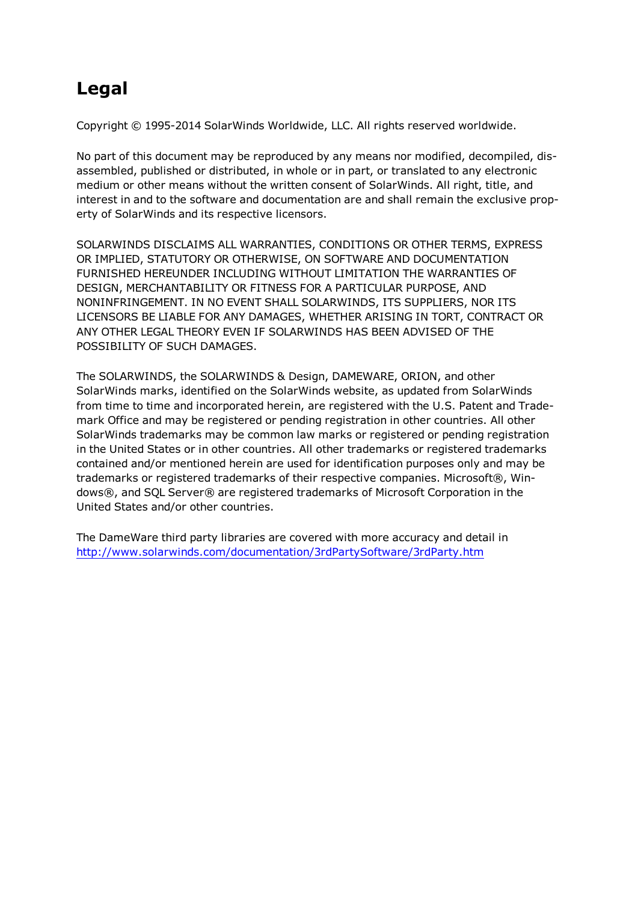# Legal

Copyright © 1995-2014 SolarWinds Worldwide, LLC. All rights reserved worldwide.

No part of this document may be reproduced by any means nor modified, decompiled, disassembled, published or distributed, in whole or in part, or translated to any electronic medium or other means without the written consent of SolarWinds. All right, title, and interest in and to the software and documentation are and shall remain the exclusive property of SolarWinds and its respective licensors.

SOLARWINDS DISCLAIMS ALL WARRANTIES, CONDITIONS OR OTHER TERMS, EXPRESS OR IMPLIED, STATUTORY OR OTHERWISE, ON SOFTWARE AND DOCUMENTATION FURNISHED HEREUNDER INCLUDING WITHOUT LIMITATION THE WARRANTIES OF DESIGN, MERCHANTABILITY OR FITNESS FOR A PARTICULAR PURPOSE, AND NONINFRINGEMENT. IN NO EVENT SHALL SOLARWINDS, ITS SUPPLIERS, NOR ITS LICENSORS BE LIABLE FOR ANY DAMAGES, WHETHER ARISING IN TORT, CONTRACT OR ANY OTHER LEGAL THEORY EVEN IF SOLARWINDS HAS BEEN ADVISED OF THE POSSIBILITY OF SUCH DAMAGES.

The SOLARWINDS, the SOLARWINDS & Design, DAMEWARE, ORION, and other SolarWinds marks, identified on the SolarWinds website, as updated from SolarWinds from time to time and incorporated herein, are registered with the U.S. Patent and Trademark Office and may be registered or pending registration in other countries. All other SolarWinds trademarks may be common law marks or registered or pending registration in the United States or in other countries. All other trademarks or registered trademarks contained and/or mentioned herein are used for identification purposes only and may be trademarks or registered trademarks of their respective companies. Microsoft®, Windows®, and SQL Server® are registered trademarks of Microsoft Corporation in the United States and/or other countries.

The DameWare third party libraries are covered with more accuracy and detail in [http://www.solarwinds.com/documentation/3rdPartySoftware/3rdParty.htm](http://www.solarwinds.com/documentation/3rdPartySoftware/3rdParty.htm)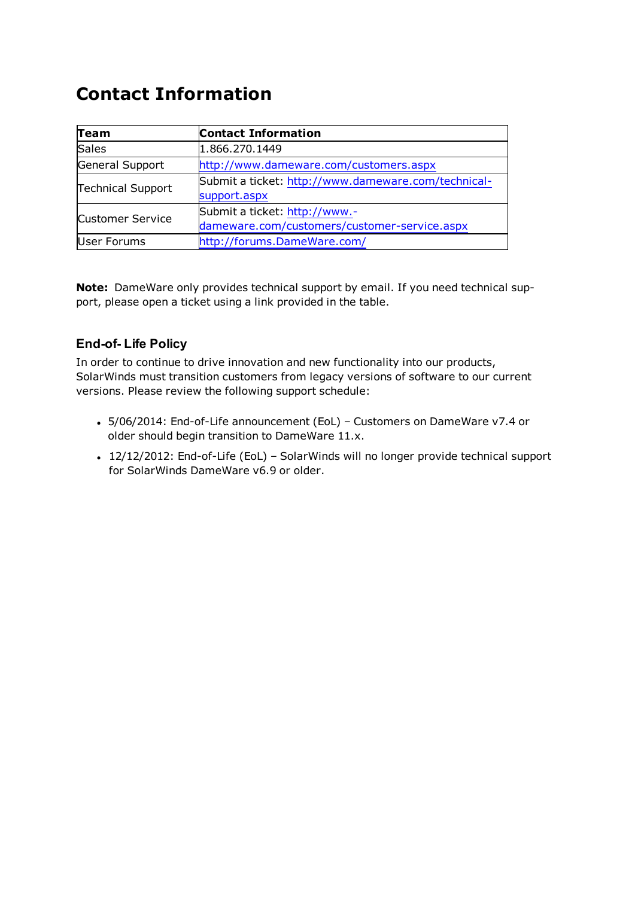# Contact Information

| Team | Contact Information |
| --- | --- |
| Sales | 1.866.270.1449 |
| General Support | http://www.dameware.com/customers.aspx |
| Technical Support | Submit a ticket: http://www.dameware.com/technical-support.aspx |
| Customer Service | Submit a ticket: http://www.dameware.com/customers/customer-service.aspx |
| User Forums | http://forums.DameWare.com/ |

**Note:** DameWare only provides technical support by email. If you need technical support, please open a ticket using a link provided in the table.

### End-of- Life Policy

In order to continue to drive innovation and new functionality into our products, SolarWinds must transition customers from legacy versions of software to our current versions. Please review the following support schedule:

- 5/06/2014: End-of-Life announcement (EoL) – Customers on DameWare v7.4 or older should begin transition to DameWare 11.x.
- 12/12/2012: End-of-Life (EoL) – SolarWinds will no longer provide technical support for SolarWinds DameWare v6.9 or older.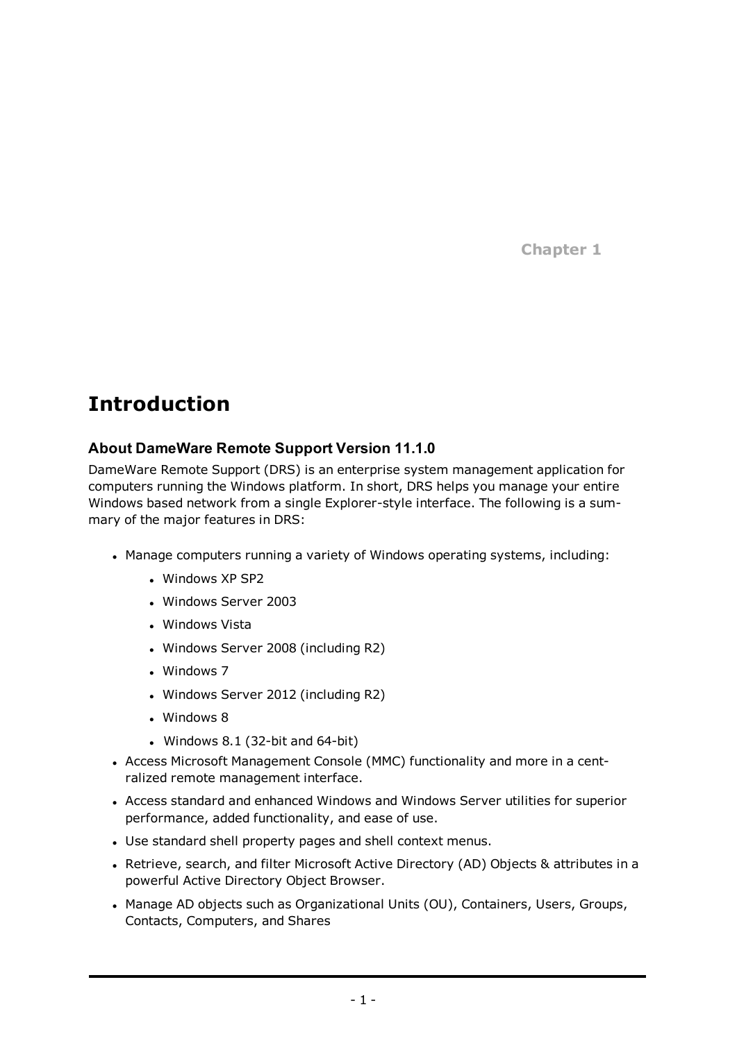Chapter 1

# Introduction

### About DameWare Remote Support Version 11.1.0

DameWare Remote Support (DRS) is an enterprise system management application for computers running the Windows platform. In short, DRS helps you manage your entire Windows based network from a single Explorer-style interface. The following is a summary of the major features in DRS:

- Manage computers running a variety of Windows operating systems, including:
  - Windows XP SP2
  - Windows Server 2003
  - Windows Vista
  - Windows Server 2008 (including R2)
  - Windows 7
  - Windows Server 2012 (including R2)
  - Windows 8
  - Windows 8.1 (32-bit and 64-bit)
- Access Microsoft Management Console (MMC) functionality and more in a centralized remote management interface.
- Access standard and enhanced Windows and Windows Server utilities for superior performance, added functionality, and ease of use.
- Use standard shell property pages and shell context menus.
- Retrieve, search, and filter Microsoft Active Directory (AD) Objects & attributes in a powerful Active Directory Object Browser.
- Manage AD objects such as Organizational Units (OU), Containers, Users, Groups, Contacts, Computers, and Shares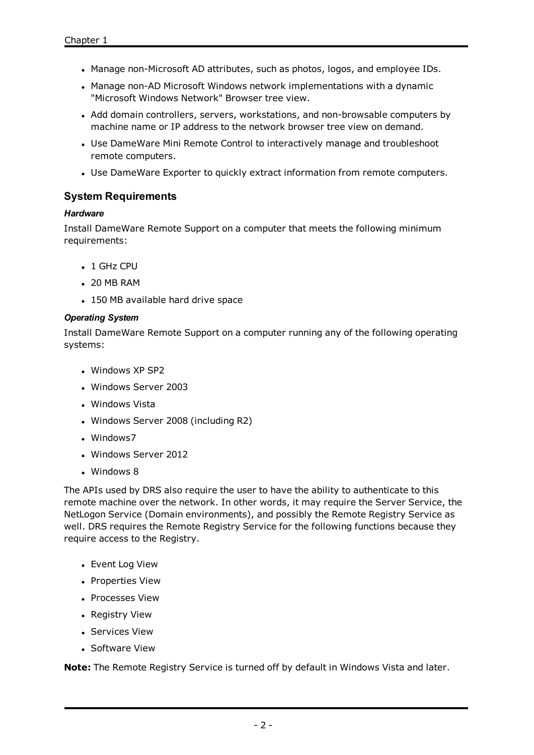- Manage non-Microsoft AD attributes, such as photos, logos, and employee IDs.
- Manage non-AD Microsoft Windows network implementations with a dynamic "Microsoft Windows Network" Browser tree view.
- Add domain controllers, servers, workstations, and non-browsable computers by machine name or IP address to the network browser tree view on demand.
- Use DameWare Mini Remote Control to interactively manage and troubleshoot remote computers.
- Use DameWare Exporter to quickly extract information from remote computers.

## System Requirements

### *Hardware*

Install DameWare Remote Support on a computer that meets the following minimum requirements:

- 1 GHz CPU
- 20 MB RAM
- 150 MB available hard drive space

### *Operating System*

Install DameWare Remote Support on a computer running any of the following operating systems:

- Windows XP SP2
- Windows Server 2003
- Windows Vista
- Windows Server 2008 (including R2)
- Windows7
- Windows Server 2012
- Windows 8

The APIs used by DRS also require the user to have the ability to authenticate to this remote machine over the network. In other words, it may require the Server Service, the NetLogon Service (Domain environments), and possibly the Remote Registry Service as well. DRS requires the Remote Registry Service for the following functions because they require access to the Registry.

- Event Log View
- Properties View
- Processes View
- Registry View
- Services View
- Software View

**Note:** The Remote Registry Service is turned off by default in Windows Vista and later.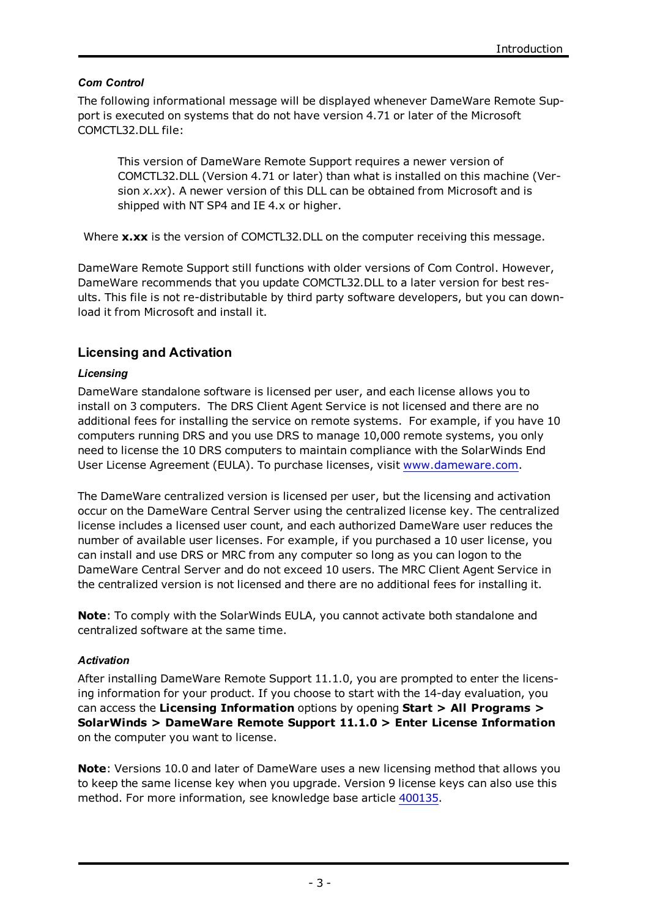### *Com Control*

The following informational message will be displayed whenever DameWare Remote Support is executed on systems that do not have version 4.71 or later of the Microsoft COMCTL32.DLL file:

> This version of DameWare Remote Support requires a newer version of COMCTL32.DLL (Version 4.71 or later) than what is installed on this machine (Version *x.xx*). A newer version of this DLL can be obtained from Microsoft and is shipped with NT SP4 and IE 4.x or higher.

Where **x.xx** is the version of COMCTL32.DLL on the computer receiving this message.

DameWare Remote Support still functions with older versions of Com Control. However, DameWare recommends that you update COMCTL32.DLL to a later version for best results. This file is not re-distributable by third party software developers, but you can download it from Microsoft and install it.

## Licensing and Activation

### *Licensing*

DameWare standalone software is licensed per user, and each license allows you to install on 3 computers. The DRS Client Agent Service is not licensed and there are no additional fees for installing the service on remote systems. For example, if you have 10 computers running DRS and you use DRS to manage 10,000 remote systems, you only need to license the 10 DRS computers to maintain compliance with the SolarWinds End User License Agreement (EULA). To purchase licenses, visit [www.dameware.com](http://www.dameware.com).

The DameWare centralized version is licensed per user, but the licensing and activation occur on the DameWare Central Server using the centralized license key. The centralized license includes a licensed user count, and each authorized DameWare user reduces the number of available user licenses. For example, if you purchased a 10 user license, you can install and use DRS or MRC from any computer so long as you can logon to the DameWare Central Server and do not exceed 10 users. The MRC Client Agent Service in the centralized version is not licensed and there are no additional fees for installing it.

**Note**: To comply with the SolarWinds EULA, you cannot activate both standalone and centralized software at the same time.

### *Activation*

After installing DameWare Remote Support 11.1.0, you are prompted to enter the licensing information for your product. If you choose to start with the 14-day evaluation, you can access the **Licensing Information** options by opening **Start > All Programs > SolarWinds > DameWare Remote Support 11.1.0 > Enter License Information** on the computer you want to license.

**Note**: Versions 10.0 and later of DameWare uses a new licensing method that allows you to keep the same license key when you upgrade. Version 9 license keys can also use this method. For more information, see knowledge base article 400135.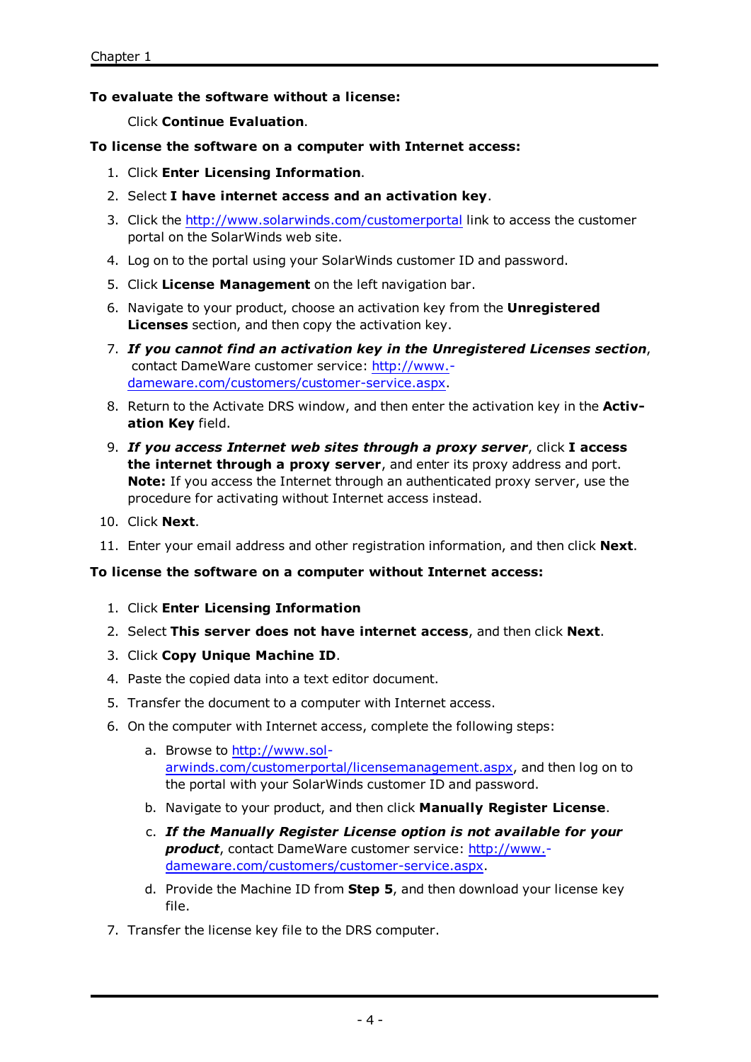**To evaluate the software without a license:**

Click **Continue Evaluation**.

**To license the software on a computer with Internet access:**

1. Click **Enter Licensing Information**.
2. Select **I have internet access and an activation key**.
3. Click the http://www.solarwinds.com/customerportal link to access the customer portal on the SolarWinds web site.
4. Log on to the portal using your SolarWinds customer ID and password.
5. Click **License Management** on the left navigation bar.
6. Navigate to your product, choose an activation key from the **Unregistered Licenses** section, and then copy the activation key.
7. ***If you cannot find an activation key in the Unregistered Licenses section***, contact DameWare customer service: http://www.dameware.com/customers/customer-service.aspx.
8. Return to the Activate DRS window, and then enter the activation key in the **Activation Key** field.
9. ***If you access Internet web sites through a proxy server***, click **I access the internet through a proxy server**, and enter its proxy address and port. **Note:** If you access the Internet through an authenticated proxy server, use the procedure for activating without Internet access instead.
10. Click **Next**.
11. Enter your email address and other registration information, and then click **Next**.

**To license the software on a computer without Internet access:**

1. Click **Enter Licensing Information**
2. Select **This server does not have internet access**, and then click **Next**.
3. Click **Copy Unique Machine ID**.
4. Paste the copied data into a text editor document.
5. Transfer the document to a computer with Internet access.
6. On the computer with Internet access, complete the following steps:
   a. Browse to http://www.solarwinds.com/customerportal/licensemanagement.aspx, and then log on to the portal with your SolarWinds customer ID and password.
   b. Navigate to your product, and then click **Manually Register License**.
   c. ***If the Manually Register License option is not available for your product***, contact DameWare customer service: http://www.dameware.com/customers/customer-service.aspx.
   d. Provide the Machine ID from **Step 5**, and then download your license key file.
7. Transfer the license key file to the DRS computer.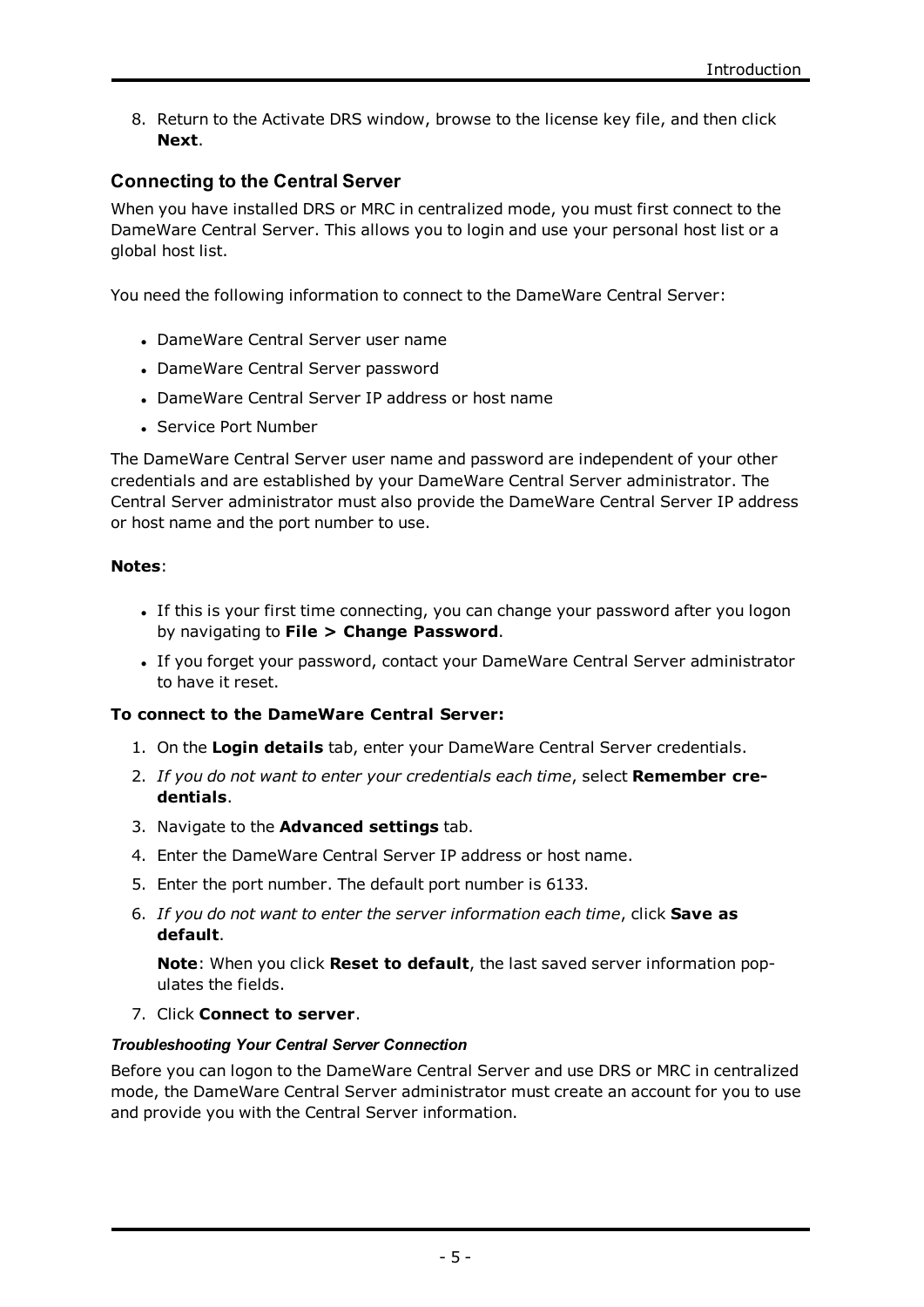8. Return to the Activate DRS window, browse to the license key file, and then click **Next**.

## Connecting to the Central Server

When you have installed DRS or MRC in centralized mode, you must first connect to the DameWare Central Server. This allows you to login and use your personal host list or a global host list.

You need the following information to connect to the DameWare Central Server:

- DameWare Central Server user name
- DameWare Central Server password
- DameWare Central Server IP address or host name
- Service Port Number

The DameWare Central Server user name and password are independent of your other credentials and are established by your DameWare Central Server administrator. The Central Server administrator must also provide the DameWare Central Server IP address or host name and the port number to use.

**Notes**:

- If this is your first time connecting, you can change your password after you logon by navigating to **File > Change Password**.
- If you forget your password, contact your DameWare Central Server administrator to have it reset.

**To connect to the DameWare Central Server:**

1. On the **Login details** tab, enter your DameWare Central Server credentials.
2. *If you do not want to enter your credentials each time*, select **Remember credentials**.
3. Navigate to the **Advanced settings** tab.
4. Enter the DameWare Central Server IP address or host name.
5. Enter the port number. The default port number is 6133.
6. *If you do not want to enter the server information each time*, click **Save as default**.

   **Note**: When you click **Reset to default**, the last saved server information populates the fields.
7. Click **Connect to server**.

#### *Troubleshooting Your Central Server Connection*

Before you can logon to the DameWare Central Server and use DRS or MRC in centralized mode, the DameWare Central Server administrator must create an account for you to use and provide you with the Central Server information.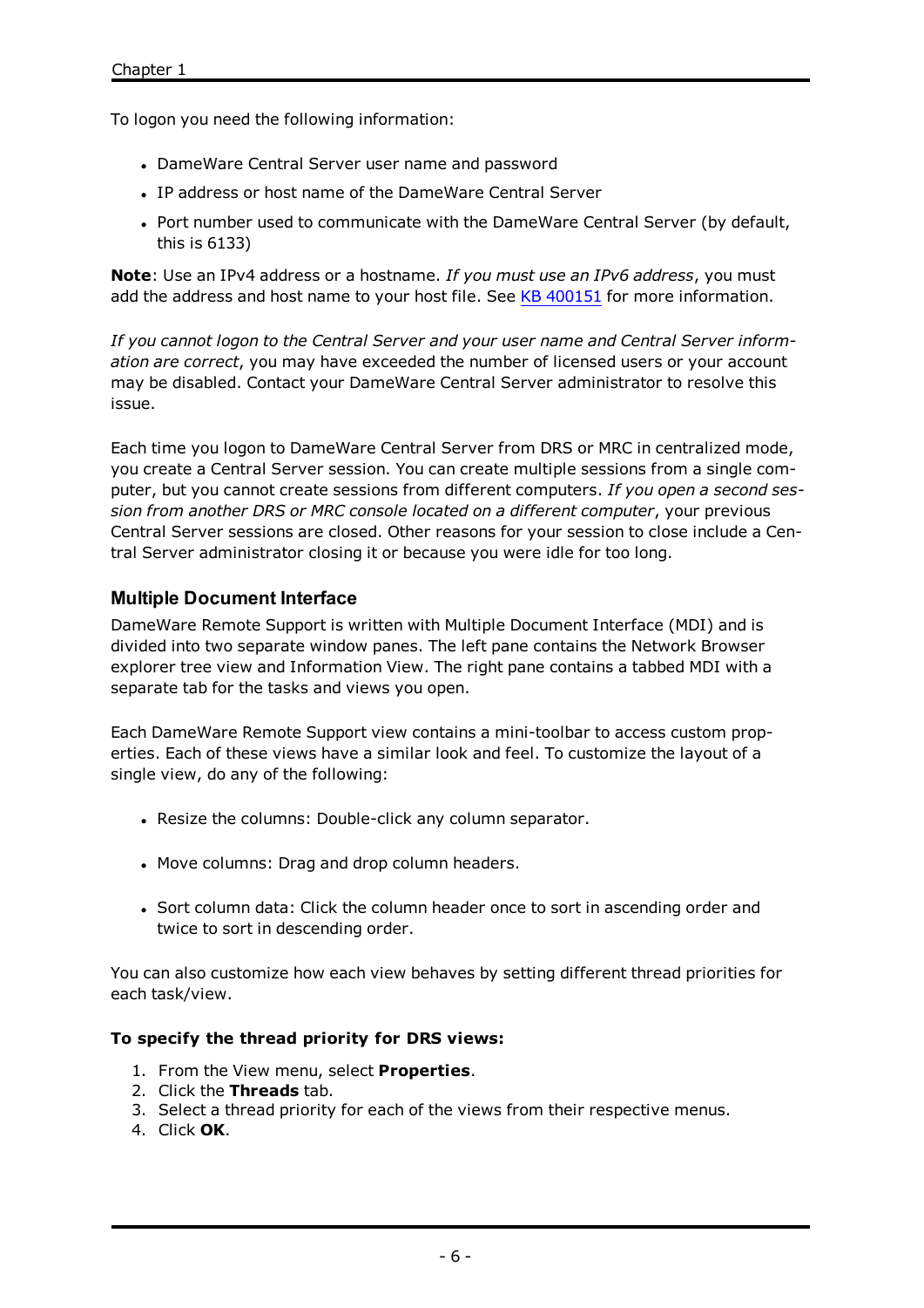To logon you need the following information:

- DameWare Central Server user name and password
- IP address or host name of the DameWare Central Server
- Port number used to communicate with the DameWare Central Server (by default, this is 6133)

**Note**: Use an IPv4 address or a hostname. *If you must use an IPv6 address*, you must add the address and host name to your host file. See [KB 400151](KB 400151) for more information.

*If you cannot logon to the Central Server and your user name and Central Server information are correct*, you may have exceeded the number of licensed users or your account may be disabled. Contact your DameWare Central Server administrator to resolve this issue.

Each time you logon to DameWare Central Server from DRS or MRC in centralized mode, you create a Central Server session. You can create multiple sessions from a single computer, but you cannot create sessions from different computers. *If you open a second session from another DRS or MRC console located on a different computer*, your previous Central Server sessions are closed. Other reasons for your session to close include a Central Server administrator closing it or because you were idle for too long.

### Multiple Document Interface

DameWare Remote Support is written with Multiple Document Interface (MDI) and is divided into two separate window panes. The left pane contains the Network Browser explorer tree view and Information View. The right pane contains a tabbed MDI with a separate tab for the tasks and views you open.

Each DameWare Remote Support view contains a mini-toolbar to access custom properties. Each of these views have a similar look and feel. To customize the layout of a single view, do any of the following:

- Resize the columns: Double-click any column separator.
- Move columns: Drag and drop column headers.
- Sort column data: Click the column header once to sort in ascending order and twice to sort in descending order.

You can also customize how each view behaves by setting different thread priorities for each task/view.

**To specify the thread priority for DRS views:**

1. From the View menu, select **Properties**.
2. Click the **Threads** tab.
3. Select a thread priority for each of the views from their respective menus.
4. Click **OK**.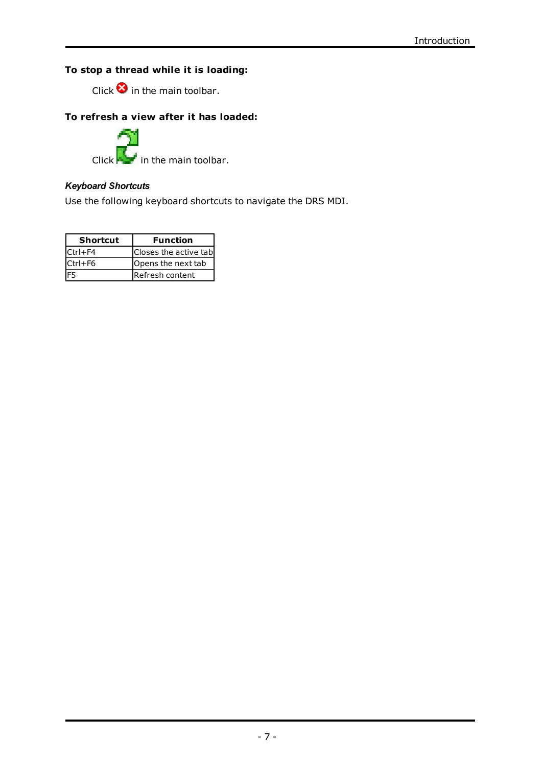**To stop a thread while it is loading:**

Click in the main toolbar.

**To refresh a view after it has loaded:**

Click in the main toolbar.

### *Keyboard Shortcuts*

Use the following keyboard shortcuts to navigate the DRS MDI.

| Shortcut | Function |
|---|---|
| Ctrl+F4 | Closes the active tab |
| Ctrl+F6 | Opens the next tab |
| F5 | Refresh content |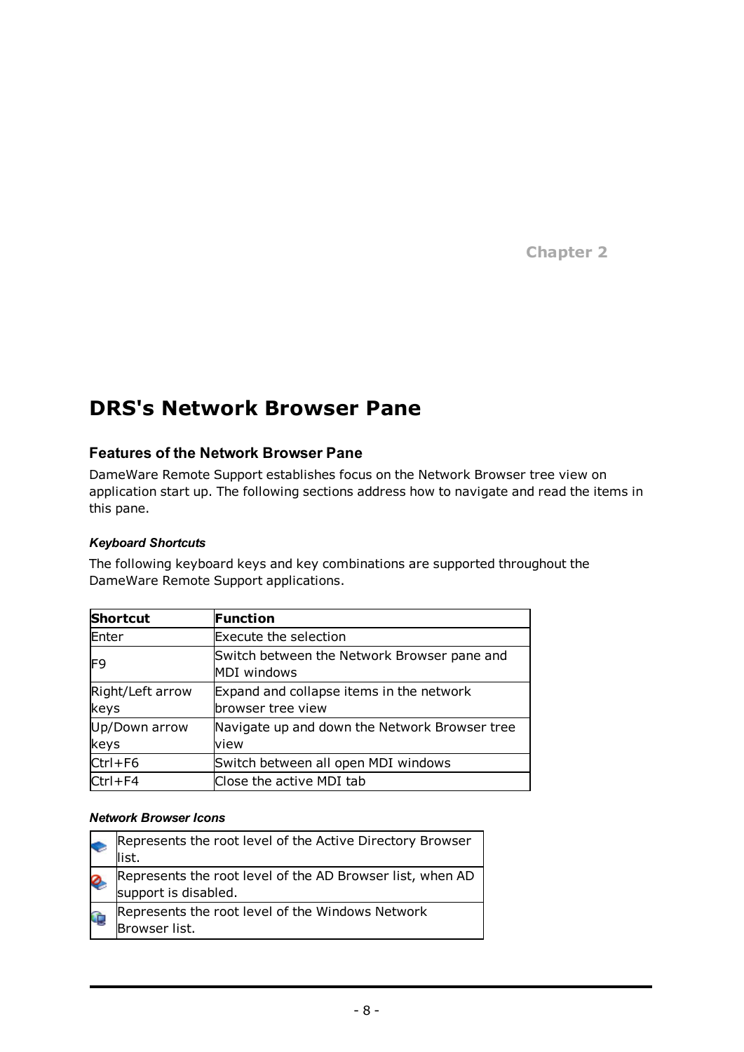Chapter 2

# DRS's Network Browser Pane

## Features of the Network Browser Pane

DameWare Remote Support establishes focus on the Network Browser tree view on application start up. The following sections address how to navigate and read the items in this pane.

### *Keyboard Shortcuts*

The following keyboard keys and key combinations are supported throughout the DameWare Remote Support applications.

| Shortcut | Function |
|---|---|
| Enter | Execute the selection |
| F9 | Switch between the Network Browser pane and MDI windows |
| Right/Left arrow keys | Expand and collapse items in the network browser tree view |
| Up/Down arrow keys | Navigate up and down the Network Browser tree view |
| Ctrl+F6 | Switch between all open MDI windows |
| Ctrl+F4 | Close the active MDI tab |

### *Network Browser Icons*

| | |
|---|---|
| | Represents the root level of the Active Directory Browser list. |
| | Represents the root level of the AD Browser list, when AD support is disabled. |
| | Represents the root level of the Windows Network Browser list. |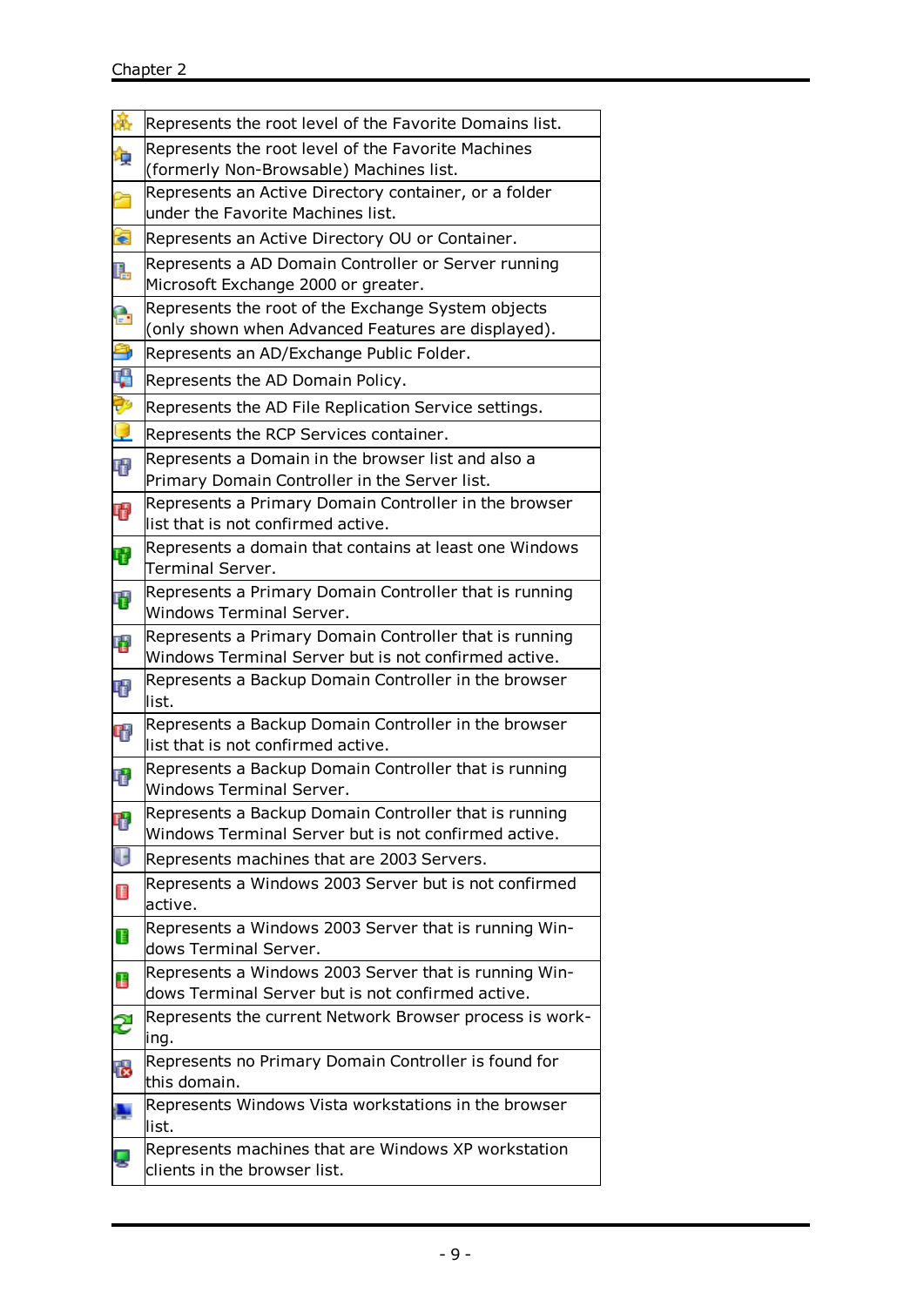| | |
|---|---|
| | Represents the root level of the Favorite Domains list. |
| | Represents the root level of the Favorite Machines (formerly Non-Browsable) Machines list. |
| | Represents an Active Directory container, or a folder under the Favorite Machines list. |
| | Represents an Active Directory OU or Container. |
| | Represents a AD Domain Controller or Server running Microsoft Exchange 2000 or greater. |
| | Represents the root of the Exchange System objects (only shown when Advanced Features are displayed). |
| | Represents an AD/Exchange Public Folder. |
| | Represents the AD Domain Policy. |
| | Represents the AD File Replication Service settings. |
| | Represents the RCP Services container. |
| | Represents a Domain in the browser list and also a Primary Domain Controller in the Server list. |
| | Represents a Primary Domain Controller in the browser list that is not confirmed active. |
| | Represents a domain that contains at least one Windows Terminal Server. |
| | Represents a Primary Domain Controller that is running Windows Terminal Server. |
| | Represents a Primary Domain Controller that is running Windows Terminal Server but is not confirmed active. |
| | Represents a Backup Domain Controller in the browser list. |
| | Represents a Backup Domain Controller in the browser list that is not confirmed active. |
| | Represents a Backup Domain Controller that is running Windows Terminal Server. |
| | Represents a Backup Domain Controller that is running Windows Terminal Server but is not confirmed active. |
| | Represents machines that are 2003 Servers. |
| | Represents a Windows 2003 Server but is not confirmed active. |
| | Represents a Windows 2003 Server that is running Windows Terminal Server. |
| | Represents a Windows 2003 Server that is running Windows Terminal Server but is not confirmed active. |
| | Represents the current Network Browser process is working. |
| | Represents no Primary Domain Controller is found for this domain. |
| | Represents Windows Vista workstations in the browser list. |
| | Represents machines that are Windows XP workstation clients in the browser list. |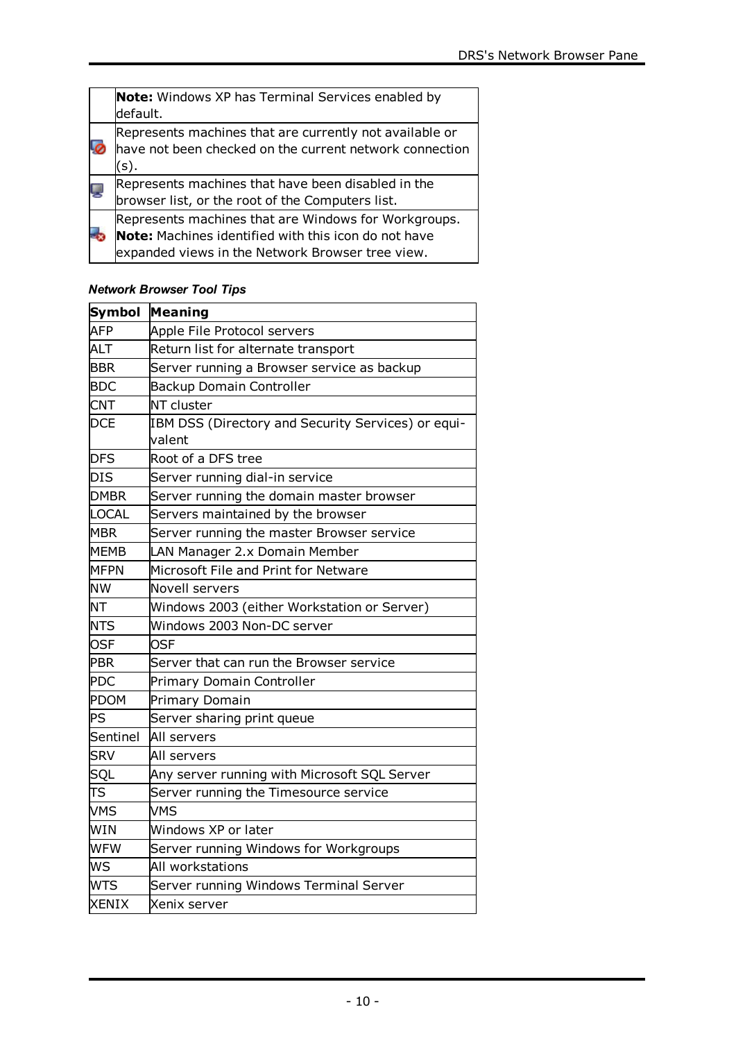| | |
|---|---|
| | **Note:** Windows XP has Terminal Services enabled by default. |
| | Represents machines that are currently not available or have not been checked on the current network connection (s). |
| | Represents machines that have been disabled in the browser list, or the root of the Computers list. |
| | Represents machines that are Windows for Workgroups. **Note:** Machines identified with this icon do not have expanded views in the Network Browser tree view. |

***Network Browser Tool Tips***

| Symbol | Meaning |
|---|---|
| AFP | Apple File Protocol servers |
| ALT | Return list for alternate transport |
| BBR | Server running a Browser service as backup |
| BDC | Backup Domain Controller |
| CNT | NT cluster |
| DCE | IBM DSS (Directory and Security Services) or equivalent |
| DFS | Root of a DFS tree |
| DIS | Server running dial-in service |
| DMBR | Server running the domain master browser |
| LOCAL | Servers maintained by the browser |
| MBR | Server running the master Browser service |
| MEMB | LAN Manager 2.x Domain Member |
| MFPN | Microsoft File and Print for Netware |
| NW | Novell servers |
| NT | Windows 2003 (either Workstation or Server) |
| NTS | Windows 2003 Non-DC server |
| OSF | OSF |
| PBR | Server that can run the Browser service |
| PDC | Primary Domain Controller |
| PDOM | Primary Domain |
| PS | Server sharing print queue |
| Sentinel | All servers |
| SRV | All servers |
| SQL | Any server running with Microsoft SQL Server |
| TS | Server running the Timesource service |
| VMS | VMS |
| WIN | Windows XP or later |
| WFW | Server running Windows for Workgroups |
| WS | All workstations |
| WTS | Server running Windows Terminal Server |
| XENIX | Xenix server |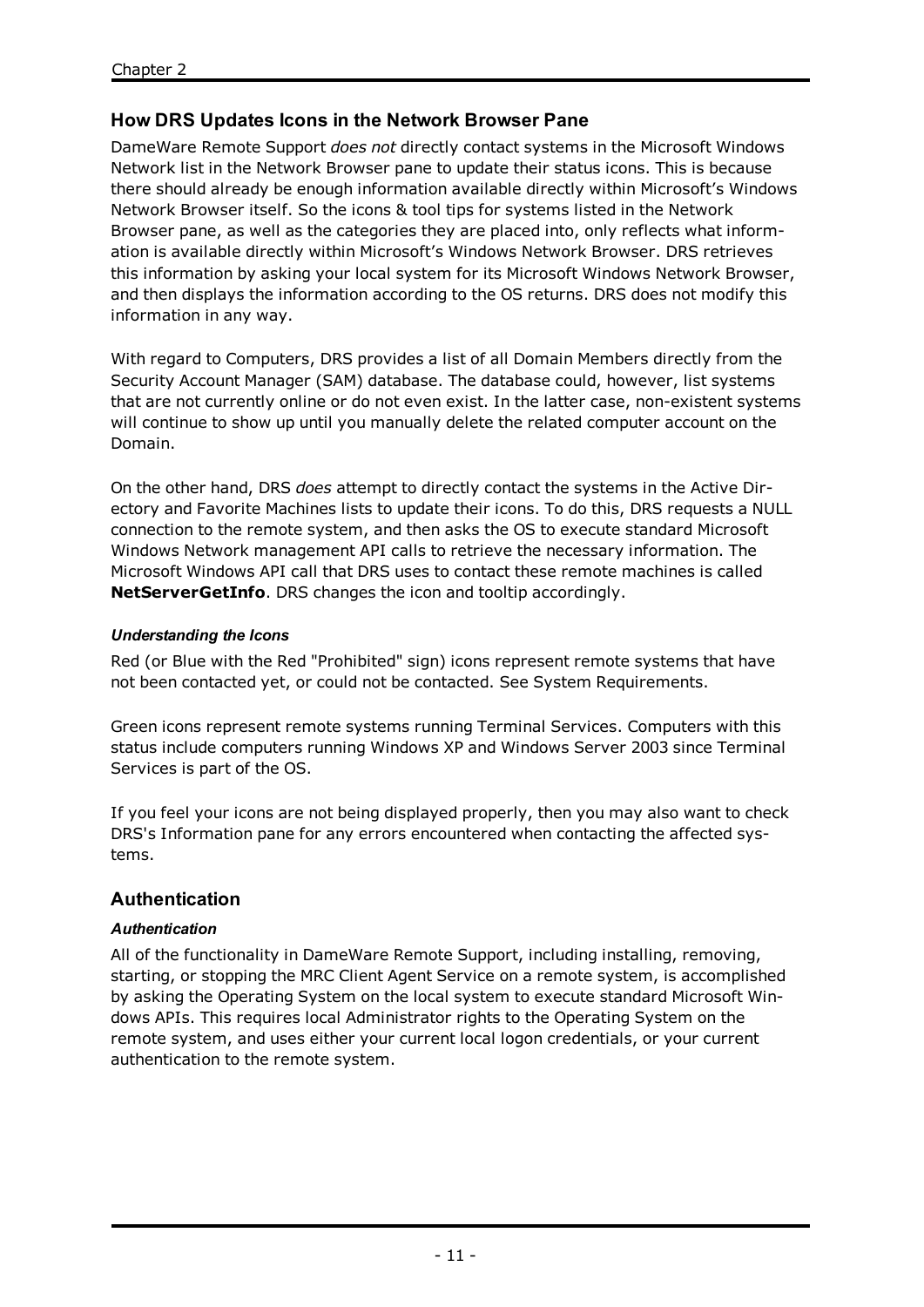## How DRS Updates Icons in the Network Browser Pane

DameWare Remote Support *does not* directly contact systems in the Microsoft Windows Network list in the Network Browser pane to update their status icons. This is because there should already be enough information available directly within Microsoft's Windows Network Browser itself. So the icons & tool tips for systems listed in the Network Browser pane, as well as the categories they are placed into, only reflects what information is available directly within Microsoft's Windows Network Browser. DRS retrieves this information by asking your local system for its Microsoft Windows Network Browser, and then displays the information according to the OS returns. DRS does not modify this information in any way.

With regard to Computers, DRS provides a list of all Domain Members directly from the Security Account Manager (SAM) database. The database could, however, list systems that are not currently online or do not even exist. In the latter case, non-existent systems will continue to show up until you manually delete the related computer account on the Domain.

On the other hand, DRS *does* attempt to directly contact the systems in the Active Directory and Favorite Machines lists to update their icons. To do this, DRS requests a NULL connection to the remote system, and then asks the OS to execute standard Microsoft Windows Network management API calls to retrieve the necessary information. The Microsoft Windows API call that DRS uses to contact these remote machines is called **NetServerGetInfo**. DRS changes the icon and tooltip accordingly.

#### *Understanding the Icons*

Red (or Blue with the Red "Prohibited" sign) icons represent remote systems that have not been contacted yet, or could not be contacted. See System Requirements.

Green icons represent remote systems running Terminal Services. Computers with this status include computers running Windows XP and Windows Server 2003 since Terminal Services is part of the OS.

If you feel your icons are not being displayed properly, then you may also want to check DRS's Information pane for any errors encountered when contacting the affected systems.

## Authentication

#### *Authentication*

All of the functionality in DameWare Remote Support, including installing, removing, starting, or stopping the MRC Client Agent Service on a remote system, is accomplished by asking the Operating System on the local system to execute standard Microsoft Windows APIs. This requires local Administrator rights to the Operating System on the remote system, and uses either your current local logon credentials, or your current authentication to the remote system.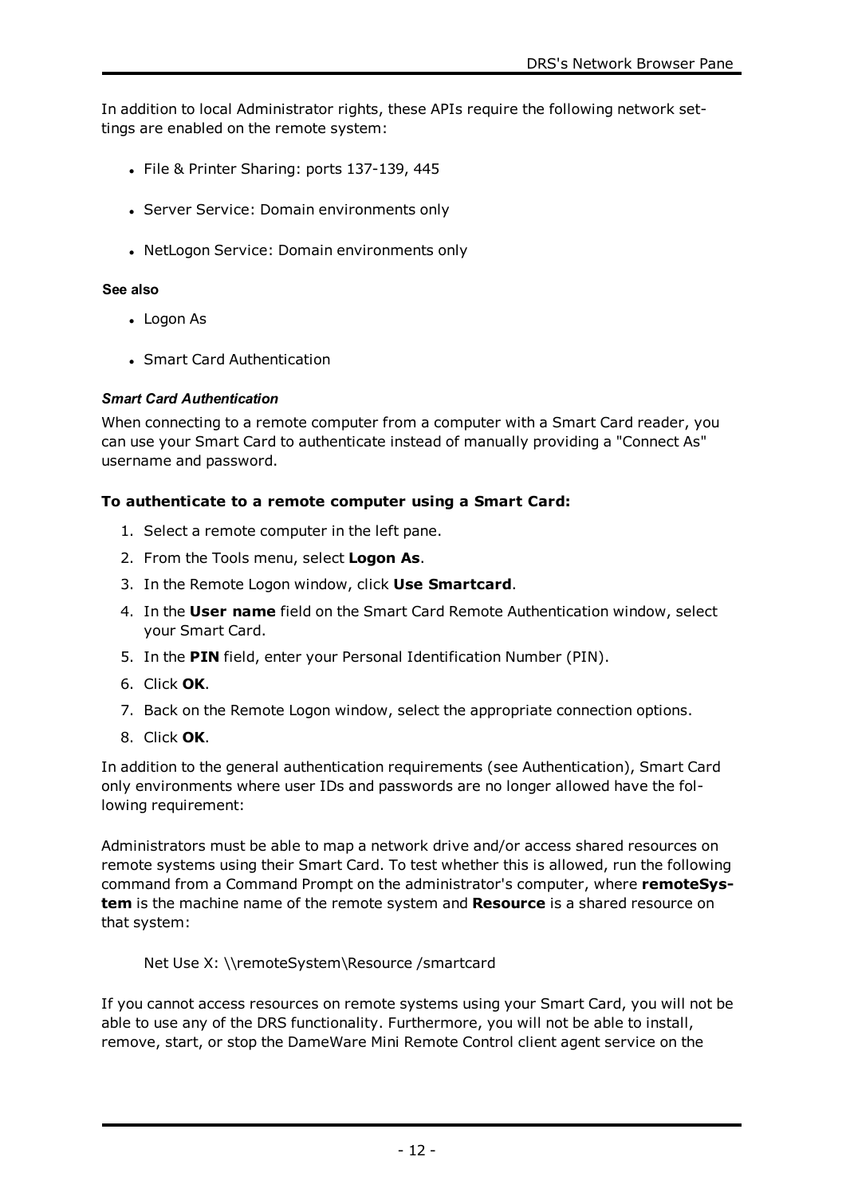In addition to local Administrator rights, these APIs require the following network settings are enabled on the remote system:

- File & Printer Sharing: ports 137-139, 445
- Server Service: Domain environments only
- NetLogon Service: Domain environments only

**See also**

- Logon As
- Smart Card Authentication

#### *Smart Card Authentication*

When connecting to a remote computer from a computer with a Smart Card reader, you can use your Smart Card to authenticate instead of manually providing a "Connect As" username and password.

**To authenticate to a remote computer using a Smart Card:**

1. Select a remote computer in the left pane.
2. From the Tools menu, select **Logon As**.
3. In the Remote Logon window, click **Use Smartcard**.
4. In the **User name** field on the Smart Card Remote Authentication window, select your Smart Card.
5. In the **PIN** field, enter your Personal Identification Number (PIN).
6. Click **OK**.
7. Back on the Remote Logon window, select the appropriate connection options.
8. Click **OK**.

In addition to the general authentication requirements (see Authentication), Smart Card only environments where user IDs and passwords are no longer allowed have the following requirement:

Administrators must be able to map a network drive and/or access shared resources on remote systems using their Smart Card. To test whether this is allowed, run the following command from a Command Prompt on the administrator's computer, where **remoteSystem** is the machine name of the remote system and **Resource** is a shared resource on that system:

```
Net Use X: \\remoteSystem\Resource /smartcard
```

If you cannot access resources on remote systems using your Smart Card, you will not be able to use any of the DRS functionality. Furthermore, you will not be able to install, remove, start, or stop the DameWare Mini Remote Control client agent service on the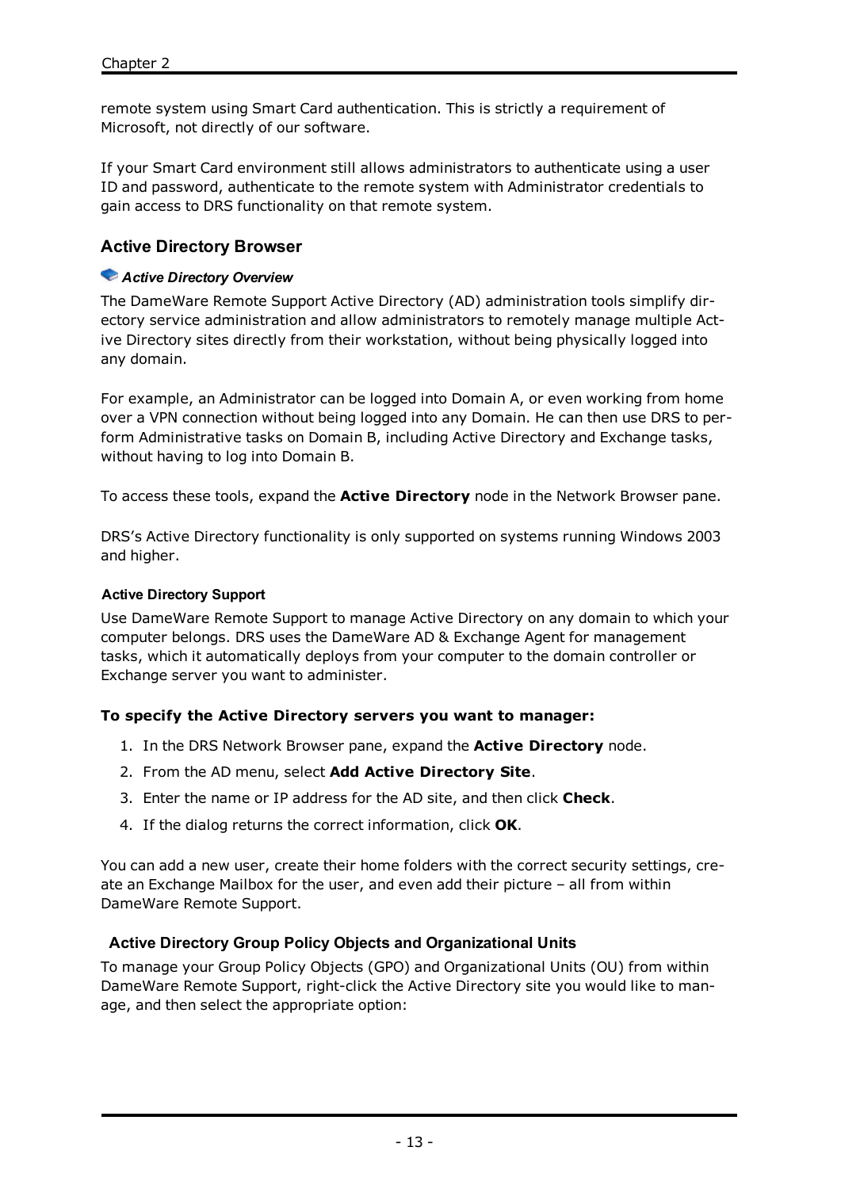remote system using Smart Card authentication. This is strictly a requirement of Microsoft, not directly of our software.

If your Smart Card environment still allows administrators to authenticate using a user ID and password, authenticate to the remote system with Administrator credentials to gain access to DRS functionality on that remote system.

## Active Directory Browser

### *Active Directory Overview*

The DameWare Remote Support Active Directory (AD) administration tools simplify directory service administration and allow administrators to remotely manage multiple Active Directory sites directly from their workstation, without being physically logged into any domain.

For example, an Administrator can be logged into Domain A, or even working from home over a VPN connection without being logged into any Domain. He can then use DRS to perform Administrative tasks on Domain B, including Active Directory and Exchange tasks, without having to log into Domain B.

To access these tools, expand the **Active Directory** node in the Network Browser pane.

DRS's Active Directory functionality is only supported on systems running Windows 2003 and higher.

#### Active Directory Support

Use DameWare Remote Support to manage Active Directory on any domain to which your computer belongs. DRS uses the DameWare AD & Exchange Agent for management tasks, which it automatically deploys from your computer to the domain controller or Exchange server you want to administer.

**To specify the Active Directory servers you want to manager:**

1. In the DRS Network Browser pane, expand the **Active Directory** node.
2. From the AD menu, select **Add Active Directory Site**.
3. Enter the name or IP address for the AD site, and then click **Check**.
4. If the dialog returns the correct information, click **OK**.

You can add a new user, create their home folders with the correct security settings, create an Exchange Mailbox for the user, and even add their picture – all from within DameWare Remote Support.

### Active Directory Group Policy Objects and Organizational Units

To manage your Group Policy Objects (GPO) and Organizational Units (OU) from within DameWare Remote Support, right-click the Active Directory site you would like to manage, and then select the appropriate option: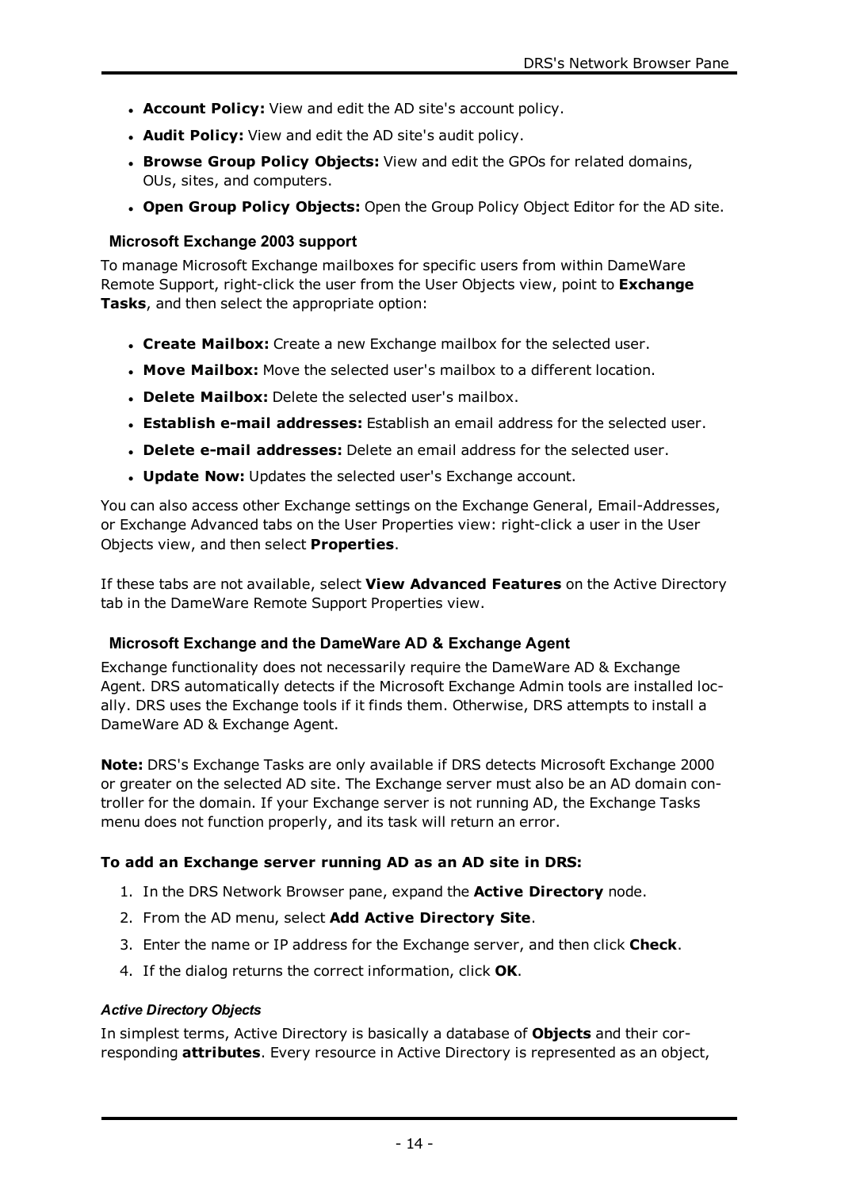- **Account Policy:** View and edit the AD site's account policy.
- **Audit Policy:** View and edit the AD site's audit policy.
- **Browse Group Policy Objects:** View and edit the GPOs for related domains, OUs, sites, and computers.
- **Open Group Policy Objects:** Open the Group Policy Object Editor for the AD site.

### Microsoft Exchange 2003 support

To manage Microsoft Exchange mailboxes for specific users from within DameWare Remote Support, right-click the user from the User Objects view, point to **Exchange Tasks**, and then select the appropriate option:

- **Create Mailbox:** Create a new Exchange mailbox for the selected user.
- **Move Mailbox:** Move the selected user's mailbox to a different location.
- **Delete Mailbox:** Delete the selected user's mailbox.
- **Establish e-mail addresses:** Establish an email address for the selected user.
- **Delete e-mail addresses:** Delete an email address for the selected user.
- **Update Now:** Updates the selected user's Exchange account.

You can also access other Exchange settings on the Exchange General, Email-Addresses, or Exchange Advanced tabs on the User Properties view: right-click a user in the User Objects view, and then select **Properties**.

If these tabs are not available, select **View Advanced Features** on the Active Directory tab in the DameWare Remote Support Properties view.

### Microsoft Exchange and the DameWare AD & Exchange Agent

Exchange functionality does not necessarily require the DameWare AD & Exchange Agent. DRS automatically detects if the Microsoft Exchange Admin tools are installed locally. DRS uses the Exchange tools if it finds them. Otherwise, DRS attempts to install a DameWare AD & Exchange Agent.

**Note:** DRS's Exchange Tasks are only available if DRS detects Microsoft Exchange 2000 or greater on the selected AD site. The Exchange server must also be an AD domain controller for the domain. If your Exchange server is not running AD, the Exchange Tasks menu does not function properly, and its task will return an error.

**To add an Exchange server running AD as an AD site in DRS:**

1. In the DRS Network Browser pane, expand the **Active Directory** node.
2. From the AD menu, select **Add Active Directory Site**.
3. Enter the name or IP address for the Exchange server, and then click **Check**.
4. If the dialog returns the correct information, click **OK**.

#### *Active Directory Objects*

In simplest terms, Active Directory is basically a database of **Objects** and their corresponding **attributes**. Every resource in Active Directory is represented as an object,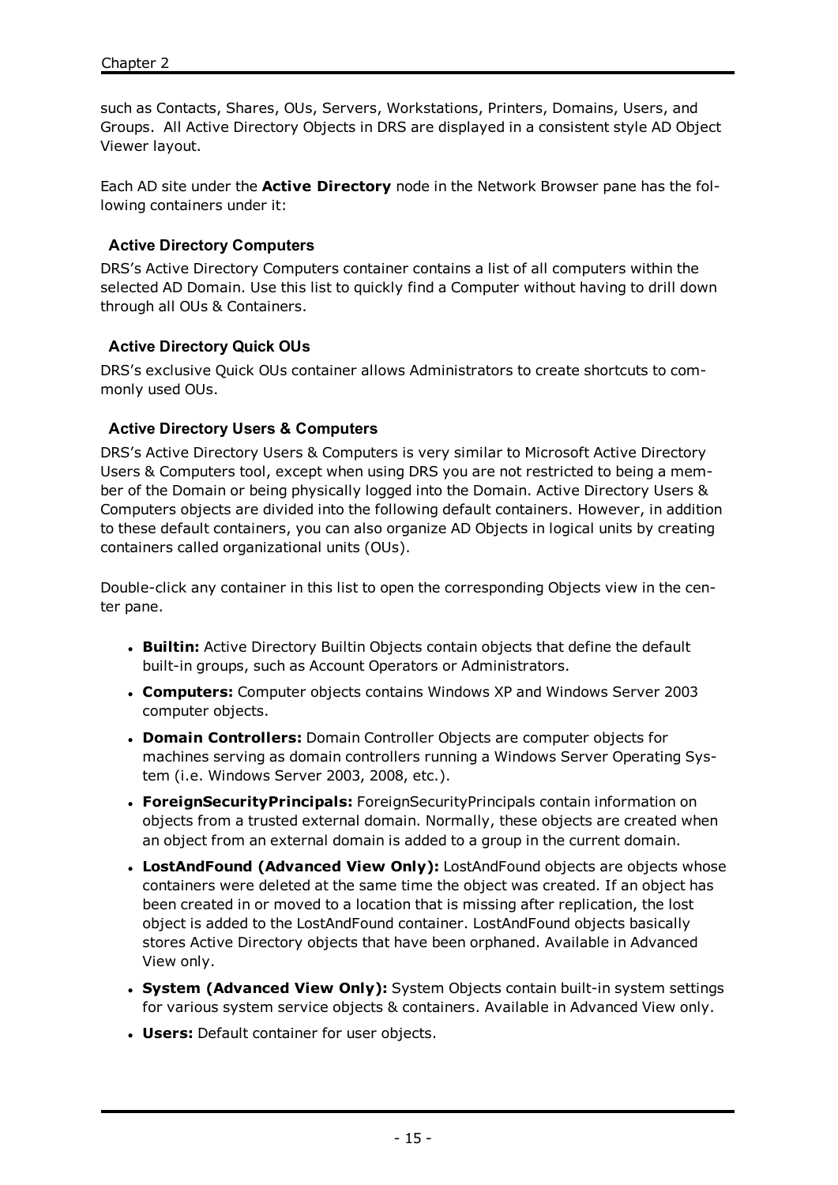such as Contacts, Shares, OUs, Servers, Workstations, Printers, Domains, Users, and Groups.  All Active Directory Objects in DRS are displayed in a consistent style AD Object Viewer layout.

Each AD site under the **Active Directory** node in the Network Browser pane has the following containers under it:

### Active Directory Computers

DRS's Active Directory Computers container contains a list of all computers within the selected AD Domain. Use this list to quickly find a Computer without having to drill down through all OUs & Containers.

### Active Directory Quick OUs

DRS's exclusive Quick OUs container allows Administrators to create shortcuts to commonly used OUs.

### Active Directory Users & Computers

DRS's Active Directory Users & Computers is very similar to Microsoft Active Directory Users & Computers tool, except when using DRS you are not restricted to being a member of the Domain or being physically logged into the Domain. Active Directory Users & Computers objects are divided into the following default containers. However, in addition to these default containers, you can also organize AD Objects in logical units by creating containers called organizational units (OUs).

Double-click any container in this list to open the corresponding Objects view in the center pane.

- **Builtin:** Active Directory Builtin Objects contain objects that define the default built-in groups, such as Account Operators or Administrators.
- **Computers:** Computer objects contains Windows XP and Windows Server 2003 computer objects.
- **Domain Controllers:** Domain Controller Objects are computer objects for machines serving as domain controllers running a Windows Server Operating System (i.e. Windows Server 2003, 2008, etc.).
- **ForeignSecurityPrincipals:** ForeignSecurityPrincipals contain information on objects from a trusted external domain. Normally, these objects are created when an object from an external domain is added to a group in the current domain.
- **LostAndFound (Advanced View Only):** LostAndFound objects are objects whose containers were deleted at the same time the object was created. If an object has been created in or moved to a location that is missing after replication, the lost object is added to the LostAndFound container. LostAndFound objects basically stores Active Directory objects that have been orphaned. Available in Advanced View only.
- **System (Advanced View Only):** System Objects contain built-in system settings for various system service objects & containers. Available in Advanced View only.
- **Users:** Default container for user objects.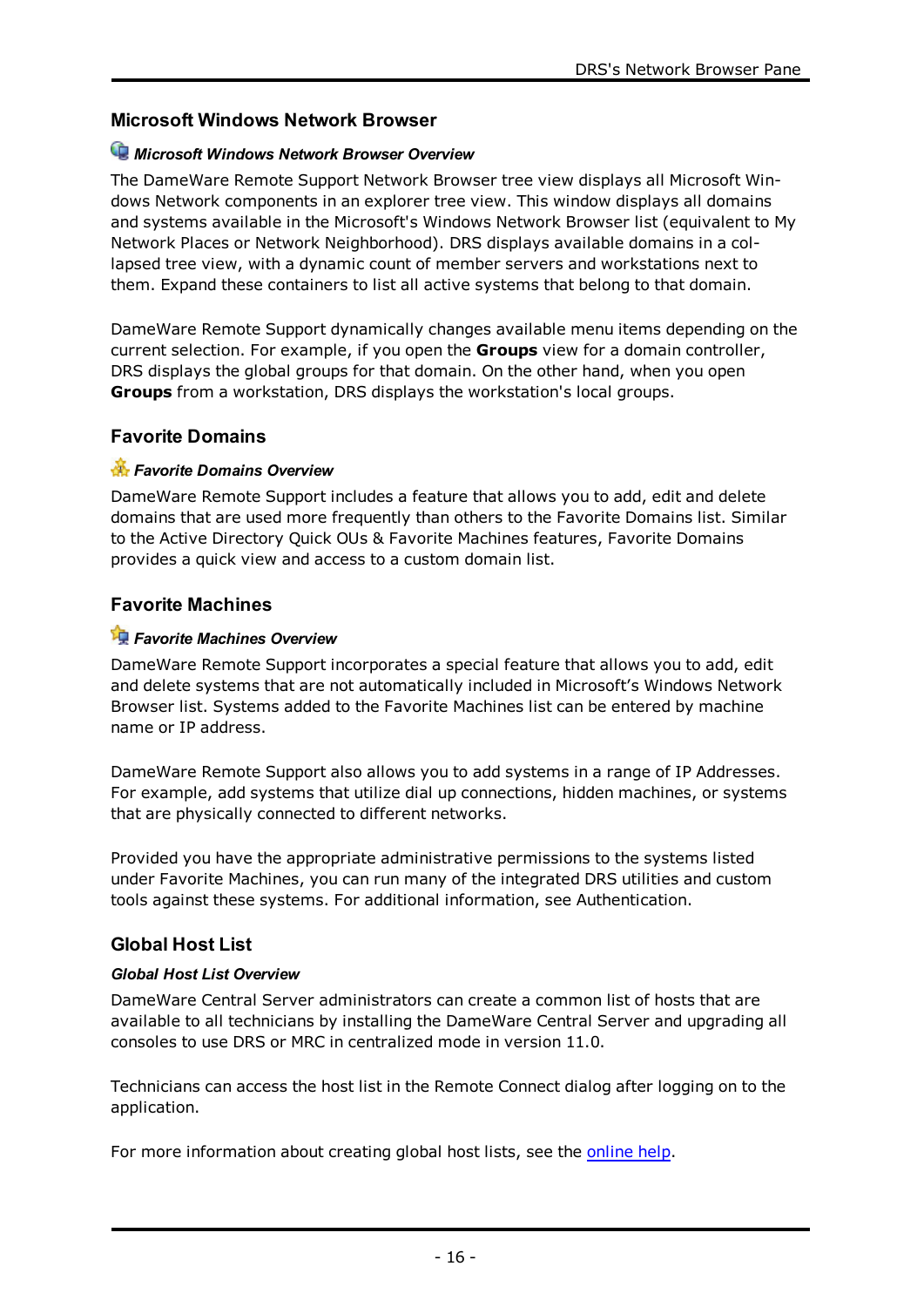## Microsoft Windows Network Browser

### *Microsoft Windows Network Browser Overview*

The DameWare Remote Support Network Browser tree view displays all Microsoft Windows Network components in an explorer tree view. This window displays all domains and systems available in the Microsoft's Windows Network Browser list (equivalent to My Network Places or Network Neighborhood). DRS displays available domains in a collapsed tree view, with a dynamic count of member servers and workstations next to them. Expand these containers to list all active systems that belong to that domain.

DameWare Remote Support dynamically changes available menu items depending on the current selection. For example, if you open the **Groups** view for a domain controller, DRS displays the global groups for that domain. On the other hand, when you open **Groups** from a workstation, DRS displays the workstation's local groups.

## Favorite Domains

### *Favorite Domains Overview*

DameWare Remote Support includes a feature that allows you to add, edit and delete domains that are used more frequently than others to the Favorite Domains list. Similar to the Active Directory Quick OUs & Favorite Machines features, Favorite Domains provides a quick view and access to a custom domain list.

## Favorite Machines

### *Favorite Machines Overview*

DameWare Remote Support incorporates a special feature that allows you to add, edit and delete systems that are not automatically included in Microsoft’s Windows Network Browser list. Systems added to the Favorite Machines list can be entered by machine name or IP address.

DameWare Remote Support also allows you to add systems in a range of IP Addresses. For example, add systems that utilize dial up connections, hidden machines, or systems that are physically connected to different networks.

Provided you have the appropriate administrative permissions to the systems listed under Favorite Machines, you can run many of the integrated DRS utilities and custom tools against these systems. For additional information, see Authentication.

## Global Host List

### *Global Host List Overview*

DameWare Central Server administrators can create a common list of hosts that are available to all technicians by installing the DameWare Central Server and upgrading all consoles to use DRS or MRC in centralized mode in version 11.0.

Technicians can access the host list in the Remote Connect dialog after logging on to the application.

For more information about creating global host lists, see the online help.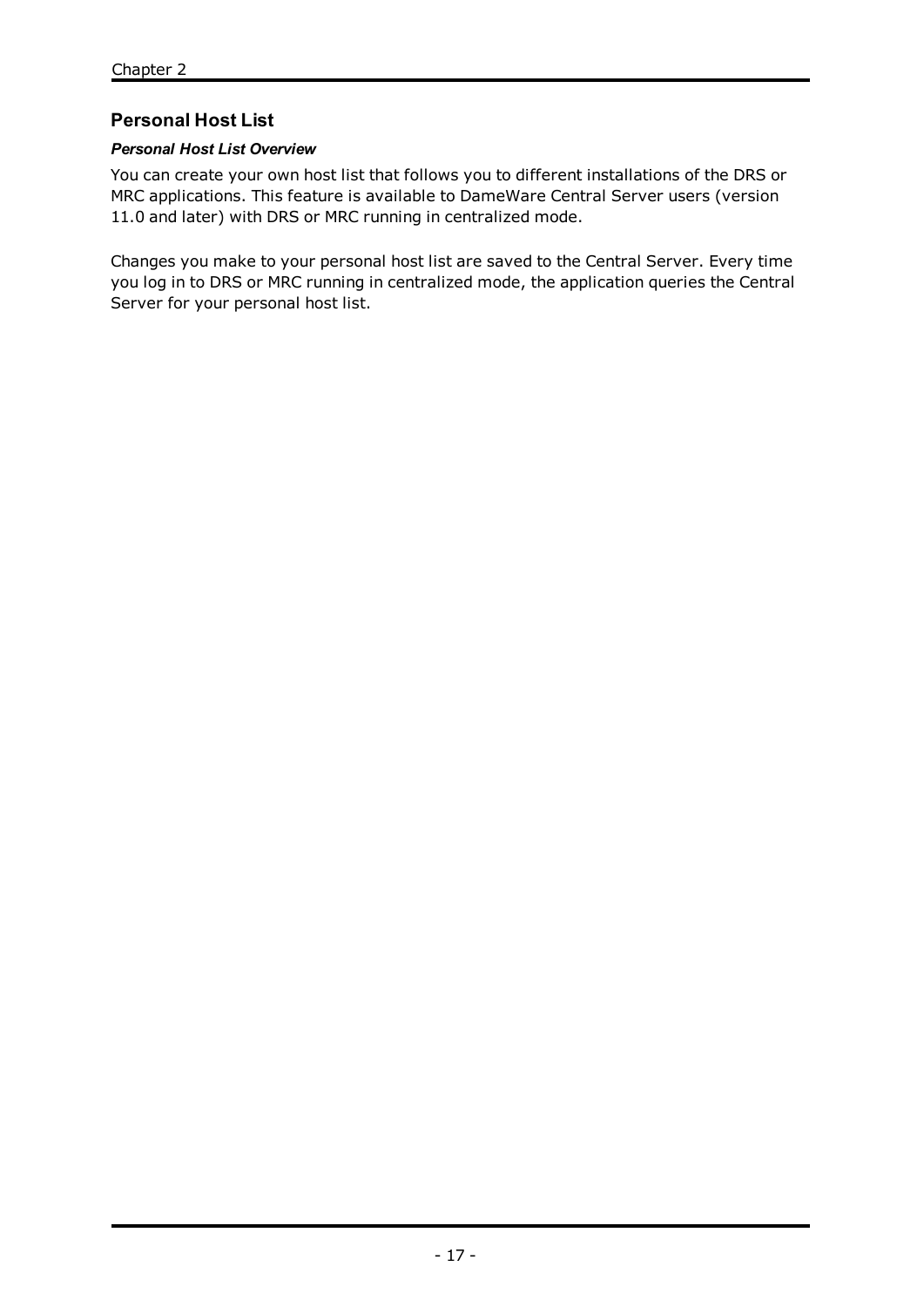## Personal Host List

### *Personal Host List Overview*

You can create your own host list that follows you to different installations of the DRS or MRC applications. This feature is available to DameWare Central Server users (version 11.0 and later) with DRS or MRC running in centralized mode.

Changes you make to your personal host list are saved to the Central Server. Every time you log in to DRS or MRC running in centralized mode, the application queries the Central Server for your personal host list.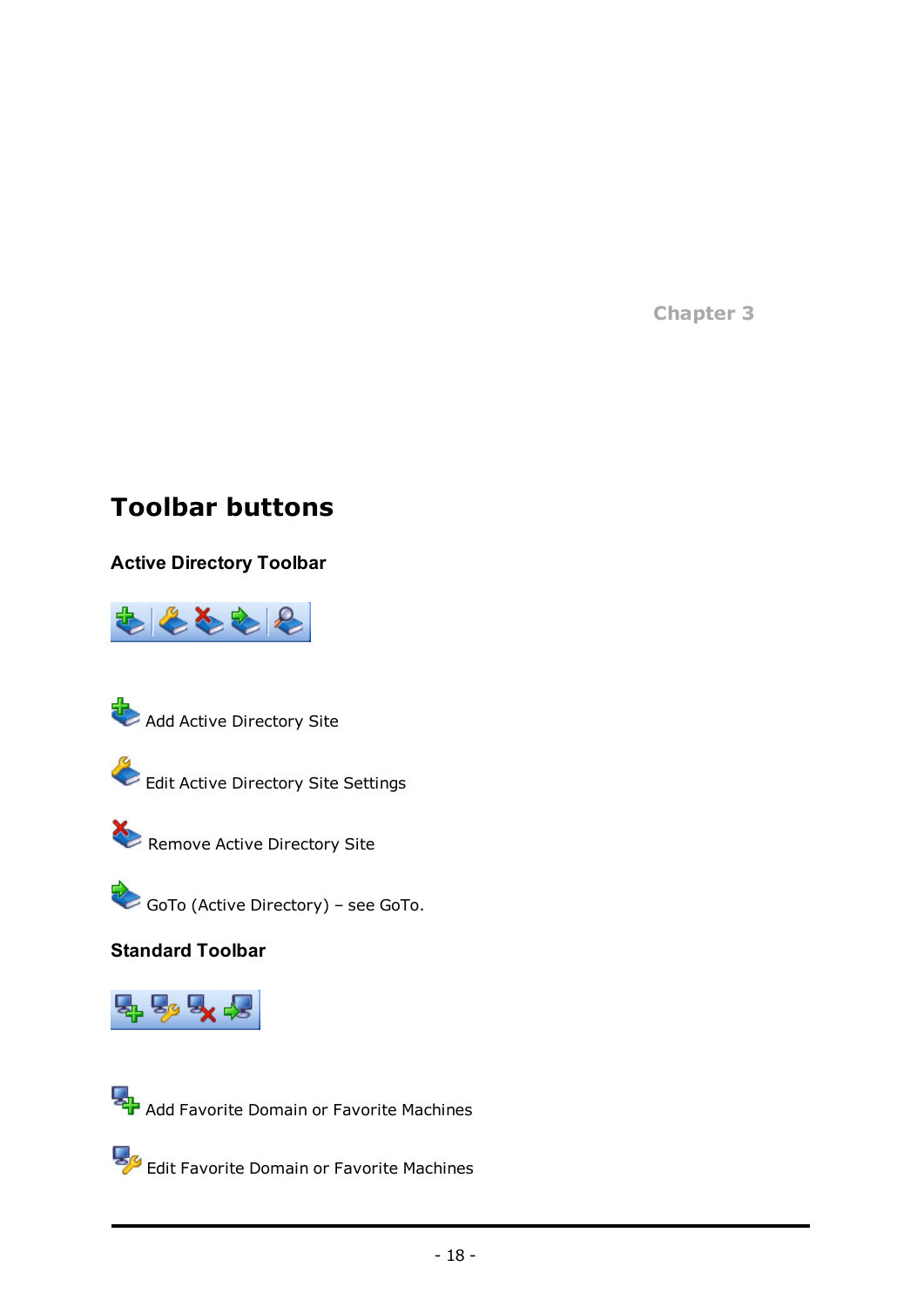Chapter 3

# Toolbar buttons

### Active Directory Toolbar

Add Active Directory Site

Edit Active Directory Site Settings

Remove Active Directory Site

GoTo (Active Directory) – see GoTo.

### Standard Toolbar

Add Favorite Domain or Favorite Machines

Edit Favorite Domain or Favorite Machines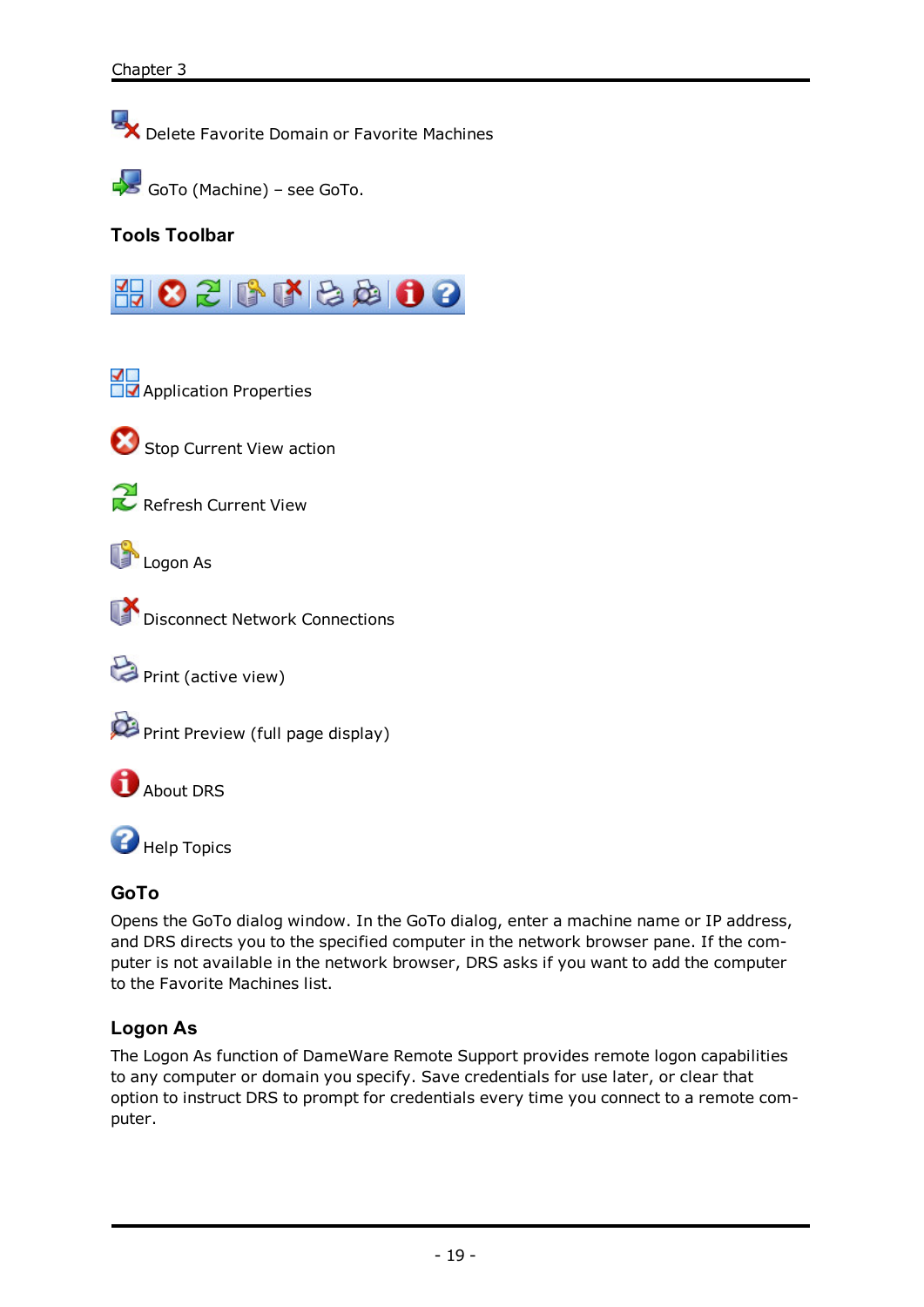Delete Favorite Domain or Favorite Machines

GoTo (Machine) – see GoTo.

### Tools Toolbar

Application Properties

Stop Current View action

Refresh Current View

Logon As

Disconnect Network Connections

Print (active view)

Print Preview (full page display)

About DRS

Help Topics

### GoTo

Opens the GoTo dialog window. In the GoTo dialog, enter a machine name or IP address, and DRS directs you to the specified computer in the network browser pane. If the computer is not available in the network browser, DRS asks if you want to add the computer to the Favorite Machines list.

### Logon As

The Logon As function of DameWare Remote Support provides remote logon capabilities to any computer or domain you specify. Save credentials for use later, or clear that option to instruct DRS to prompt for credentials every time you connect to a remote computer.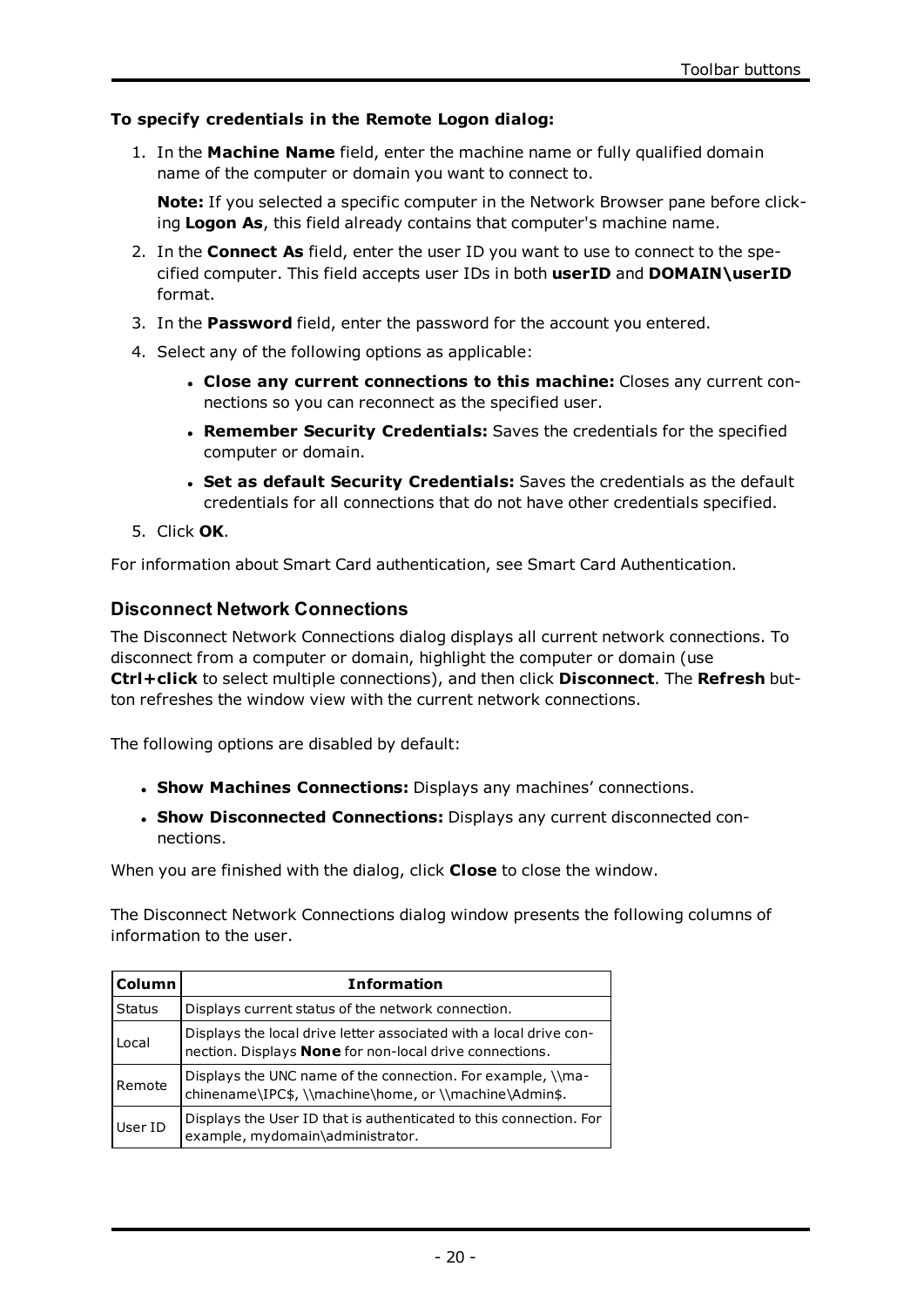**To specify credentials in the Remote Logon dialog:**

1. In the **Machine Name** field, enter the machine name or fully qualified domain name of the computer or domain you want to connect to.

   **Note:** If you selected a specific computer in the Network Browser pane before clicking **Logon As**, this field already contains that computer's machine name.

2. In the **Connect As** field, enter the user ID you want to use to connect to the specified computer. This field accepts user IDs in both **userID** and **DOMAIN\userID** format.
3. In the **Password** field, enter the password for the account you entered.
4. Select any of the following options as applicable:
   - **Close any current connections to this machine:** Closes any current connections so you can reconnect as the specified user.
   - **Remember Security Credentials:** Saves the credentials for the specified computer or domain.
   - **Set as default Security Credentials:** Saves the credentials as the default credentials for all connections that do not have other credentials specified.
5. Click **OK**.

For information about Smart Card authentication, see Smart Card Authentication.

## Disconnect Network Connections

The Disconnect Network Connections dialog displays all current network connections. To disconnect from a computer or domain, highlight the computer or domain (use **Ctrl+click** to select multiple connections), and then click **Disconnect**. The **Refresh** button refreshes the window view with the current network connections.

The following options are disabled by default:

- **Show Machines Connections:** Displays any machines' connections.
- **Show Disconnected Connections:** Displays any current disconnected connections.

When you are finished with the dialog, click **Close** to close the window.

The Disconnect Network Connections dialog window presents the following columns of information to the user.

| Column | Information |
|---|---|
| Status | Displays current status of the network connection. |
| Local | Displays the local drive letter associated with a local drive connection. Displays **None** for non-local drive connections. |
| Remote | Displays the UNC name of the connection. For example, \\machinename\IPC$, \\machine\home, or \\machine\Admin$. |
| User ID | Displays the User ID that is authenticated to this connection. For example, mydomain\administrator. |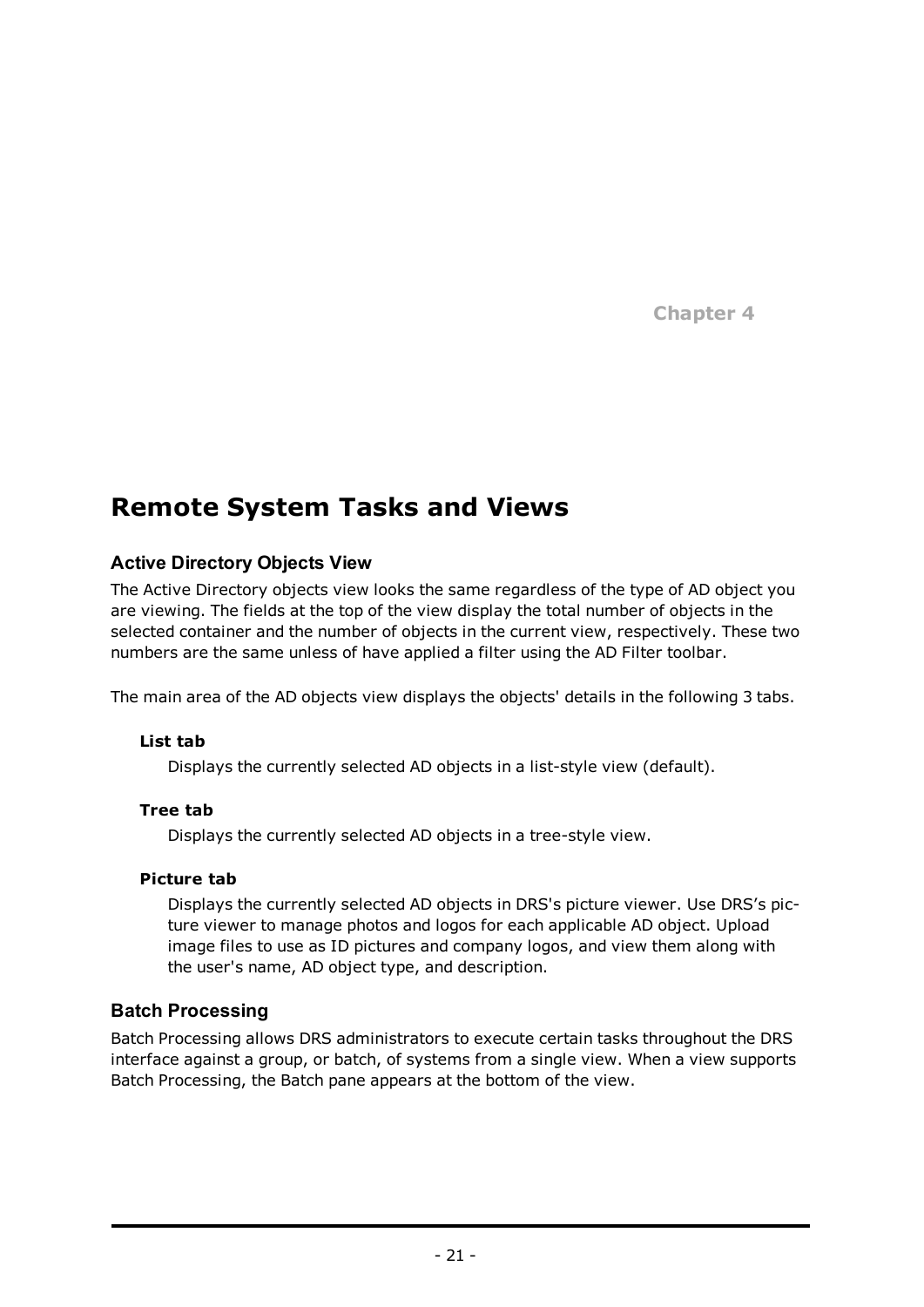Chapter 4

# Remote System Tasks and Views

## Active Directory Objects View

The Active Directory objects view looks the same regardless of the type of AD object you are viewing. The fields at the top of the view display the total number of objects in the selected container and the number of objects in the current view, respectively. These two numbers are the same unless of have applied a filter using the AD Filter toolbar.

The main area of the AD objects view displays the objects' details in the following 3 tabs.

**List tab**

Displays the currently selected AD objects in a list-style view (default).

**Tree tab**

Displays the currently selected AD objects in a tree-style view.

**Picture tab**

Displays the currently selected AD objects in DRS's picture viewer. Use DRS's picture viewer to manage photos and logos for each applicable AD object. Upload image files to use as ID pictures and company logos, and view them along with the user's name, AD object type, and description.

## Batch Processing

Batch Processing allows DRS administrators to execute certain tasks throughout the DRS interface against a group, or batch, of systems from a single view. When a view supports Batch Processing, the Batch pane appears at the bottom of the view.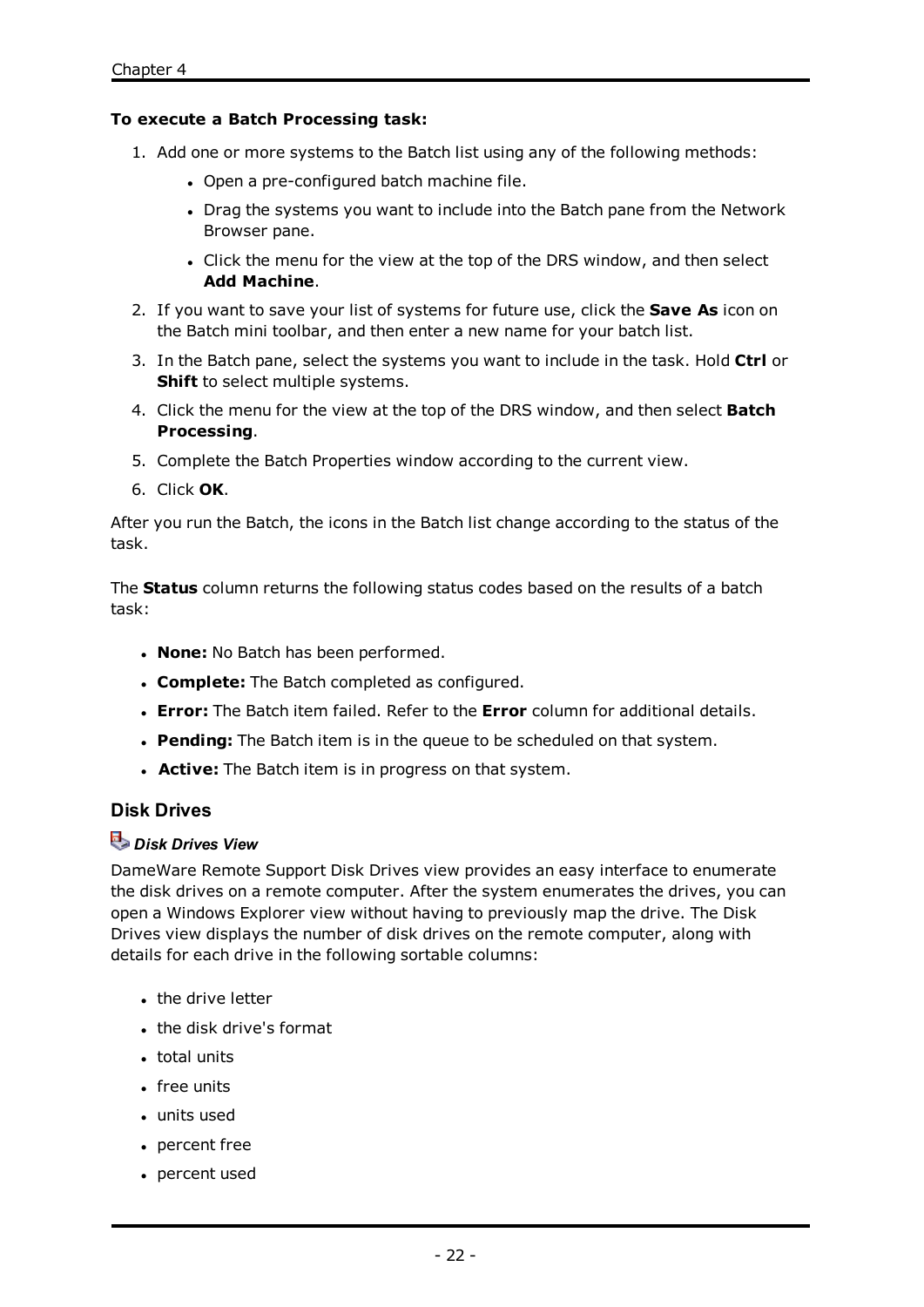**To execute a Batch Processing task:**

1. Add one or more systems to the Batch list using any of the following methods:
   - Open a pre-configured batch machine file.
   - Drag the systems you want to include into the Batch pane from the Network Browser pane.
   - Click the menu for the view at the top of the DRS window, and then select **Add Machine**.
2. If you want to save your list of systems for future use, click the **Save As** icon on the Batch mini toolbar, and then enter a new name for your batch list.
3. In the Batch pane, select the systems you want to include in the task. Hold **Ctrl** or **Shift** to select multiple systems.
4. Click the menu for the view at the top of the DRS window, and then select **Batch Processing**.
5. Complete the Batch Properties window according to the current view.
6. Click **OK**.

After you run the Batch, the icons in the Batch list change according to the status of the task.

The **Status** column returns the following status codes based on the results of a batch task:

- **None:** No Batch has been performed.
- **Complete:** The Batch completed as configured.
- **Error:** The Batch item failed. Refer to the **Error** column for additional details.
- **Pending:** The Batch item is in the queue to be scheduled on that system.
- **Active:** The Batch item is in progress on that system.

## Disk Drives

### *Disk Drives View*

DameWare Remote Support Disk Drives view provides an easy interface to enumerate the disk drives on a remote computer. After the system enumerates the drives, you can open a Windows Explorer view without having to previously map the drive. The Disk Drives view displays the number of disk drives on the remote computer, along with details for each drive in the following sortable columns:

- the drive letter
- the disk drive's format
- total units
- free units
- units used
- percent free
- percent used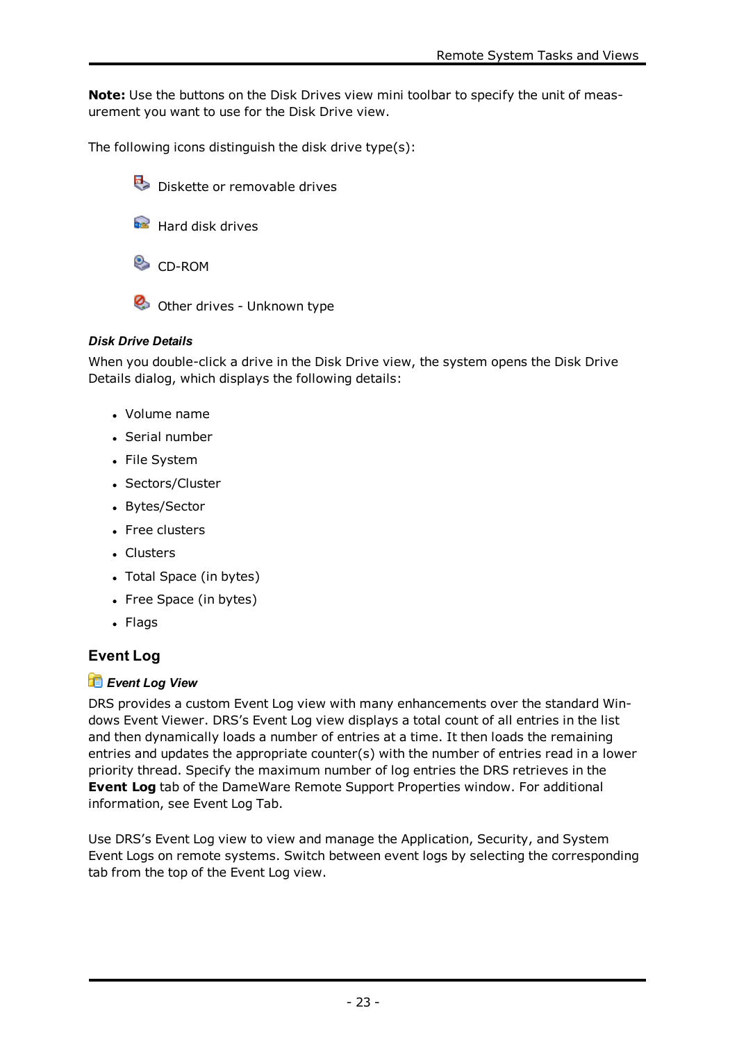**Note:** Use the buttons on the Disk Drives view mini toolbar to specify the unit of measurement you want to use for the Disk Drive view.

The following icons distinguish the disk drive type(s):

- Diskette or removable drives
- Hard disk drives
- CD-ROM
- Other drives - Unknown type

***Disk Drive Details***

When you double-click a drive in the Disk Drive view, the system opens the Disk Drive Details dialog, which displays the following details:

- Volume name
- Serial number
- File System
- Sectors/Cluster
- Bytes/Sector
- Free clusters
- Clusters
- Total Space (in bytes)
- Free Space (in bytes)
- Flags

## Event Log

***Event Log View***

DRS provides a custom Event Log view with many enhancements over the standard Windows Event Viewer. DRS's Event Log view displays a total count of all entries in the list and then dynamically loads a number of entries at a time. It then loads the remaining entries and updates the appropriate counter(s) with the number of entries read in a lower priority thread. Specify the maximum number of log entries the DRS retrieves in the **Event Log** tab of the DameWare Remote Support Properties window. For additional information, see Event Log Tab.

Use DRS's Event Log view to view and manage the Application, Security, and System Event Logs on remote systems. Switch between event logs by selecting the corresponding tab from the top of the Event Log view.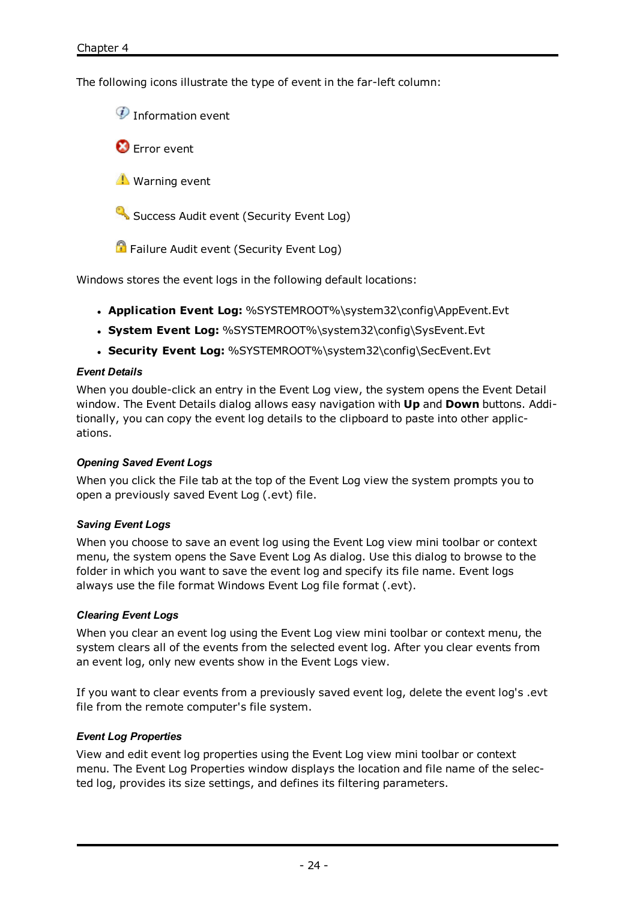The following icons illustrate the type of event in the far-left column:

Information event

Error event

Warning event

Success Audit event (Security Event Log)

Failure Audit event (Security Event Log)

Windows stores the event logs in the following default locations:

- **Application Event Log:** %SYSTEMROOT%\system32\config\AppEvent.Evt
- **System Event Log:** %SYSTEMROOT%\system32\config\SysEvent.Evt
- **Security Event Log:** %SYSTEMROOT%\system32\config\SecEvent.Evt

#### *Event Details*

When you double-click an entry in the Event Log view, the system opens the Event Detail window. The Event Details dialog allows easy navigation with **Up** and **Down** buttons. Additionally, you can copy the event log details to the clipboard to paste into other applications.

#### *Opening Saved Event Logs*

When you click the File tab at the top of the Event Log view the system prompts you to open a previously saved Event Log (.evt) file.

#### *Saving Event Logs*

When you choose to save an event log using the Event Log view mini toolbar or context menu, the system opens the Save Event Log As dialog. Use this dialog to browse to the folder in which you want to save the event log and specify its file name. Event logs always use the file format Windows Event Log file format (.evt).

#### *Clearing Event Logs*

When you clear an event log using the Event Log view mini toolbar or context menu, the system clears all of the events from the selected event log. After you clear events from an event log, only new events show in the Event Logs view.

If you want to clear events from a previously saved event log, delete the event log's .evt file from the remote computer's file system.

#### *Event Log Properties*

View and edit event log properties using the Event Log view mini toolbar or context menu. The Event Log Properties window displays the location and file name of the selected log, provides its size settings, and defines its filtering parameters.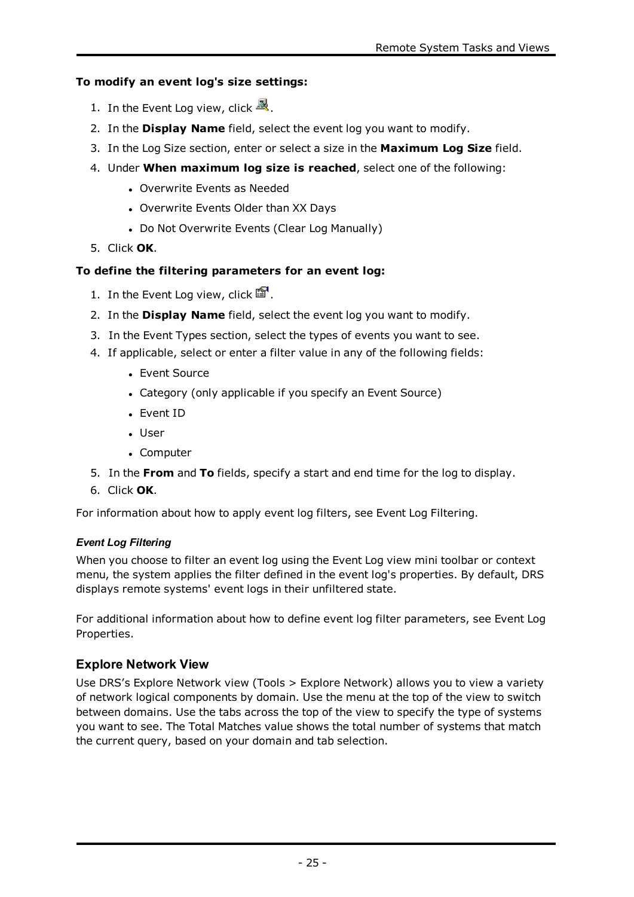**To modify an event log's size settings:**

1. In the Event Log view, click .
2. In the **Display Name** field, select the event log you want to modify.
3. In the Log Size section, enter or select a size in the **Maximum Log Size** field.
4. Under **When maximum log size is reached**, select one of the following:
   - Overwrite Events as Needed
   - Overwrite Events Older than XX Days
   - Do Not Overwrite Events (Clear Log Manually)
5. Click **OK**.

**To define the filtering parameters for an event log:**

1. In the Event Log view, click .
2. In the **Display Name** field, select the event log you want to modify.
3. In the Event Types section, select the types of events you want to see.
4. If applicable, select or enter a filter value in any of the following fields:
   - Event Source
   - Category (only applicable if you specify an Event Source)
   - Event ID
   - User
   - Computer
5. In the **From** and **To** fields, specify a start and end time for the log to display.
6. Click **OK**.

For information about how to apply event log filters, see Event Log Filtering.

#### *Event Log Filtering*

When you choose to filter an event log using the Event Log view mini toolbar or context menu, the system applies the filter defined in the event log's properties. By default, DRS displays remote systems' event logs in their unfiltered state.

For additional information about how to define event log filter parameters, see Event Log Properties.

### Explore Network View

Use DRS's Explore Network view (Tools > Explore Network) allows you to view a variety of network logical components by domain. Use the menu at the top of the view to switch between domains. Use the tabs across the top of the view to specify the type of systems you want to see. The Total Matches value shows the total number of systems that match the current query, based on your domain and tab selection.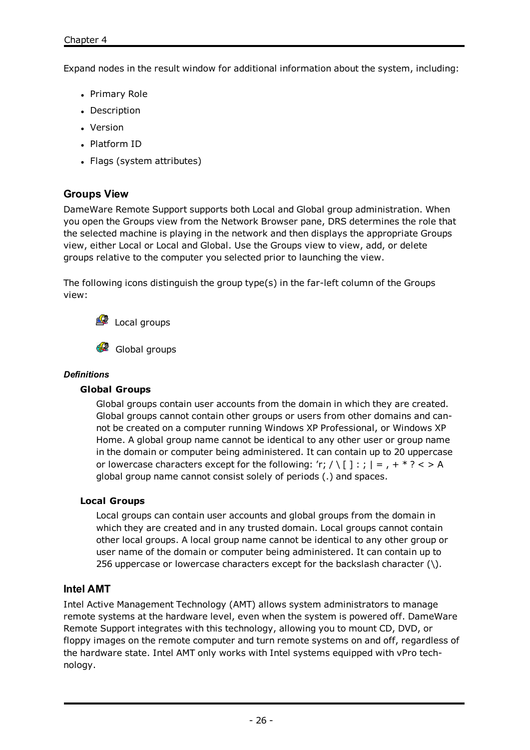Expand nodes in the result window for additional information about the system, including:

- Primary Role
- Description
- Version
- Platform ID
- Flags (system attributes)

### Groups View

DameWare Remote Support supports both Local and Global group administration. When you open the Groups view from the Network Browser pane, DRS determines the role that the selected machine is playing in the network and then displays the appropriate Groups view, either Local or Local and Global. Use the Groups view to view, add, or delete groups relative to the computer you selected prior to launching the view.

The following icons distinguish the group type(s) in the far-left column of the Groups view:

Local groups

Global groups

#### *Definitions*

**Global Groups**

Global groups contain user accounts from the domain in which they are created. Global groups cannot contain other groups or users from other domains and cannot be created on a computer running Windows XP Professional, or Windows XP Home. A global group name cannot be identical to any other user or group name in the domain or computer being administered. It can contain up to 20 uppercase or lowercase characters except for the following: 'r; / \ [ ] : ; | = , + * ? < > A global group name cannot consist solely of periods (.) and spaces.

**Local Groups**

Local groups can contain user accounts and global groups from the domain in which they are created and in any trusted domain. Local groups cannot contain other local groups. A local group name cannot be identical to any other group or user name of the domain or computer being administered. It can contain up to 256 uppercase or lowercase characters except for the backslash character (\).

### Intel AMT

Intel Active Management Technology (AMT) allows system administrators to manage remote systems at the hardware level, even when the system is powered off. DameWare Remote Support integrates with this technology, allowing you to mount CD, DVD, or floppy images on the remote computer and turn remote systems on and off, regardless of the hardware state. Intel AMT only works with Intel systems equipped with vPro technology.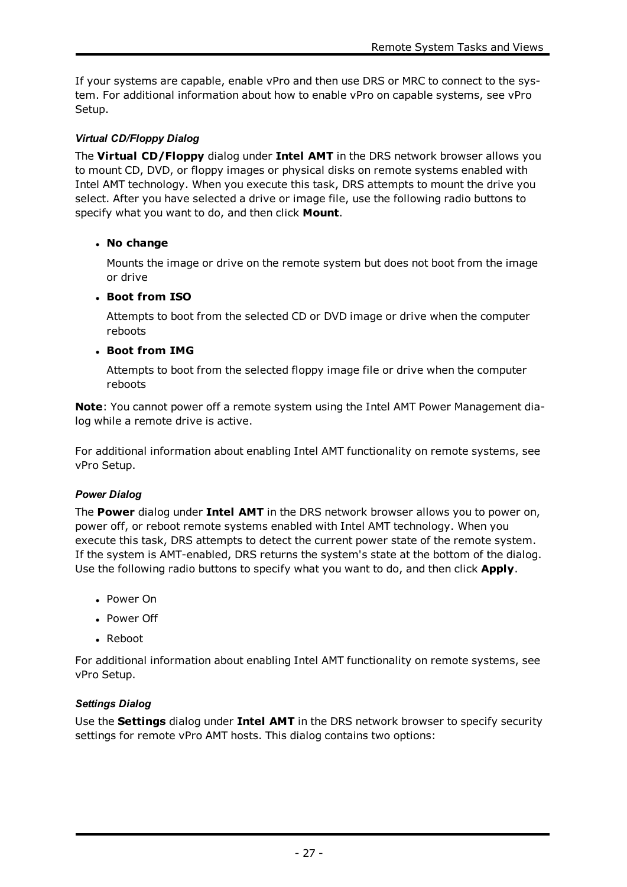If your systems are capable, enable vPro and then use DRS or MRC to connect to the system. For additional information about how to enable vPro on capable systems, see vPro Setup.

#### *Virtual CD/Floppy Dialog*

The **Virtual CD/Floppy** dialog under **Intel AMT** in the DRS network browser allows you to mount CD, DVD, or floppy images or physical disks on remote systems enabled with Intel AMT technology. When you execute this task, DRS attempts to mount the drive you select. After you have selected a drive or image file, use the following radio buttons to specify what you want to do, and then click **Mount**.

- **No change**

  Mounts the image or drive on the remote system but does not boot from the image or drive

- **Boot from ISO**

  Attempts to boot from the selected CD or DVD image or drive when the computer reboots

- **Boot from IMG**

  Attempts to boot from the selected floppy image file or drive when the computer reboots

**Note**: You cannot power off a remote system using the Intel AMT Power Management dialog while a remote drive is active.

For additional information about enabling Intel AMT functionality on remote systems, see vPro Setup.

#### *Power Dialog*

The **Power** dialog under **Intel AMT** in the DRS network browser allows you to power on, power off, or reboot remote systems enabled with Intel AMT technology. When you execute this task, DRS attempts to detect the current power state of the remote system. If the system is AMT-enabled, DRS returns the system's state at the bottom of the dialog. Use the following radio buttons to specify what you want to do, and then click **Apply**.

- Power On
- Power Off
- Reboot

For additional information about enabling Intel AMT functionality on remote systems, see vPro Setup.

#### *Settings Dialog*

Use the **Settings** dialog under **Intel AMT** in the DRS network browser to specify security settings for remote vPro AMT hosts. This dialog contains two options: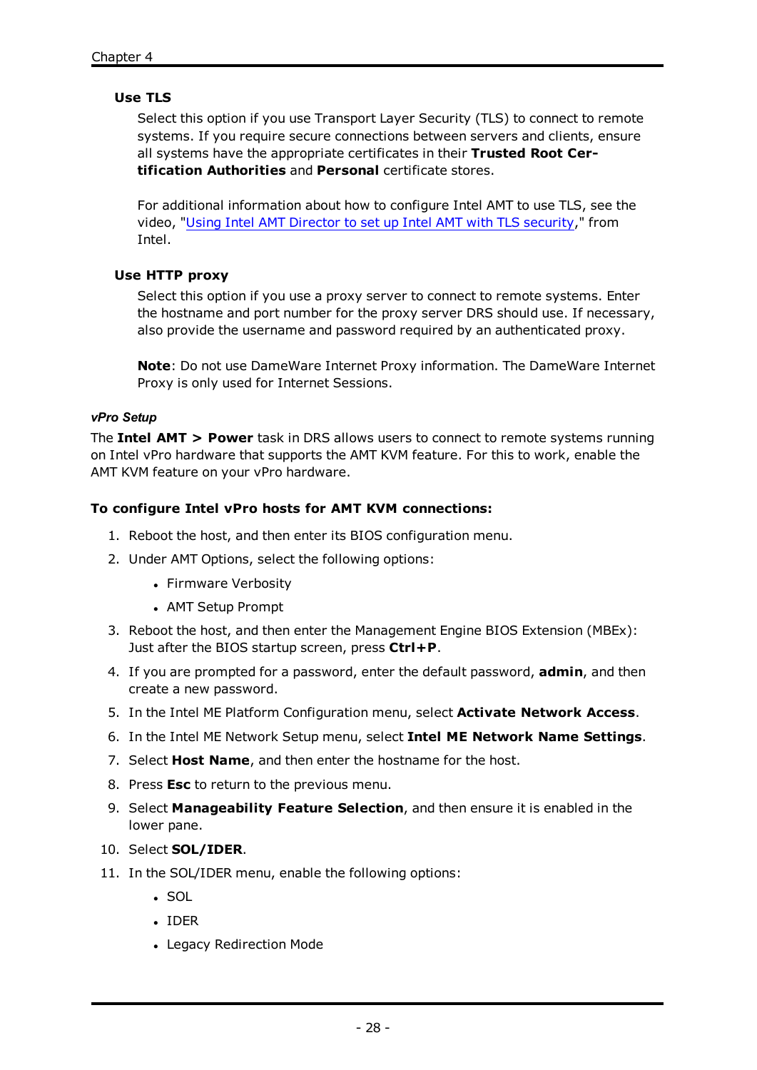#### Use TLS

Select this option if you use Transport Layer Security (TLS) to connect to remote systems. If you require secure connections between servers and clients, ensure all systems have the appropriate certificates in their **Trusted Root Certification Authorities** and **Personal** certificate stores.

For additional information about how to configure Intel AMT to use TLS, see the video, "Using Intel AMT Director to set up Intel AMT with TLS security," from Intel.

#### Use HTTP proxy

Select this option if you use a proxy server to connect to remote systems. Enter the hostname and port number for the proxy server DRS should use. If necessary, also provide the username and password required by an authenticated proxy.

**Note**: Do not use DameWare Internet Proxy information. The DameWare Internet Proxy is only used for Internet Sessions.

### *vPro Setup*

The **Intel AMT > Power** task in DRS allows users to connect to remote systems running on Intel vPro hardware that supports the AMT KVM feature. For this to work, enable the AMT KVM feature on your vPro hardware.

**To configure Intel vPro hosts for AMT KVM connections:**

1. Reboot the host, and then enter its BIOS configuration menu.
2. Under AMT Options, select the following options:
   - Firmware Verbosity
   - AMT Setup Prompt
3. Reboot the host, and then enter the Management Engine BIOS Extension (MBEx): Just after the BIOS startup screen, press **Ctrl+P**.
4. If you are prompted for a password, enter the default password, **admin**, and then create a new password.
5. In the Intel ME Platform Configuration menu, select **Activate Network Access**.
6. In the Intel ME Network Setup menu, select **Intel ME Network Name Settings**.
7. Select **Host Name**, and then enter the hostname for the host.
8. Press **Esc** to return to the previous menu.
9. Select **Manageability Feature Selection**, and then ensure it is enabled in the lower pane.
10. Select **SOL/IDER**.
11. In the SOL/IDER menu, enable the following options:
    - SOL
    - IDER
    - Legacy Redirection Mode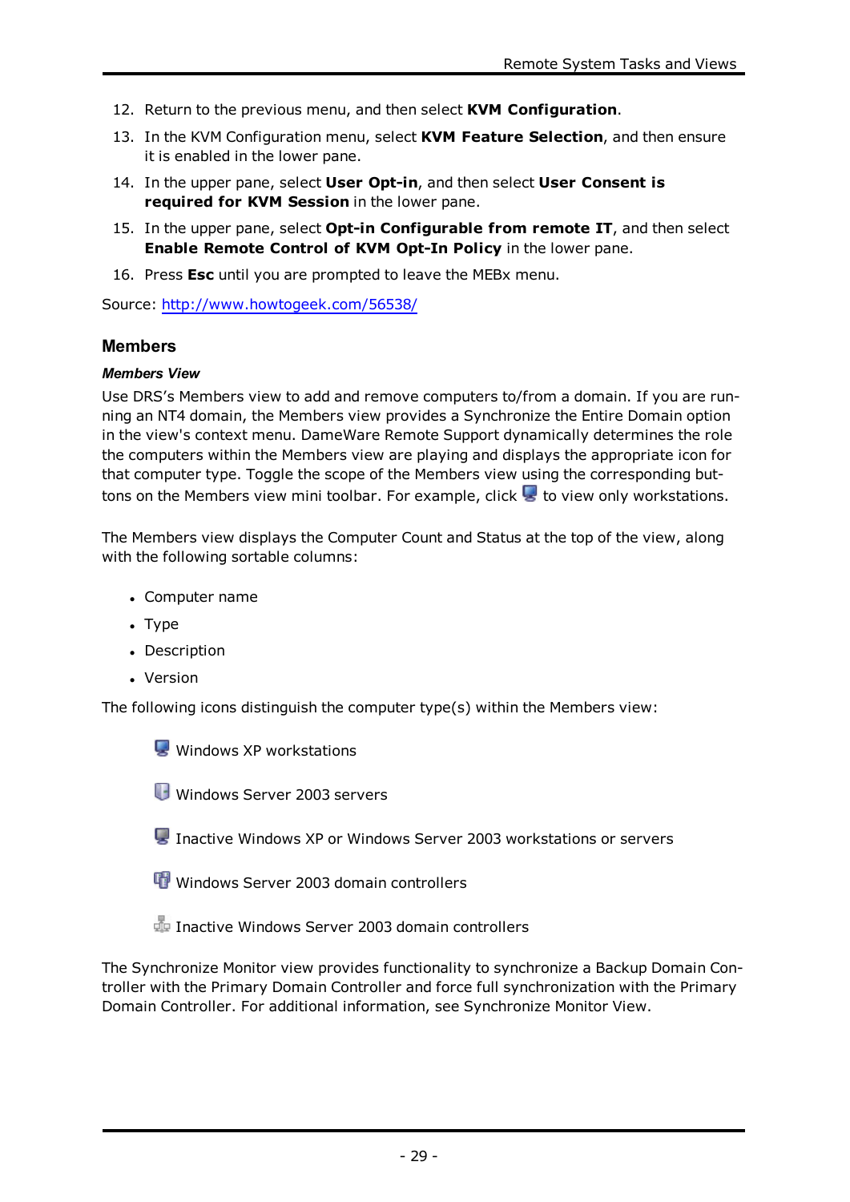12. Return to the previous menu, and then select **KVM Configuration**.
13. In the KVM Configuration menu, select **KVM Feature Selection**, and then ensure it is enabled in the lower pane.
14. In the upper pane, select **User Opt-in**, and then select **User Consent is required for KVM Session** in the lower pane.
15. In the upper pane, select **Opt-in Configurable from remote IT**, and then select **Enable Remote Control of KVM Opt-In Policy** in the lower pane.
16. Press **Esc** until you are prompted to leave the MEBx menu.

Source: [http://www.howtogeek.com/56538/](http://www.howtogeek.com/56538/)

## Members

### *Members View*

Use DRS's Members view to add and remove computers to/from a domain. If you are running an NT4 domain, the Members view provides a Synchronize the Entire Domain option in the view's context menu. DameWare Remote Support dynamically determines the role the computers within the Members view are playing and displays the appropriate icon for that computer type. Toggle the scope of the Members view using the corresponding buttons on the Members view mini toolbar. For example, click to view only workstations.

The Members view displays the Computer Count and Status at the top of the view, along with the following sortable columns:

- Computer name
- Type
- Description
- Version

The following icons distinguish the computer type(s) within the Members view:

Windows XP workstations

Windows Server 2003 servers

Inactive Windows XP or Windows Server 2003 workstations or servers

Windows Server 2003 domain controllers

Inactive Windows Server 2003 domain controllers

The Synchronize Monitor view provides functionality to synchronize a Backup Domain Controller with the Primary Domain Controller and force full synchronization with the Primary Domain Controller. For additional information, see Synchronize Monitor View.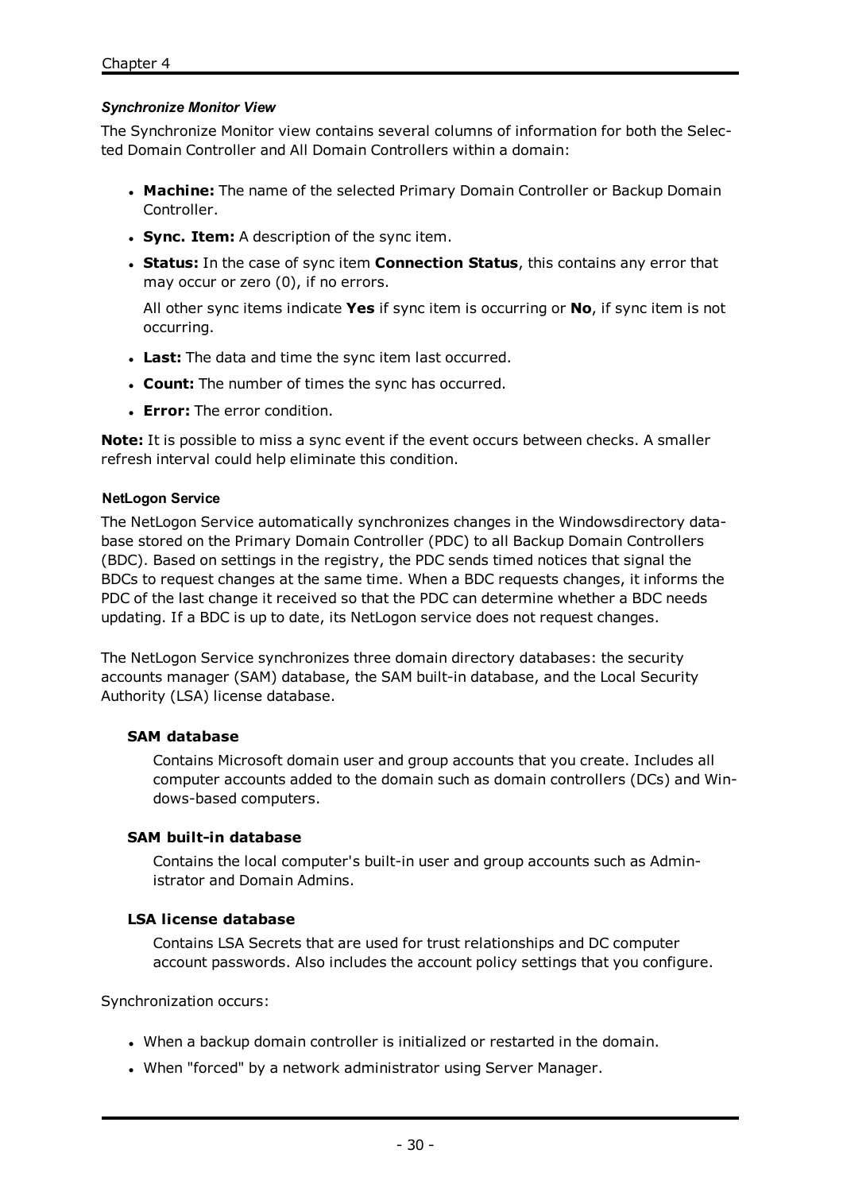### *Synchronize Monitor View*

The Synchronize Monitor view contains several columns of information for both the Selected Domain Controller and All Domain Controllers within a domain:

- **Machine:** The name of the selected Primary Domain Controller or Backup Domain Controller.
- **Sync. Item:** A description of the sync item.
- **Status:** In the case of sync item **Connection Status**, this contains any error that may occur or zero (0), if no errors.

  All other sync items indicate **Yes** if sync item is occurring or **No**, if sync item is not occurring.
- **Last:** The data and time the sync item last occurred.
- **Count:** The number of times the sync has occurred.
- **Error:** The error condition.

**Note:** It is possible to miss a sync event if the event occurs between checks. A smaller refresh interval could help eliminate this condition.

#### NetLogon Service

The NetLogon Service automatically synchronizes changes in the Windowsdirectory database stored on the Primary Domain Controller (PDC) to all Backup Domain Controllers (BDC). Based on settings in the registry, the PDC sends timed notices that signal the BDCs to request changes at the same time. When a BDC requests changes, it informs the PDC of the last change it received so that the PDC can determine whether a BDC needs updating. If a BDC is up to date, its NetLogon service does not request changes.

The NetLogon Service synchronizes three domain directory databases: the security accounts manager (SAM) database, the SAM built-in database, and the Local Security Authority (LSA) license database.

**SAM database**

Contains Microsoft domain user and group accounts that you create. Includes all computer accounts added to the domain such as domain controllers (DCs) and Windows-based computers.

**SAM built-in database**

Contains the local computer's built-in user and group accounts such as Administrator and Domain Admins.

**LSA license database**

Contains LSA Secrets that are used for trust relationships and DC computer account passwords. Also includes the account policy settings that you configure.

Synchronization occurs:

- When a backup domain controller is initialized or restarted in the domain.
- When "forced" by a network administrator using Server Manager.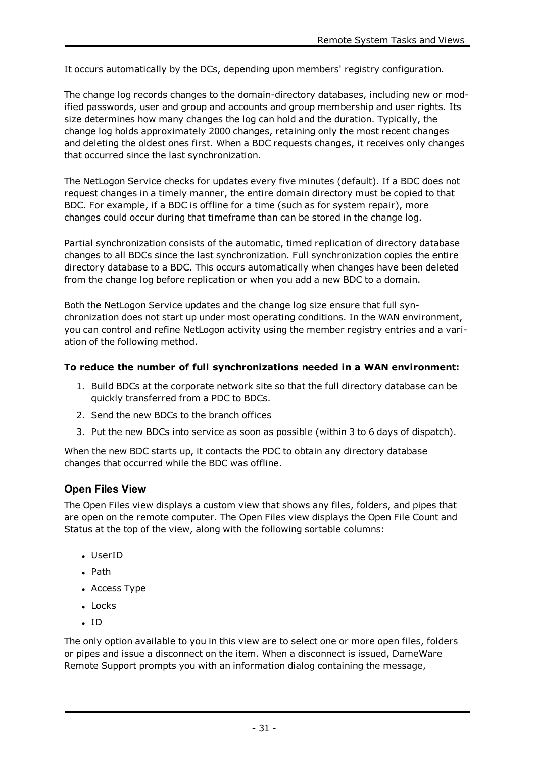It occurs automatically by the DCs, depending upon members' registry configuration.

The change log records changes to the domain-directory databases, including new or modified passwords, user and group and accounts and group membership and user rights. Its size determines how many changes the log can hold and the duration. Typically, the change log holds approximately 2000 changes, retaining only the most recent changes and deleting the oldest ones first. When a BDC requests changes, it receives only changes that occurred since the last synchronization.

The NetLogon Service checks for updates every five minutes (default). If a BDC does not request changes in a timely manner, the entire domain directory must be copied to that BDC. For example, if a BDC is offline for a time (such as for system repair), more changes could occur during that timeframe than can be stored in the change log.

Partial synchronization consists of the automatic, timed replication of directory database changes to all BDCs since the last synchronization. Full synchronization copies the entire directory database to a BDC. This occurs automatically when changes have been deleted from the change log before replication or when you add a new BDC to a domain.

Both the NetLogon Service updates and the change log size ensure that full synchronization does not start up under most operating conditions. In the WAN environment, you can control and refine NetLogon activity using the member registry entries and a variation of the following method.

**To reduce the number of full synchronizations needed in a WAN environment:**

1. Build BDCs at the corporate network site so that the full directory database can be quickly transferred from a PDC to BDCs.
2. Send the new BDCs to the branch offices
3. Put the new BDCs into service as soon as possible (within 3 to 6 days of dispatch).

When the new BDC starts up, it contacts the PDC to obtain any directory database changes that occurred while the BDC was offline.

### Open Files View

The Open Files view displays a custom view that shows any files, folders, and pipes that are open on the remote computer. The Open Files view displays the Open File Count and Status at the top of the view, along with the following sortable columns:

- UserID
- Path
- Access Type
- Locks
- ID

The only option available to you in this view are to select one or more open files, folders or pipes and issue a disconnect on the item. When a disconnect is issued, DameWare Remote Support prompts you with an information dialog containing the message,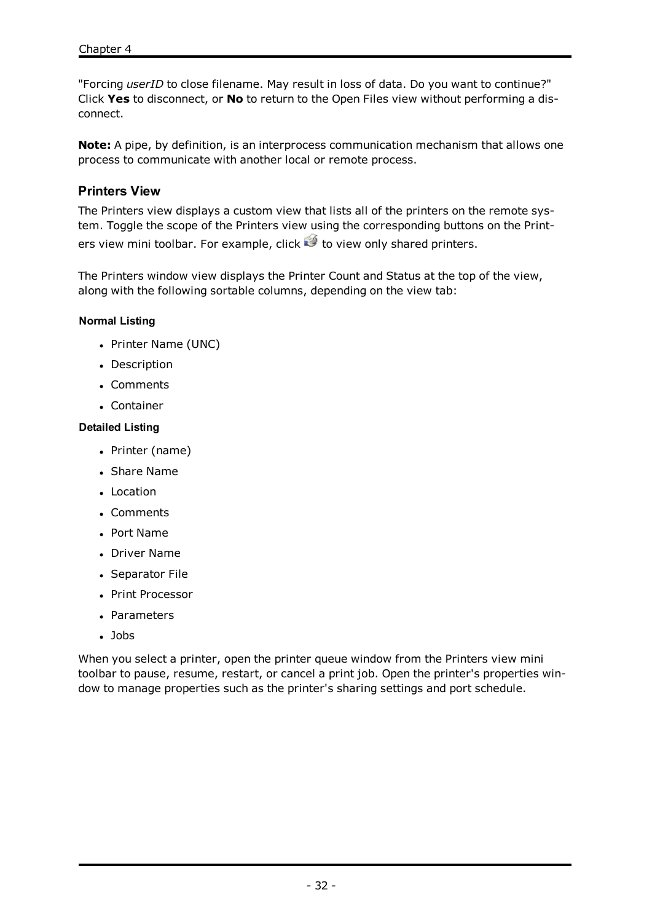"Forcing *userID* to close filename. May result in loss of data. Do you want to continue?" Click **Yes** to disconnect, or **No** to return to the Open Files view without performing a disconnect.

**Note:** A pipe, by definition, is an interprocess communication mechanism that allows one process to communicate with another local or remote process.

### Printers View

The Printers view displays a custom view that lists all of the printers on the remote system. Toggle the scope of the Printers view using the corresponding buttons on the Printers view mini toolbar. For example, click  to view only shared printers.

The Printers window view displays the Printer Count and Status at the top of the view, along with the following sortable columns, depending on the view tab:

#### Normal Listing

- Printer Name (UNC)
- Description
- Comments
- Container

#### Detailed Listing

- Printer (name)
- Share Name
- Location
- Comments
- Port Name
- Driver Name
- Separator File
- Print Processor
- Parameters
- Jobs

When you select a printer, open the printer queue window from the Printers view mini toolbar to pause, resume, restart, or cancel a print job. Open the printer's properties window to manage properties such as the printer's sharing settings and port schedule.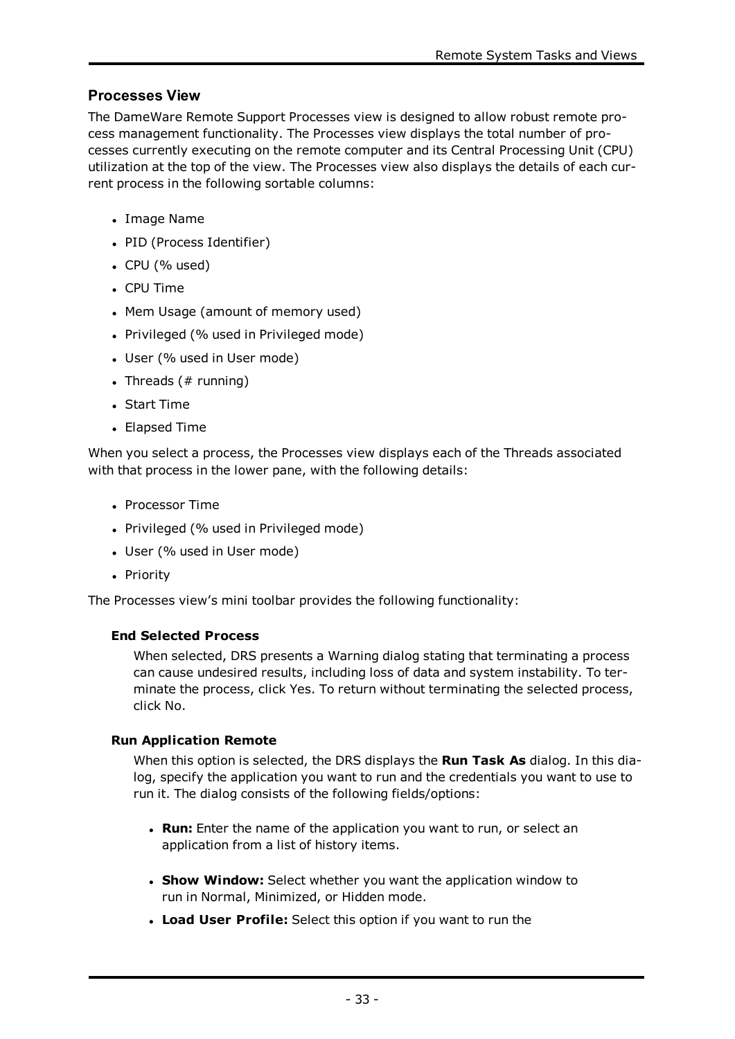## Processes View

The DameWare Remote Support Processes view is designed to allow robust remote process management functionality. The Processes view displays the total number of processes currently executing on the remote computer and its Central Processing Unit (CPU) utilization at the top of the view. The Processes view also displays the details of each current process in the following sortable columns:

- Image Name
- PID (Process Identifier)
- CPU (% used)
- CPU Time
- Mem Usage (amount of memory used)
- Privileged (% used in Privileged mode)
- User (% used in User mode)
- Threads (# running)
- Start Time
- Elapsed Time

When you select a process, the Processes view displays each of the Threads associated with that process in the lower pane, with the following details:

- Processor Time
- Privileged (% used in Privileged mode)
- User (% used in User mode)
- Priority

The Processes view's mini toolbar provides the following functionality:

**End Selected Process**

When selected, DRS presents a Warning dialog stating that terminating a process can cause undesired results, including loss of data and system instability. To terminate the process, click Yes. To return without terminating the selected process, click No.

**Run Application Remote**

When this option is selected, the DRS displays the **Run Task As** dialog. In this dialog, specify the application you want to run and the credentials you want to use to run it. The dialog consists of the following fields/options:

- **Run:** Enter the name of the application you want to run, or select an application from a list of history items.
- **Show Window:** Select whether you want the application window to run in Normal, Minimized, or Hidden mode.
- **Load User Profile:** Select this option if you want to run the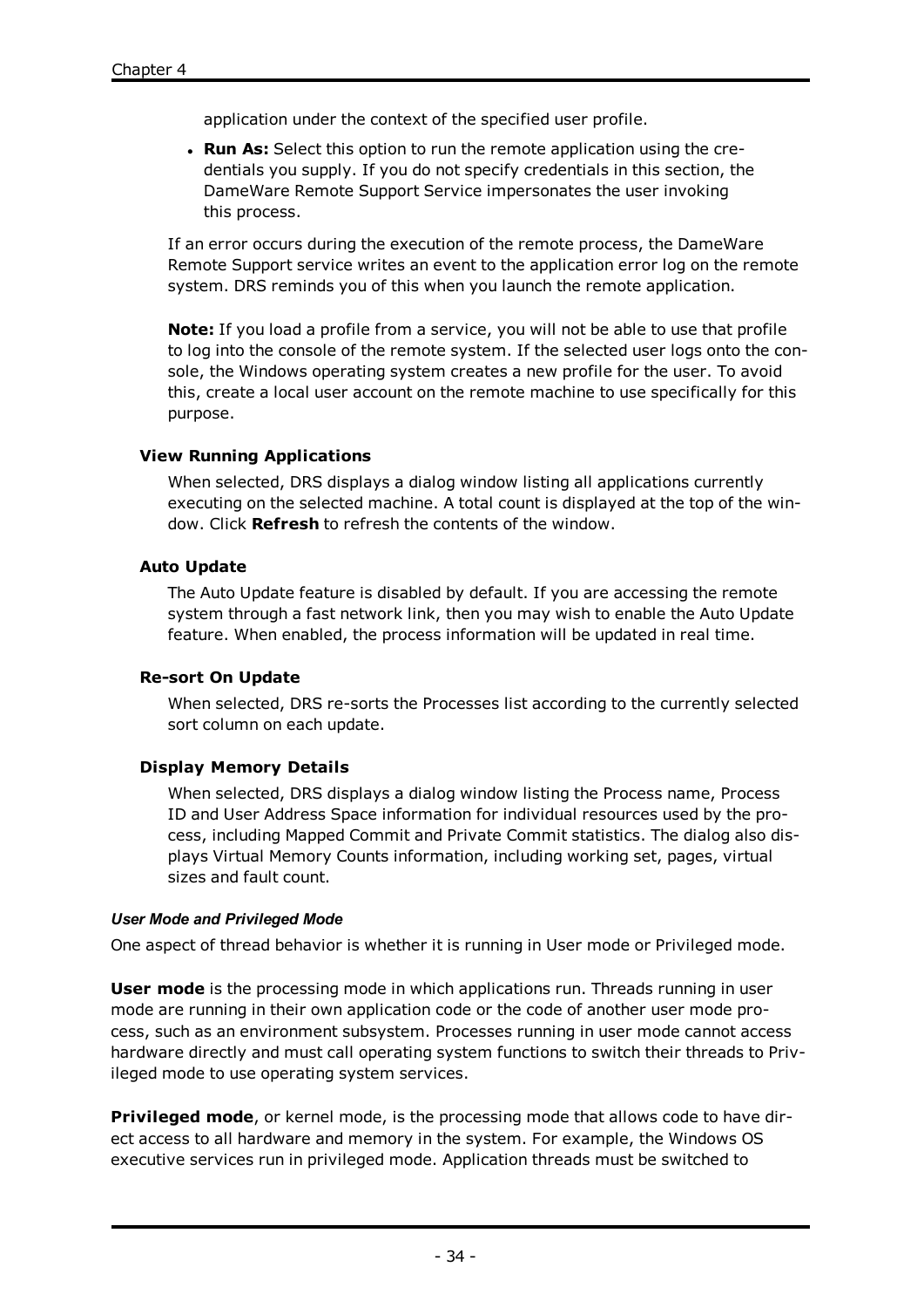application under the context of the specified user profile.

- **Run As:** Select this option to run the remote application using the credentials you supply. If you do not specify credentials in this section, the DameWare Remote Support Service impersonates the user invoking this process.

If an error occurs during the execution of the remote process, the DameWare Remote Support service writes an event to the application error log on the remote system. DRS reminds you of this when you launch the remote application.

**Note:** If you load a profile from a service, you will not be able to use that profile to log into the console of the remote system. If the selected user logs onto the console, the Windows operating system creates a new profile for the user. To avoid this, create a local user account on the remote machine to use specifically for this purpose.

**View Running Applications**

When selected, DRS displays a dialog window listing all applications currently executing on the selected machine. A total count is displayed at the top of the window. Click **Refresh** to refresh the contents of the window.

**Auto Update**

The Auto Update feature is disabled by default. If you are accessing the remote system through a fast network link, then you may wish to enable the Auto Update feature. When enabled, the process information will be updated in real time.

**Re-sort On Update**

When selected, DRS re-sorts the Processes list according to the currently selected sort column on each update.

**Display Memory Details**

When selected, DRS displays a dialog window listing the Process name, Process ID and User Address Space information for individual resources used by the process, including Mapped Commit and Private Commit statistics. The dialog also displays Virtual Memory Counts information, including working set, pages, virtual sizes and fault count.

##### *User Mode and Privileged Mode*

One aspect of thread behavior is whether it is running in User mode or Privileged mode.

**User mode** is the processing mode in which applications run. Threads running in user mode are running in their own application code or the code of another user mode process, such as an environment subsystem. Processes running in user mode cannot access hardware directly and must call operating system functions to switch their threads to Privileged mode to use operating system services.

**Privileged mode**, or kernel mode, is the processing mode that allows code to have direct access to all hardware and memory in the system. For example, the Windows OS executive services run in privileged mode. Application threads must be switched to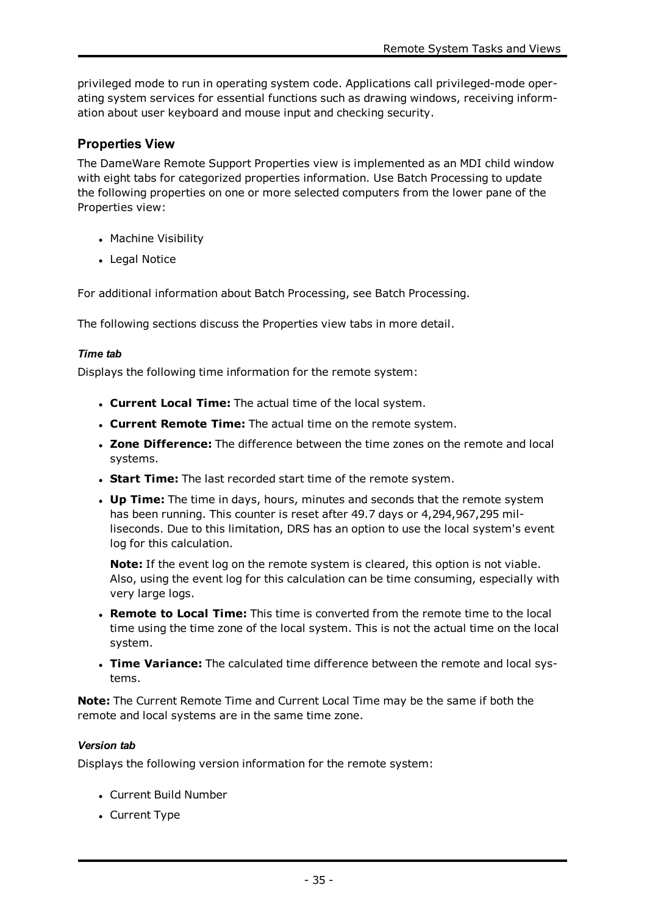privileged mode to run in operating system code. Applications call privileged-mode operating system services for essential functions such as drawing windows, receiving information about user keyboard and mouse input and checking security.

## Properties View

The DameWare Remote Support Properties view is implemented as an MDI child window with eight tabs for categorized properties information. Use Batch Processing to update the following properties on one or more selected computers from the lower pane of the Properties view:

- Machine Visibility
- Legal Notice

For additional information about Batch Processing, see Batch Processing.

The following sections discuss the Properties view tabs in more detail.

#### *Time tab*

Displays the following time information for the remote system:

- **Current Local Time:** The actual time of the local system.
- **Current Remote Time:** The actual time on the remote system.
- **Zone Difference:** The difference between the time zones on the remote and local systems.
- **Start Time:** The last recorded start time of the remote system.
- **Up Time:** The time in days, hours, minutes and seconds that the remote system has been running. This counter is reset after 49.7 days or 4,294,967,295 milliseconds. Due to this limitation, DRS has an option to use the local system's event log for this calculation.

  **Note:** If the event log on the remote system is cleared, this option is not viable. Also, using the event log for this calculation can be time consuming, especially with very large logs.
- **Remote to Local Time:** This time is converted from the remote time to the local time using the time zone of the local system. This is not the actual time on the local system.
- **Time Variance:** The calculated time difference between the remote and local systems.

**Note:** The Current Remote Time and Current Local Time may be the same if both the remote and local systems are in the same time zone.

#### *Version tab*

Displays the following version information for the remote system:

- Current Build Number
- Current Type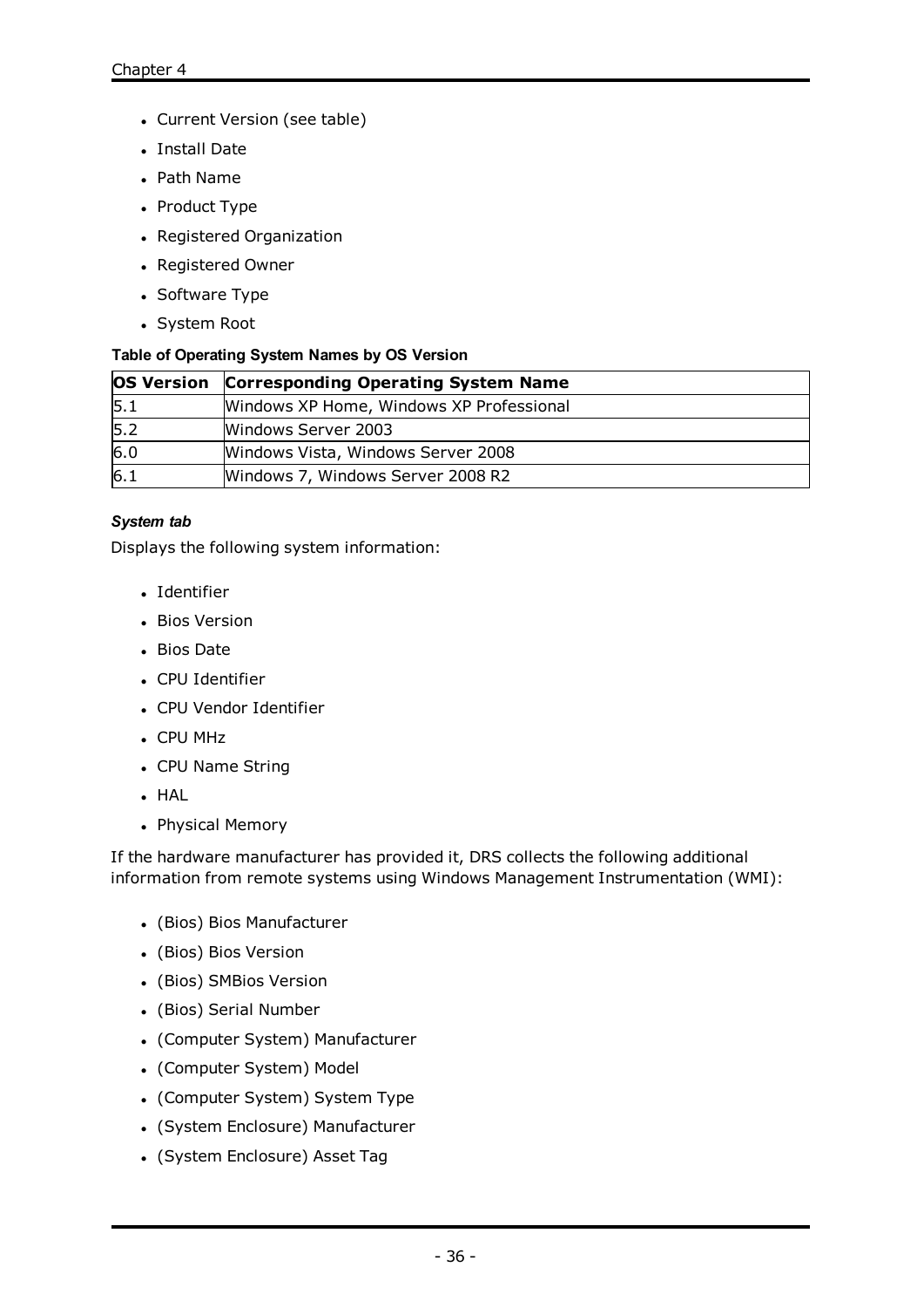- Current Version (see table)
- Install Date
- Path Name
- Product Type
- Registered Organization
- Registered Owner
- Software Type
- System Root

**Table of Operating System Names by OS Version**

| OS Version | Corresponding Operating System Name |
|---|---|
| 5.1 | Windows XP Home, Windows XP Professional |
| 5.2 | Windows Server 2003 |
| 6.0 | Windows Vista, Windows Server 2008 |
| 6.1 | Windows 7, Windows Server 2008 R2 |

***System tab***

Displays the following system information:

- Identifier
- Bios Version
- Bios Date
- CPU Identifier
- CPU Vendor Identifier
- CPU MHz
- CPU Name String
- HAL
- Physical Memory

If the hardware manufacturer has provided it, DRS collects the following additional information from remote systems using Windows Management Instrumentation (WMI):

- (Bios) Bios Manufacturer
- (Bios) Bios Version
- (Bios) SMBios Version
- (Bios) Serial Number
- (Computer System) Manufacturer
- (Computer System) Model
- (Computer System) System Type
- (System Enclosure) Manufacturer
- (System Enclosure) Asset Tag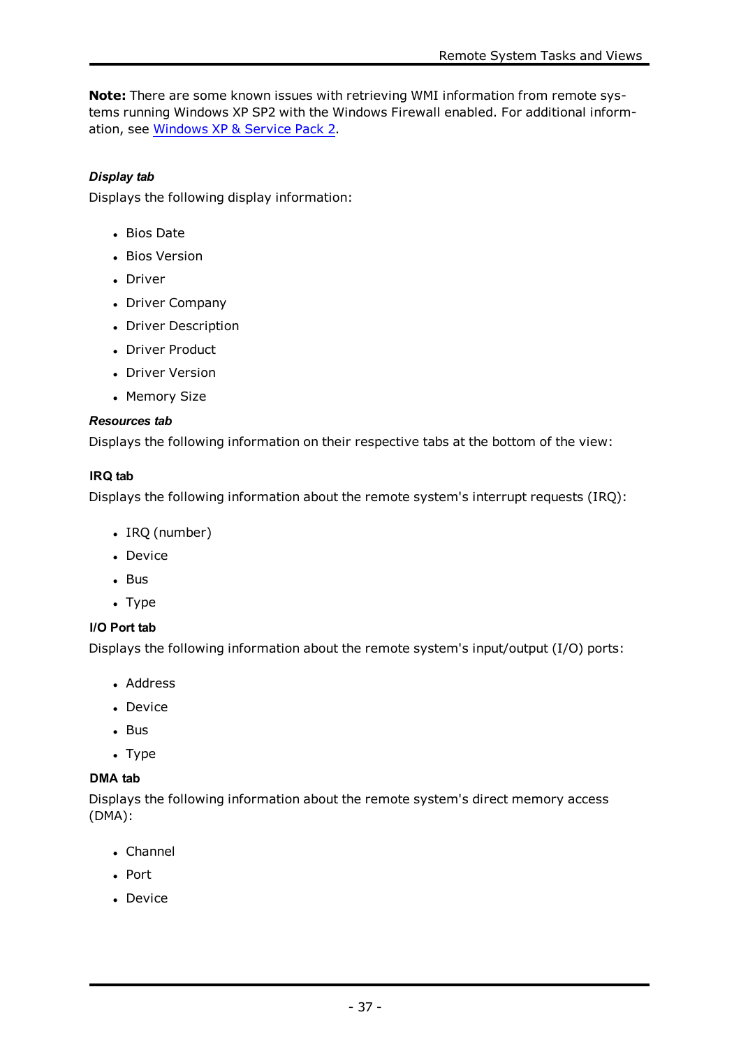**Note:** There are some known issues with retrieving WMI information from remote systems running Windows XP SP2 with the Windows Firewall enabled. For additional information, see Windows XP & Service Pack 2.

***Display tab***

Displays the following display information:

- Bios Date
- Bios Version
- Driver
- Driver Company
- Driver Description
- Driver Product
- Driver Version
- Memory Size

***Resources tab***

Displays the following information on their respective tabs at the bottom of the view:

**IRQ tab**

Displays the following information about the remote system's interrupt requests (IRQ):

- IRQ (number)
- Device
- Bus
- Type

**I/O Port tab**

Displays the following information about the remote system's input/output (I/O) ports:

- Address
- Device
- Bus
- Type

**DMA tab**

Displays the following information about the remote system's direct memory access (DMA):

- Channel
- Port
- Device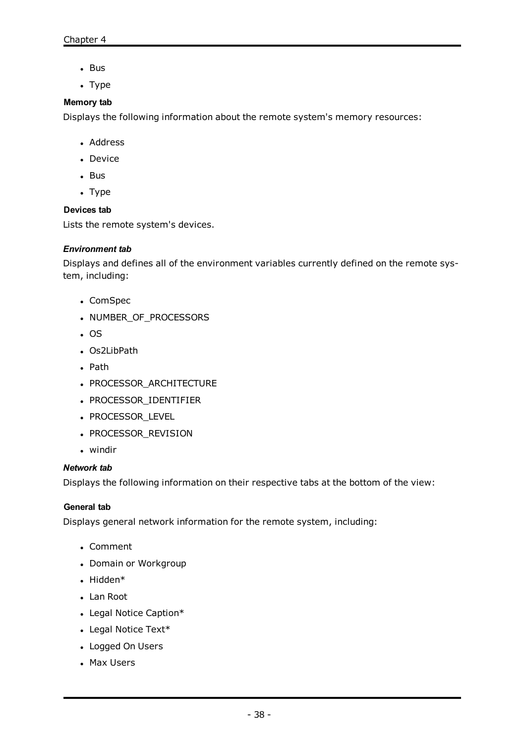- Bus
- Type

#### Memory tab

Displays the following information about the remote system's memory resources:

- Address
- Device
- Bus
- Type

#### Devices tab

Lists the remote system's devices.

### *Environment tab*

Displays and defines all of the environment variables currently defined on the remote system, including:

- ComSpec
- NUMBER_OF_PROCESSORS
- OS
- Os2LibPath
- Path
- PROCESSOR_ARCHITECTURE
- PROCESSOR_IDENTIFIER
- PROCESSOR_LEVEL
- PROCESSOR_REVISION
- windir

### *Network tab*

Displays the following information on their respective tabs at the bottom of the view:

#### General tab

Displays general network information for the remote system, including:

- Comment
- Domain or Workgroup
- Hidden*
- Lan Root
- Legal Notice Caption*
- Legal Notice Text*
- Logged On Users
- Max Users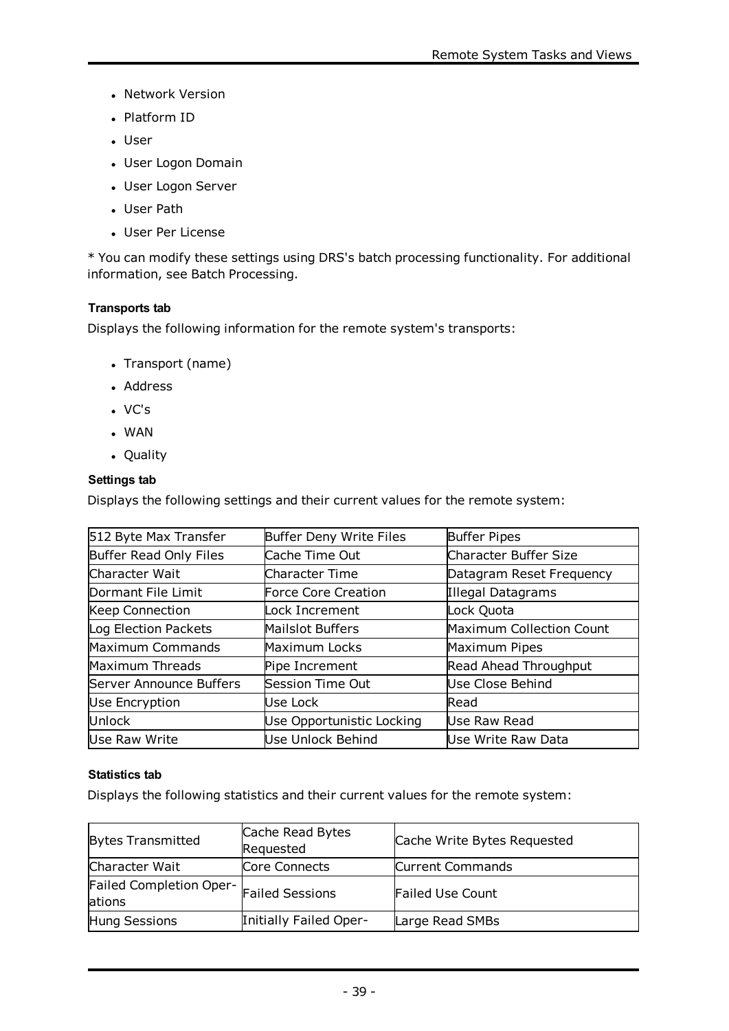- Network Version
- Platform ID
- User
- User Logon Domain
- User Logon Server
- User Path
- User Per License

* You can modify these settings using DRS's batch processing functionality. For additional information, see Batch Processing.

#### Transports tab

Displays the following information for the remote system's transports:

- Transport (name)
- Address
- VC's
- WAN
- Quality

#### Settings tab

Displays the following settings and their current values for the remote system:

| | | |
|---|---|---|
| 512 Byte Max Transfer | Buffer Deny Write Files | Buffer Pipes |
| Buffer Read Only Files | Cache Time Out | Character Buffer Size |
| Character Wait | Character Time | Datagram Reset Frequency |
| Dormant File Limit | Force Core Creation | Illegal Datagrams |
| Keep Connection | Lock Increment | Lock Quota |
| Log Election Packets | Mailslot Buffers | Maximum Collection Count |
| Maximum Commands | Maximum Locks | Maximum Pipes |
| Maximum Threads | Pipe Increment | Read Ahead Throughput |
| Server Announce Buffers | Session Time Out | Use Close Behind |
| Use Encryption | Use Lock | Read |
| Unlock | Use Opportunistic Locking | Use Raw Read |
| Use Raw Write | Use Unlock Behind | Use Write Raw Data |

#### Statistics tab

Displays the following statistics and their current values for the remote system:

| | | |
|---|---|---|
| Bytes Transmitted | Cache Read Bytes Requested | Cache Write Bytes Requested |
| Character Wait | Core Connects | Current Commands |
| Failed Completion Operations | Failed Sessions | Failed Use Count |
| Hung Sessions | Initially Failed Oper- | Large Read SMBs |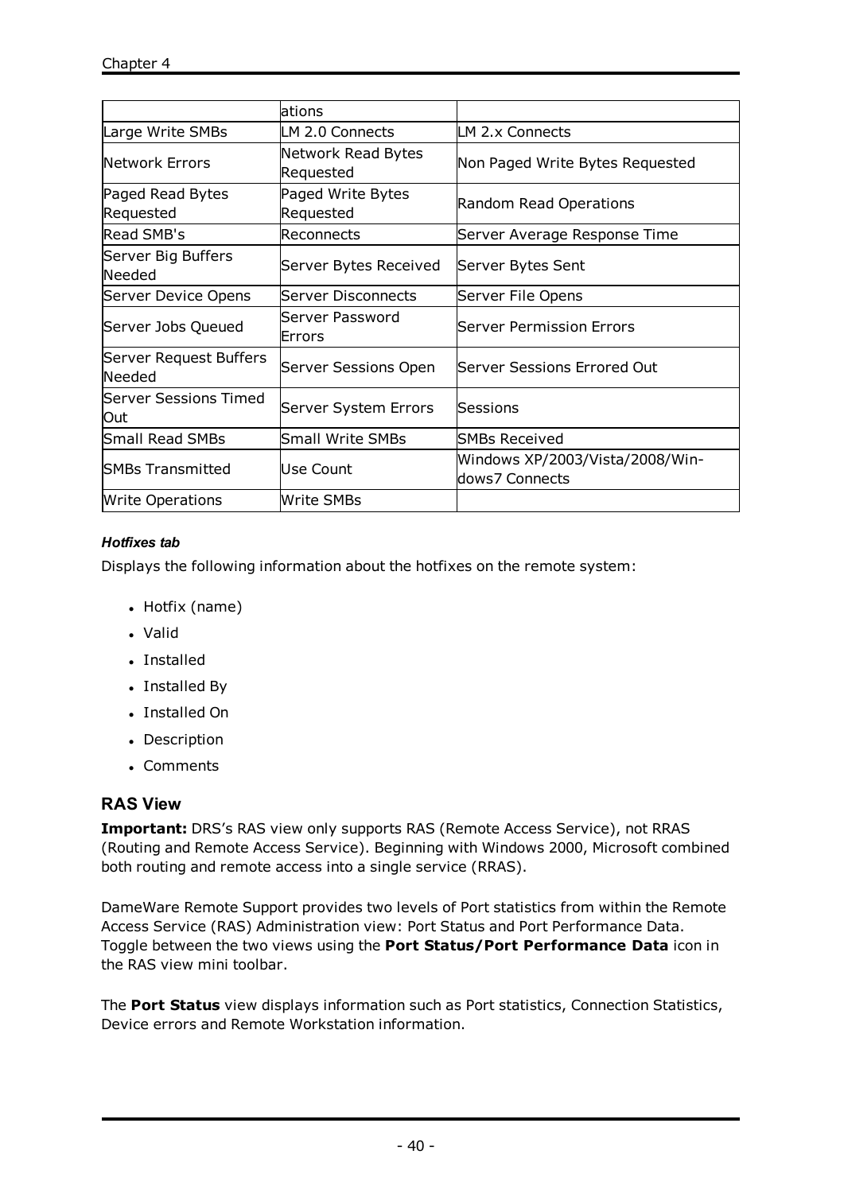|  | ations |  |
|---|---|---|
| Large Write SMBs | LM 2.0 Connects | LM 2.x Connects |
| Network Errors | Network Read Bytes Requested | Non Paged Write Bytes Requested |
| Paged Read Bytes Requested | Paged Write Bytes Requested | Random Read Operations |
| Read SMB's | Reconnects | Server Average Response Time |
| Server Big Buffers Needed | Server Bytes Received | Server Bytes Sent |
| Server Device Opens | Server Disconnects | Server File Opens |
| Server Jobs Queued | Server Password Errors | Server Permission Errors |
| Server Request Buffers Needed | Server Sessions Open | Server Sessions Errored Out |
| Server Sessions Timed Out | Server System Errors | Sessions |
| Small Read SMBs | Small Write SMBs | SMBs Received |
| SMBs Transmitted | Use Count | Windows XP/2003/Vista/2008/Windows7 Connects |
| Write Operations | Write SMBs |  |

#### *Hotfixes tab*

Displays the following information about the hotfixes on the remote system:

- Hotfix (name)
- Valid
- Installed
- Installed By
- Installed On
- Description
- Comments

### RAS View

**Important:** DRS's RAS view only supports RAS (Remote Access Service), not RRAS (Routing and Remote Access Service). Beginning with Windows 2000, Microsoft combined both routing and remote access into a single service (RRAS).

DameWare Remote Support provides two levels of Port statistics from within the Remote Access Service (RAS) Administration view: Port Status and Port Performance Data. Toggle between the two views using the **Port Status/Port Performance Data** icon in the RAS view mini toolbar.

The **Port Status** view displays information such as Port statistics, Connection Statistics, Device errors and Remote Workstation information.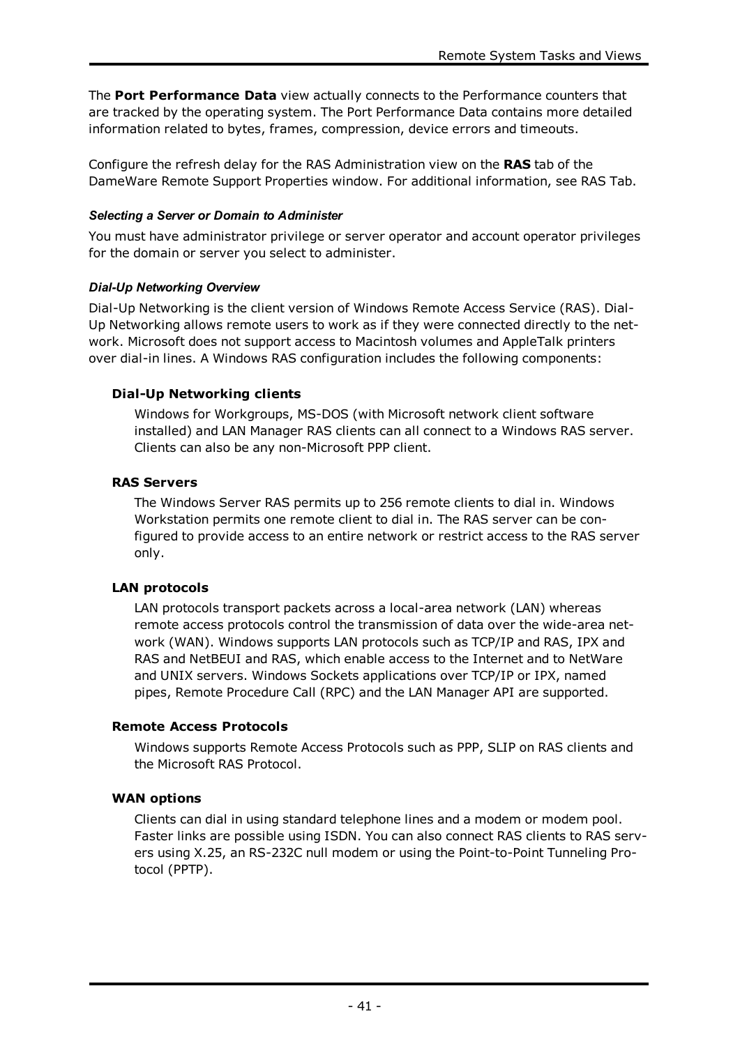The **Port Performance Data** view actually connects to the Performance counters that are tracked by the operating system. The Port Performance Data contains more detailed information related to bytes, frames, compression, device errors and timeouts.

Configure the refresh delay for the RAS Administration view on the **RAS** tab of the DameWare Remote Support Properties window. For additional information, see RAS Tab.

#### *Selecting a Server or Domain to Administer*

You must have administrator privilege or server operator and account operator privileges for the domain or server you select to administer.

#### *Dial-Up Networking Overview*

Dial-Up Networking is the client version of Windows Remote Access Service (RAS). Dial-Up Networking allows remote users to work as if they were connected directly to the network. Microsoft does not support access to Macintosh volumes and AppleTalk printers over dial-in lines. A Windows RAS configuration includes the following components:

**Dial-Up Networking clients**

Windows for Workgroups, MS-DOS (with Microsoft network client software installed) and LAN Manager RAS clients can all connect to a Windows RAS server. Clients can also be any non-Microsoft PPP client.

**RAS Servers**

The Windows Server RAS permits up to 256 remote clients to dial in. Windows Workstation permits one remote client to dial in. The RAS server can be configured to provide access to an entire network or restrict access to the RAS server only.

**LAN protocols**

LAN protocols transport packets across a local-area network (LAN) whereas remote access protocols control the transmission of data over the wide-area network (WAN). Windows supports LAN protocols such as TCP/IP and RAS, IPX and RAS and NetBEUI and RAS, which enable access to the Internet and to NetWare and UNIX servers. Windows Sockets applications over TCP/IP or IPX, named pipes, Remote Procedure Call (RPC) and the LAN Manager API are supported.

**Remote Access Protocols**

Windows supports Remote Access Protocols such as PPP, SLIP on RAS clients and the Microsoft RAS Protocol.

**WAN options**

Clients can dial in using standard telephone lines and a modem or modem pool. Faster links are possible using ISDN. You can also connect RAS clients to RAS servers using X.25, an RS-232C null modem or using the Point-to-Point Tunneling Protocol (PPTP).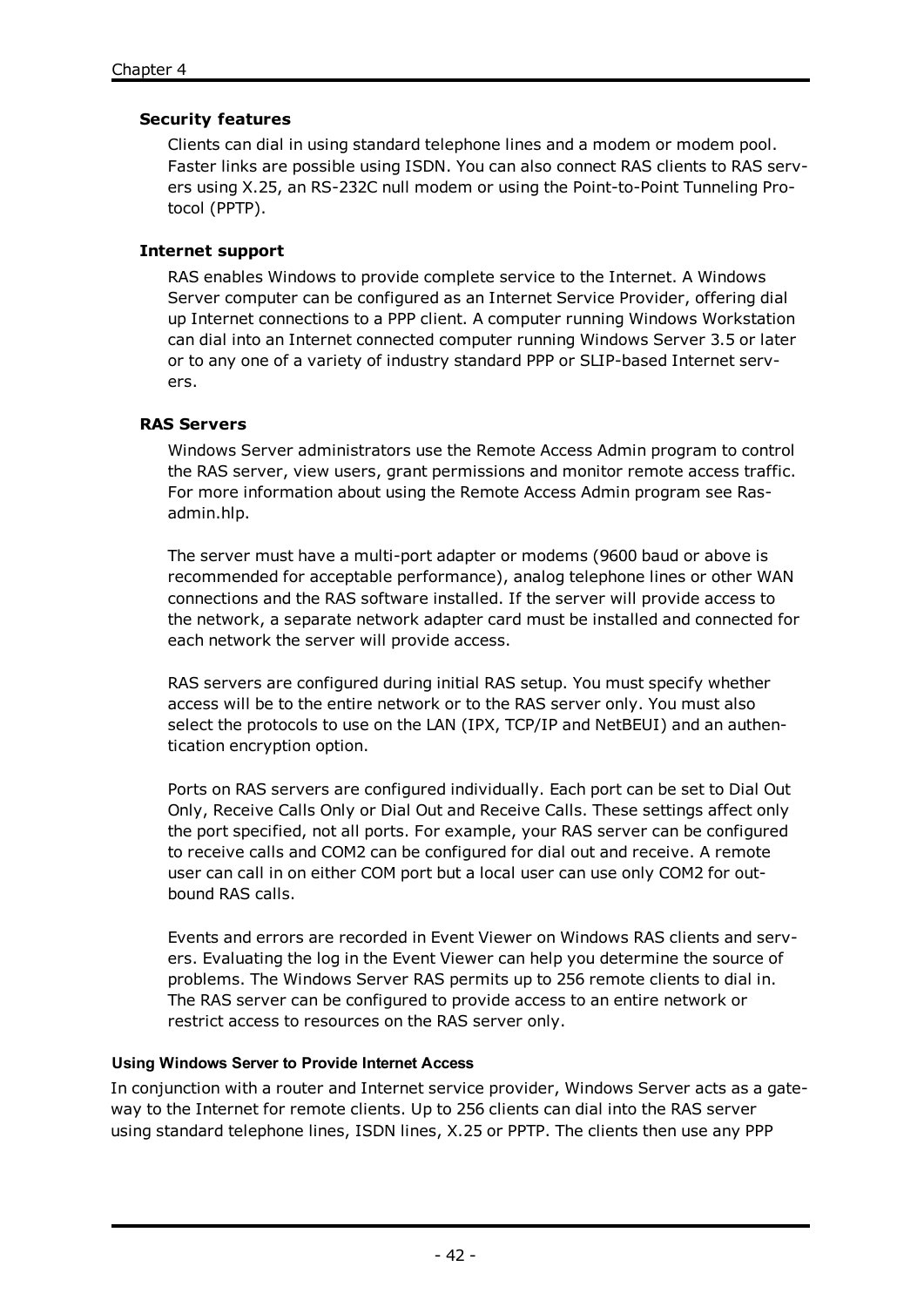#### Security features

Clients can dial in using standard telephone lines and a modem or modem pool. Faster links are possible using ISDN. You can also connect RAS clients to RAS servers using X.25, an RS-232C null modem or using the Point-to-Point Tunneling Protocol (PPTP).

#### Internet support

RAS enables Windows to provide complete service to the Internet. A Windows Server computer can be configured as an Internet Service Provider, offering dial up Internet connections to a PPP client. A computer running Windows Workstation can dial into an Internet connected computer running Windows Server 3.5 or later or to any one of a variety of industry standard PPP or SLIP-based Internet servers.

#### RAS Servers

Windows Server administrators use the Remote Access Admin program to control the RAS server, view users, grant permissions and monitor remote access traffic. For more information about using the Remote Access Admin program see Rasadmin.hlp.

The server must have a multi-port adapter or modems (9600 baud or above is recommended for acceptable performance), analog telephone lines or other WAN connections and the RAS software installed. If the server will provide access to the network, a separate network adapter card must be installed and connected for each network the server will provide access.

RAS servers are configured during initial RAS setup. You must specify whether access will be to the entire network or to the RAS server only. You must also select the protocols to use on the LAN (IPX, TCP/IP and NetBEUI) and an authentication encryption option.

Ports on RAS servers are configured individually. Each port can be set to Dial Out Only, Receive Calls Only or Dial Out and Receive Calls. These settings affect only the port specified, not all ports. For example, your RAS server can be configured to receive calls and COM2 can be configured for dial out and receive. A remote user can call in on either COM port but a local user can use only COM2 for outbound RAS calls.

Events and errors are recorded in Event Viewer on Windows RAS clients and servers. Evaluating the log in the Event Viewer can help you determine the source of problems. The Windows Server RAS permits up to 256 remote clients to dial in. The RAS server can be configured to provide access to an entire network or restrict access to resources on the RAS server only.

### Using Windows Server to Provide Internet Access

In conjunction with a router and Internet service provider, Windows Server acts as a gateway to the Internet for remote clients. Up to 256 clients can dial into the RAS server using standard telephone lines, ISDN lines, X.25 or PPTP. The clients then use any PPP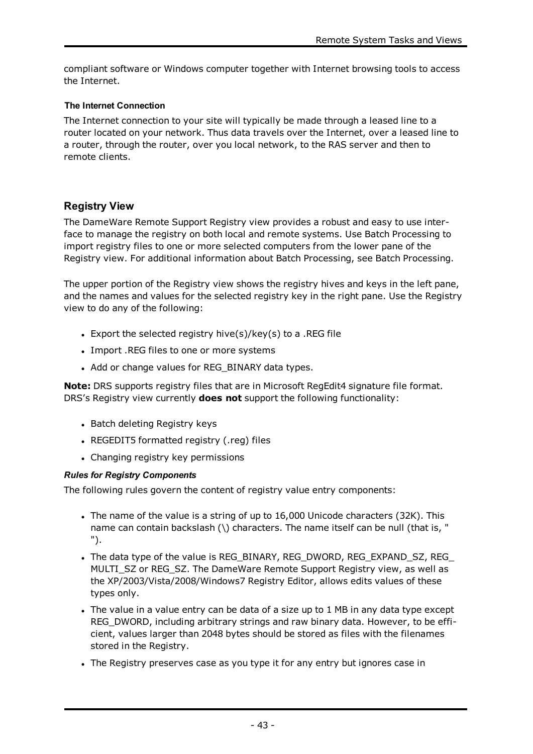compliant software or Windows computer together with Internet browsing tools to access the Internet.

#### The Internet Connection

The Internet connection to your site will typically be made through a leased line to a router located on your network. Thus data travels over the Internet, over a leased line to a router, through the router, over you local network, to the RAS server and then to remote clients.

## Registry View

The DameWare Remote Support Registry view provides a robust and easy to use interface to manage the registry on both local and remote systems. Use Batch Processing to import registry files to one or more selected computers from the lower pane of the Registry view. For additional information about Batch Processing, see Batch Processing.

The upper portion of the Registry view shows the registry hives and keys in the left pane, and the names and values for the selected registry key in the right pane. Use the Registry view to do any of the following:

- Export the selected registry hive(s)/key(s) to a .REG file
- Import .REG files to one or more systems
- Add or change values for REG_BINARY data types.

**Note:** DRS supports registry files that are in Microsoft RegEdit4 signature file format. DRS's Registry view currently **does not** support the following functionality:

- Batch deleting Registry keys
- REGEDIT5 formatted registry (.reg) files
- Changing registry key permissions

#### *Rules for Registry Components*

The following rules govern the content of registry value entry components:

- The name of the value is a string of up to 16,000 Unicode characters (32K). This name can contain backslash (\) characters. The name itself can be null (that is, " ").
- The data type of the value is REG_BINARY, REG_DWORD, REG_EXPAND_SZ, REG_MULTI_SZ or REG_SZ. The DameWare Remote Support Registry view, as well as the XP/2003/Vista/2008/Windows7 Registry Editor, allows edits values of these types only.
- The value in a value entry can be data of a size up to 1 MB in any data type except REG_DWORD, including arbitrary strings and raw binary data. However, to be efficient, values larger than 2048 bytes should be stored as files with the filenames stored in the Registry.
- The Registry preserves case as you type it for any entry but ignores case in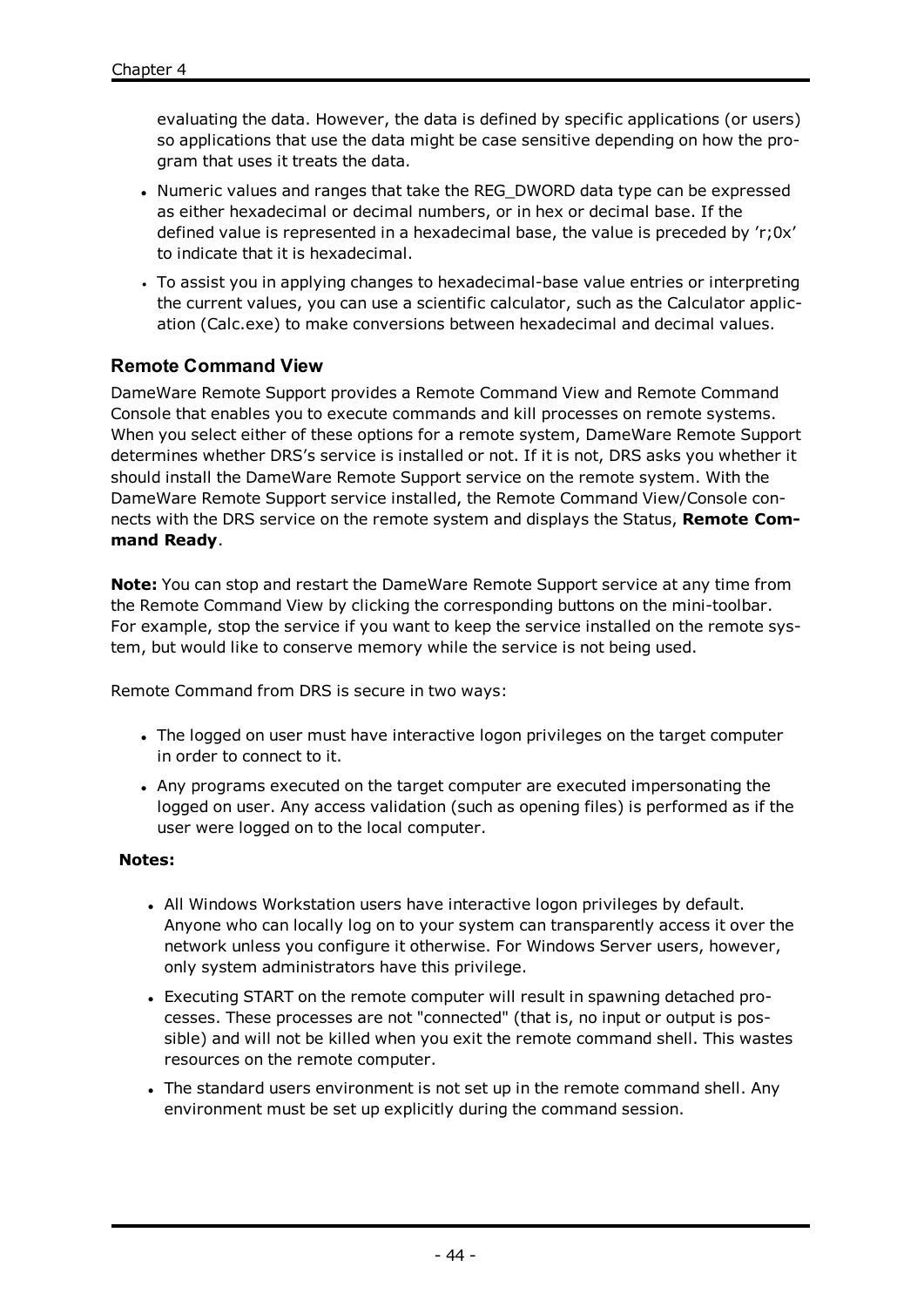evaluating the data. However, the data is defined by specific applications (or users) so applications that use the data might be case sensitive depending on how the program that uses it treats the data.

- Numeric values and ranges that take the REG_DWORD data type can be expressed as either hexadecimal or decimal numbers, or in hex or decimal base. If the defined value is represented in a hexadecimal base, the value is preceded by 'r;0x' to indicate that it is hexadecimal.
- To assist you in applying changes to hexadecimal-base value entries or interpreting the current values, you can use a scientific calculator, such as the Calculator application (Calc.exe) to make conversions between hexadecimal and decimal values.

### Remote Command View

DameWare Remote Support provides a Remote Command View and Remote Command Console that enables you to execute commands and kill processes on remote systems. When you select either of these options for a remote system, DameWare Remote Support determines whether DRS's service is installed or not. If it is not, DRS asks you whether it should install the DameWare Remote Support service on the remote system. With the DameWare Remote Support service installed, the Remote Command View/Console connects with the DRS service on the remote system and displays the Status, **Remote Command Ready**.

**Note:** You can stop and restart the DameWare Remote Support service at any time from the Remote Command View by clicking the corresponding buttons on the mini-toolbar. For example, stop the service if you want to keep the service installed on the remote system, but would like to conserve memory while the service is not being used.

Remote Command from DRS is secure in two ways:

- The logged on user must have interactive logon privileges on the target computer in order to connect to it.
- Any programs executed on the target computer are executed impersonating the logged on user. Any access validation (such as opening files) is performed as if the user were logged on to the local computer.

**Notes:**

- All Windows Workstation users have interactive logon privileges by default. Anyone who can locally log on to your system can transparently access it over the network unless you configure it otherwise. For Windows Server users, however, only system administrators have this privilege.
- Executing START on the remote computer will result in spawning detached processes. These processes are not "connected" (that is, no input or output is possible) and will not be killed when you exit the remote command shell. This wastes resources on the remote computer.
- The standard users environment is not set up in the remote command shell. Any environment must be set up explicitly during the command session.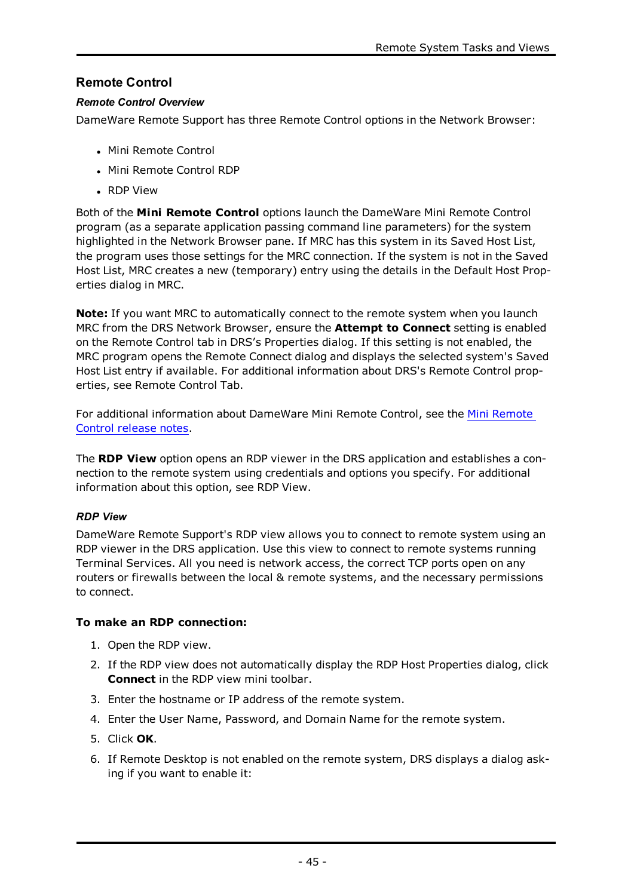## Remote Control

### *Remote Control Overview*

DameWare Remote Support has three Remote Control options in the Network Browser:

- Mini Remote Control
- Mini Remote Control RDP
- RDP View

Both of the **Mini Remote Control** options launch the DameWare Mini Remote Control program (as a separate application passing command line parameters) for the system highlighted in the Network Browser pane. If MRC has this system in its Saved Host List, the program uses those settings for the MRC connection. If the system is not in the Saved Host List, MRC creates a new (temporary) entry using the details in the Default Host Properties dialog in MRC.

**Note:** If you want MRC to automatically connect to the remote system when you launch MRC from the DRS Network Browser, ensure the **Attempt to Connect** setting is enabled on the Remote Control tab in DRS's Properties dialog. If this setting is not enabled, the MRC program opens the Remote Connect dialog and displays the selected system's Saved Host List entry if available. For additional information about DRS's Remote Control properties, see Remote Control Tab.

For additional information about DameWare Mini Remote Control, see the [Mini Remote Control release notes](Mini Remote Control release notes).

The **RDP View** option opens an RDP viewer in the DRS application and establishes a connection to the remote system using credentials and options you specify. For additional information about this option, see RDP View.

### *RDP View*

DameWare Remote Support's RDP view allows you to connect to remote system using an RDP viewer in the DRS application. Use this view to connect to remote systems running Terminal Services. All you need is network access, the correct TCP ports open on any routers or firewalls between the local & remote systems, and the necessary permissions to connect.

**To make an RDP connection:**

1. Open the RDP view.
2. If the RDP view does not automatically display the RDP Host Properties dialog, click **Connect** in the RDP view mini toolbar.
3. Enter the hostname or IP address of the remote system.
4. Enter the User Name, Password, and Domain Name for the remote system.
5. Click **OK**.
6. If Remote Desktop is not enabled on the remote system, DRS displays a dialog asking if you want to enable it: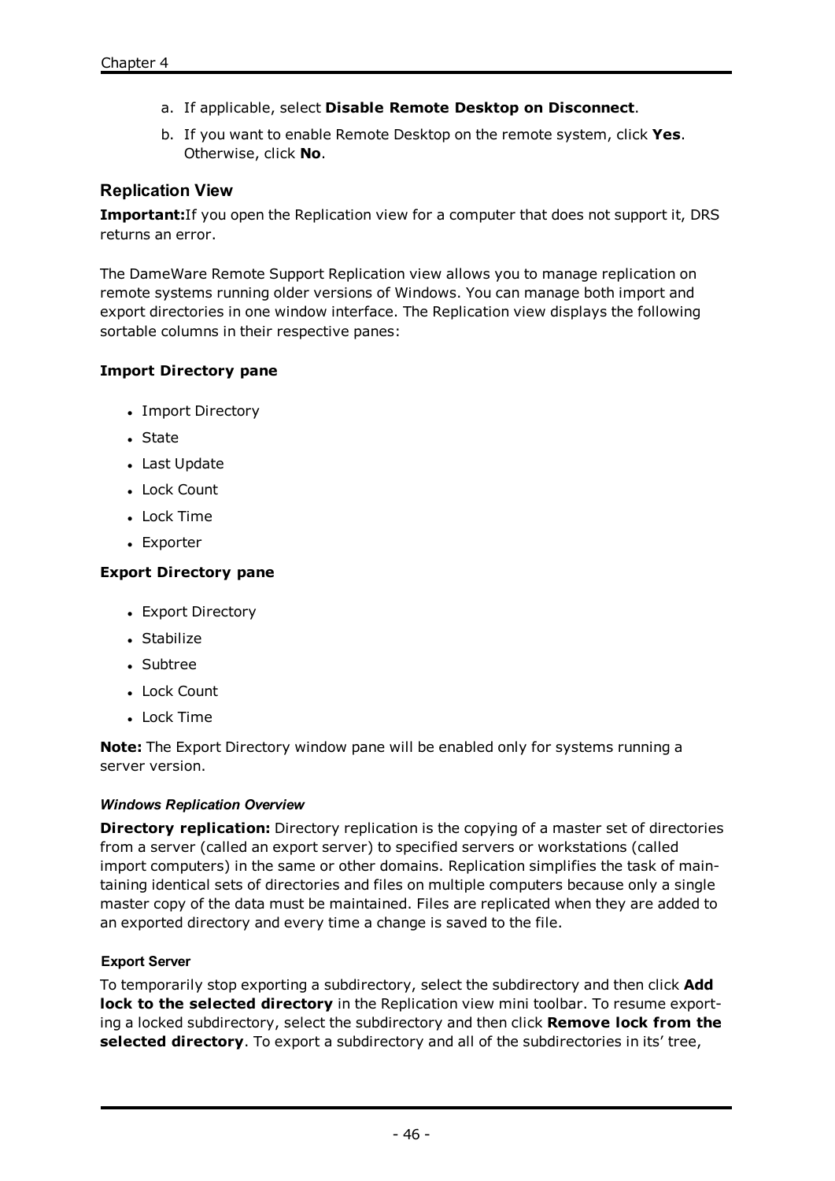a. If applicable, select **Disable Remote Desktop on Disconnect**.

b. If you want to enable Remote Desktop on the remote system, click **Yes**. Otherwise, click **No**.

## Replication View

**Important:**If you open the Replication view for a computer that does not support it, DRS returns an error.

The DameWare Remote Support Replication view allows you to manage replication on remote systems running older versions of Windows. You can manage both import and export directories in one window interface. The Replication view displays the following sortable columns in their respective panes:

**Import Directory pane**

- Import Directory
- State
- Last Update
- Lock Count
- Lock Time
- Exporter

**Export Directory pane**

- Export Directory
- Stabilize
- Subtree
- Lock Count
- Lock Time

**Note:** The Export Directory window pane will be enabled only for systems running a server version.

#### *Windows Replication Overview*

**Directory replication:** Directory replication is the copying of a master set of directories from a server (called an export server) to specified servers or workstations (called import computers) in the same or other domains. Replication simplifies the task of maintaining identical sets of directories and files on multiple computers because only a single master copy of the data must be maintained. Files are replicated when they are added to an exported directory and every time a change is saved to the file.

#### Export Server

To temporarily stop exporting a subdirectory, select the subdirectory and then click **Add lock to the selected directory** in the Replication view mini toolbar. To resume exporting a locked subdirectory, select the subdirectory and then click **Remove lock from the selected directory**. To export a subdirectory and all of the subdirectories in its' tree,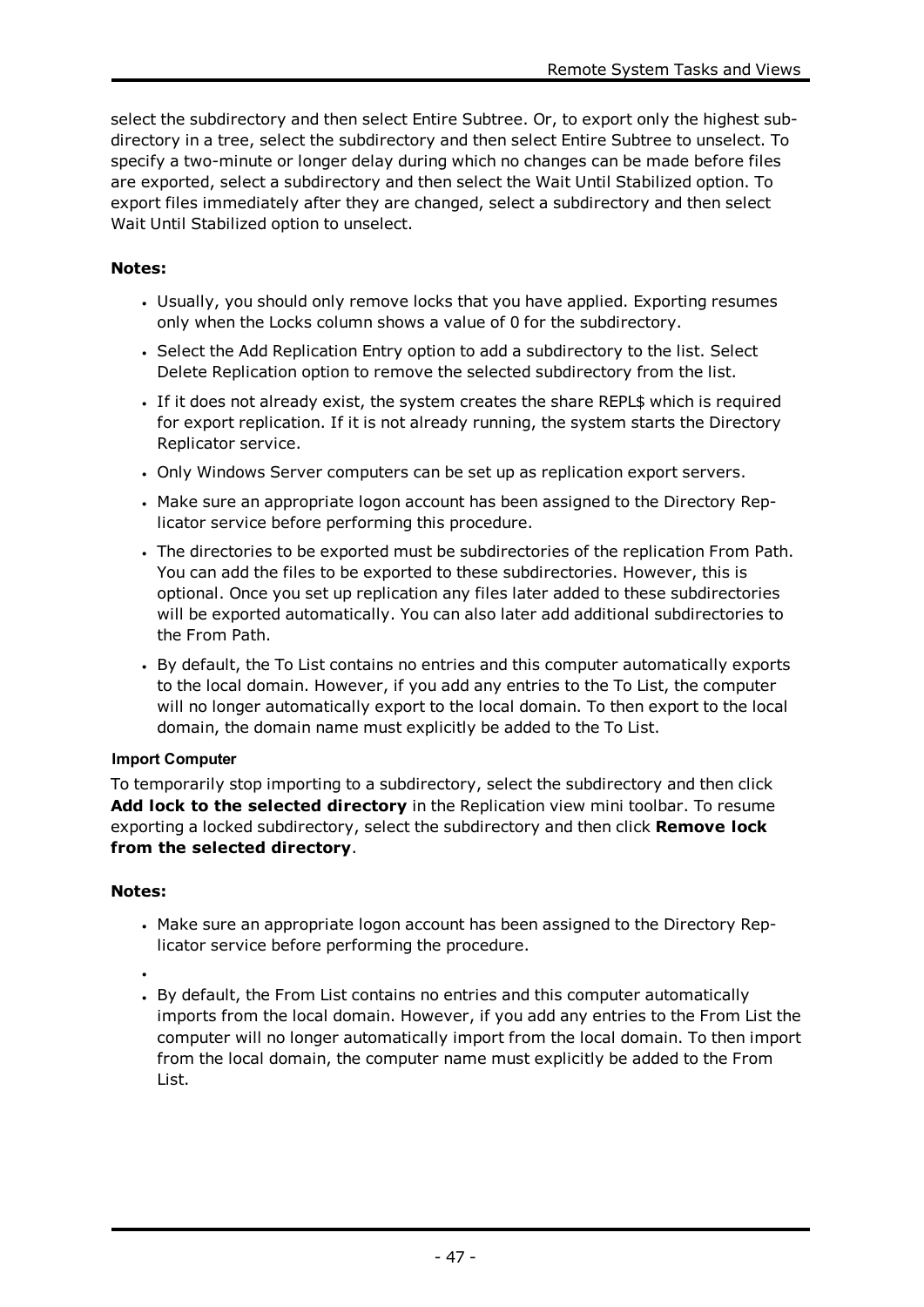select the subdirectory and then select Entire Subtree. Or, to export only the highest subdirectory in a tree, select the subdirectory and then select Entire Subtree to unselect. To specify a two-minute or longer delay during which no changes can be made before files are exported, select a subdirectory and then select the Wait Until Stabilized option. To export files immediately after they are changed, select a subdirectory and then select Wait Until Stabilized option to unselect.

**Notes:**

- Usually, you should only remove locks that you have applied. Exporting resumes only when the Locks column shows a value of 0 for the subdirectory.
- Select the Add Replication Entry option to add a subdirectory to the list. Select Delete Replication option to remove the selected subdirectory from the list.
- If it does not already exist, the system creates the share REPL$ which is required for export replication. If it is not already running, the system starts the Directory Replicator service.
- Only Windows Server computers can be set up as replication export servers.
- Make sure an appropriate logon account has been assigned to the Directory Replicator service before performing this procedure.
- The directories to be exported must be subdirectories of the replication From Path. You can add the files to be exported to these subdirectories. However, this is optional. Once you set up replication any files later added to these subdirectories will be exported automatically. You can also later add additional subdirectories to the From Path.
- By default, the To List contains no entries and this computer automatically exports to the local domain. However, if you add any entries to the To List, the computer will no longer automatically export to the local domain. To then export to the local domain, the domain name must explicitly be added to the To List.

#### Import Computer

To temporarily stop importing to a subdirectory, select the subdirectory and then click **Add lock to the selected directory** in the Replication view mini toolbar. To resume exporting a locked subdirectory, select the subdirectory and then click **Remove lock from the selected directory**.

**Notes:**

- Make sure an appropriate logon account has been assigned to the Directory Replicator service before performing the procedure.
- 
- By default, the From List contains no entries and this computer automatically imports from the local domain. However, if you add any entries to the From List the computer will no longer automatically import from the local domain. To then import from the local domain, the computer name must explicitly be added to the From List.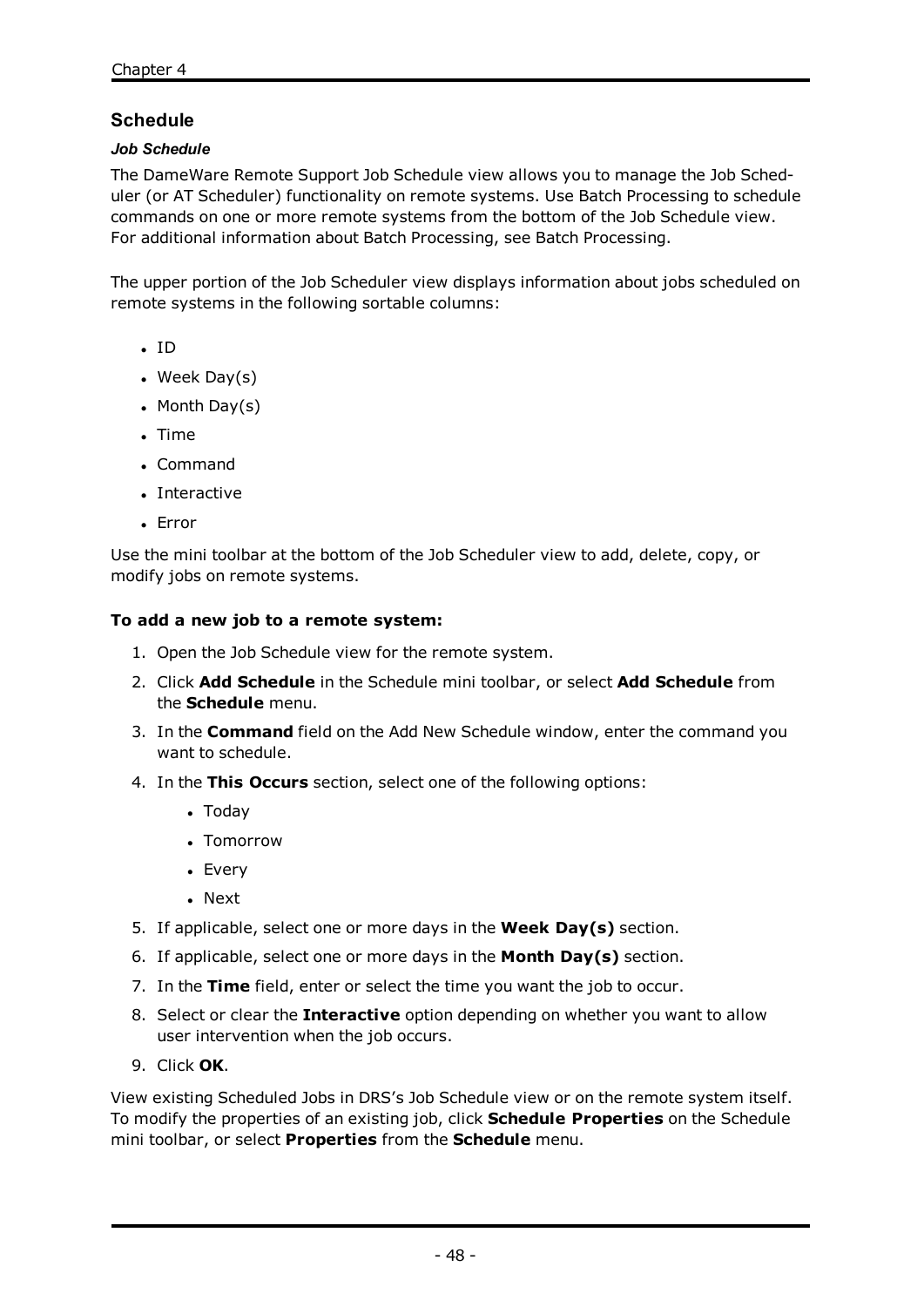## Schedule

### *Job Schedule*

The DameWare Remote Support Job Schedule view allows you to manage the Job Scheduler (or AT Scheduler) functionality on remote systems. Use Batch Processing to schedule commands on one or more remote systems from the bottom of the Job Schedule view. For additional information about Batch Processing, see Batch Processing.

The upper portion of the Job Scheduler view displays information about jobs scheduled on remote systems in the following sortable columns:

- ID
- Week Day(s)
- Month Day(s)
- Time
- Command
- Interactive
- Error

Use the mini toolbar at the bottom of the Job Scheduler view to add, delete, copy, or modify jobs on remote systems.

**To add a new job to a remote system:**

1. Open the Job Schedule view for the remote system.
2. Click **Add Schedule** in the Schedule mini toolbar, or select **Add Schedule** from the **Schedule** menu.
3. In the **Command** field on the Add New Schedule window, enter the command you want to schedule.
4. In the **This Occurs** section, select one of the following options:
   - Today
   - Tomorrow
   - Every
   - Next
5. If applicable, select one or more days in the **Week Day(s)** section.
6. If applicable, select one or more days in the **Month Day(s)** section.
7. In the **Time** field, enter or select the time you want the job to occur.
8. Select or clear the **Interactive** option depending on whether you want to allow user intervention when the job occurs.
9. Click **OK**.

View existing Scheduled Jobs in DRS's Job Schedule view or on the remote system itself. To modify the properties of an existing job, click **Schedule Properties** on the Schedule mini toolbar, or select **Properties** from the **Schedule** menu.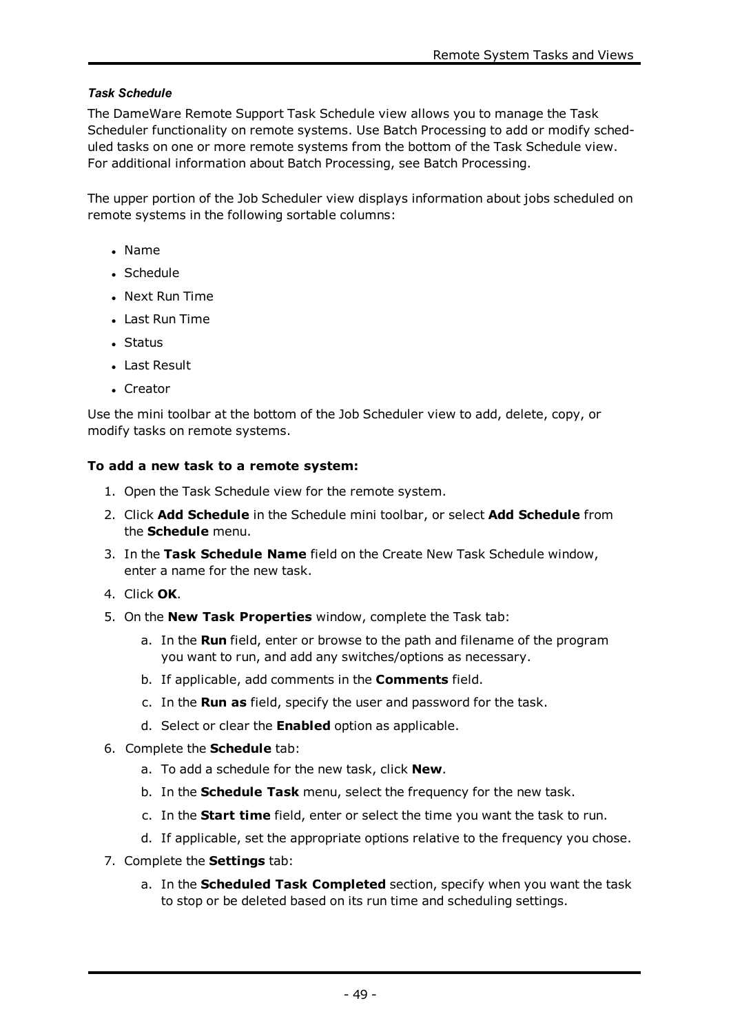*Task Schedule*

The DameWare Remote Support Task Schedule view allows you to manage the Task Scheduler functionality on remote systems. Use Batch Processing to add or modify scheduled tasks on one or more remote systems from the bottom of the Task Schedule view. For additional information about Batch Processing, see Batch Processing.

The upper portion of the Job Scheduler view displays information about jobs scheduled on remote systems in the following sortable columns:

- Name
- Schedule
- Next Run Time
- Last Run Time
- Status
- Last Result
- Creator

Use the mini toolbar at the bottom of the Job Scheduler view to add, delete, copy, or modify tasks on remote systems.

**To add a new task to a remote system:**

1. Open the Task Schedule view for the remote system.
2. Click **Add Schedule** in the Schedule mini toolbar, or select **Add Schedule** from the **Schedule** menu.
3. In the **Task Schedule Name** field on the Create New Task Schedule window, enter a name for the new task.
4. Click **OK**.
5. On the **New Task Properties** window, complete the Task tab:
   a. In the **Run** field, enter or browse to the path and filename of the program you want to run, and add any switches/options as necessary.
   b. If applicable, add comments in the **Comments** field.
   c. In the **Run as** field, specify the user and password for the task.
   d. Select or clear the **Enabled** option as applicable.
6. Complete the **Schedule** tab:
   a. To add a schedule for the new task, click **New**.
   b. In the **Schedule Task** menu, select the frequency for the new task.
   c. In the **Start time** field, enter or select the time you want the task to run.
   d. If applicable, set the appropriate options relative to the frequency you chose.
7. Complete the **Settings** tab:
   a. In the **Scheduled Task Completed** section, specify when you want the task to stop or be deleted based on its run time and scheduling settings.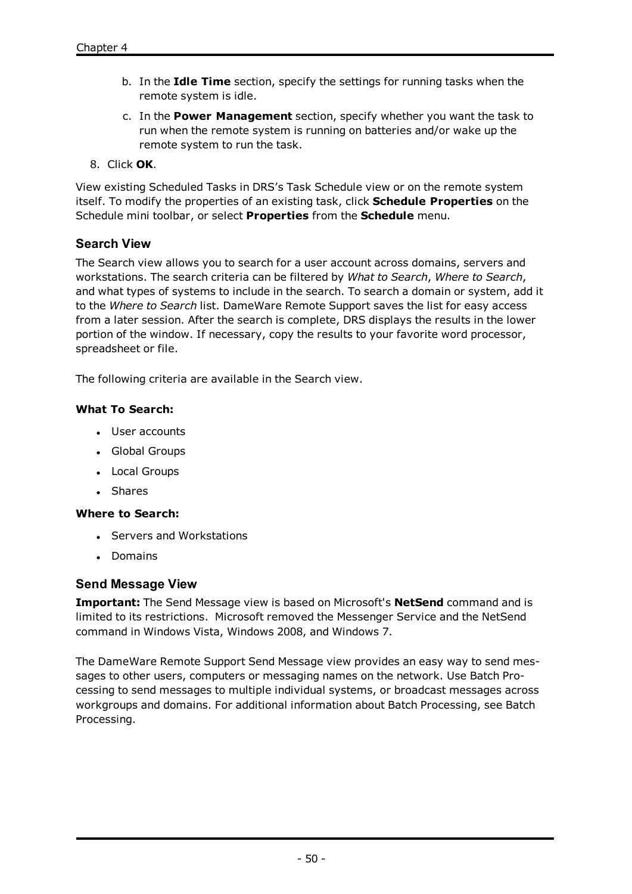b. In the **Idle Time** section, specify the settings for running tasks when the remote system is idle.

c. In the **Power Management** section, specify whether you want the task to run when the remote system is running on batteries and/or wake up the remote system to run the task.

8. Click **OK**.

View existing Scheduled Tasks in DRS's Task Schedule view or on the remote system itself. To modify the properties of an existing task, click **Schedule Properties** on the Schedule mini toolbar, or select **Properties** from the **Schedule** menu.

### Search View

The Search view allows you to search for a user account across domains, servers and workstations. The search criteria can be filtered by *What to Search*, *Where to Search*, and what types of systems to include in the search. To search a domain or system, add it to the *Where to Search* list. DameWare Remote Support saves the list for easy access from a later session. After the search is complete, DRS displays the results in the lower portion of the window. If necessary, copy the results to your favorite word processor, spreadsheet or file.

The following criteria are available in the Search view.

**What To Search:**

- User accounts
- Global Groups
- Local Groups
- Shares

**Where to Search:**

- Servers and Workstations
- Domains

### Send Message View

**Important:** The Send Message view is based on Microsoft's **NetSend** command and is limited to its restrictions. Microsoft removed the Messenger Service and the NetSend command in Windows Vista, Windows 2008, and Windows 7.

The DameWare Remote Support Send Message view provides an easy way to send messages to other users, computers or messaging names on the network. Use Batch Processing to send messages to multiple individual systems, or broadcast messages across workgroups and domains. For additional information about Batch Processing, see Batch Processing.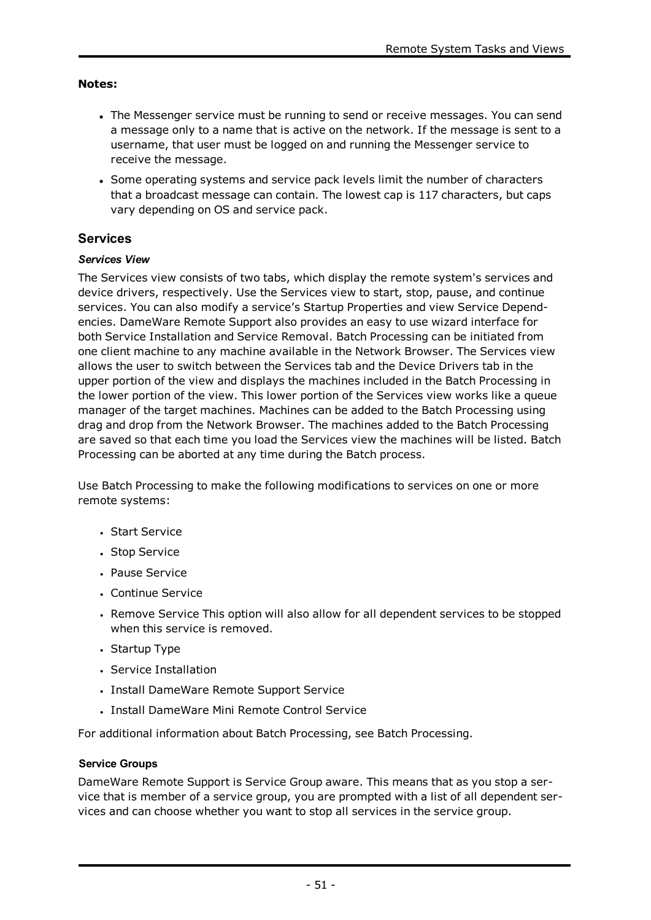**Notes:**

- The Messenger service must be running to send or receive messages. You can send a message only to a name that is active on the network. If the message is sent to a username, that user must be logged on and running the Messenger service to receive the message.
- Some operating systems and service pack levels limit the number of characters that a broadcast message can contain. The lowest cap is 117 characters, but caps vary depending on OS and service pack.

## Services

### *Services View*

The Services view consists of two tabs, which display the remote system's services and device drivers, respectively. Use the Services view to start, stop, pause, and continue services. You can also modify a service's Startup Properties and view Service Dependencies. DameWare Remote Support also provides an easy to use wizard interface for both Service Installation and Service Removal. Batch Processing can be initiated from one client machine to any machine available in the Network Browser. The Services view allows the user to switch between the Services tab and the Device Drivers tab in the upper portion of the view and displays the machines included in the Batch Processing in the lower portion of the view. This lower portion of the Services view works like a queue manager of the target machines. Machines can be added to the Batch Processing using drag and drop from the Network Browser. The machines added to the Batch Processing are saved so that each time you load the Services view the machines will be listed. Batch Processing can be aborted at any time during the Batch process.

Use Batch Processing to make the following modifications to services on one or more remote systems:

- Start Service
- Stop Service
- Pause Service
- Continue Service
- Remove Service This option will also allow for all dependent services to be stopped when this service is removed.
- Startup Type
- Service Installation
- Install DameWare Remote Support Service
- Install DameWare Mini Remote Control Service

For additional information about Batch Processing, see Batch Processing.

#### Service Groups

DameWare Remote Support is Service Group aware. This means that as you stop a service that is member of a service group, you are prompted with a list of all dependent services and can choose whether you want to stop all services in the service group.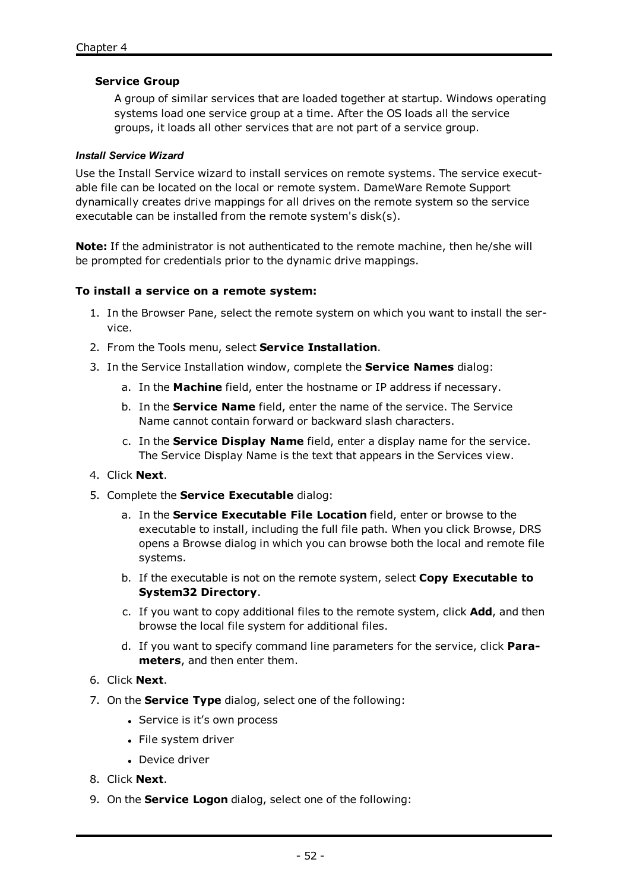**Service Group**

A group of similar services that are loaded together at startup. Windows operating systems load one service group at a time. After the OS loads all the service groups, it loads all other services that are not part of a service group.

*Install Service Wizard*

Use the Install Service wizard to install services on remote systems. The service executable file can be located on the local or remote system. DameWare Remote Support dynamically creates drive mappings for all drives on the remote system so the service executable can be installed from the remote system's disk(s).

**Note:** If the administrator is not authenticated to the remote machine, then he/she will be prompted for credentials prior to the dynamic drive mappings.

**To install a service on a remote system:**

1. In the Browser Pane, select the remote system on which you want to install the service.
2. From the Tools menu, select **Service Installation**.
3. In the Service Installation window, complete the **Service Names** dialog:
   a. In the **Machine** field, enter the hostname or IP address if necessary.
   b. In the **Service Name** field, enter the name of the service. The Service Name cannot contain forward or backward slash characters.
   c. In the **Service Display Name** field, enter a display name for the service. The Service Display Name is the text that appears in the Services view.
4. Click **Next**.
5. Complete the **Service Executable** dialog:
   a. In the **Service Executable File Location** field, enter or browse to the executable to install, including the full file path. When you click Browse, DRS opens a Browse dialog in which you can browse both the local and remote file systems.
   b. If the executable is not on the remote system, select **Copy Executable to System32 Directory**.
   c. If you want to copy additional files to the remote system, click **Add**, and then browse the local file system for additional files.
   d. If you want to specify command line parameters for the service, click **Parameters**, and then enter them.
6. Click **Next**.
7. On the **Service Type** dialog, select one of the following:
   - Service is it's own process
   - File system driver
   - Device driver
8. Click **Next**.
9. On the **Service Logon** dialog, select one of the following: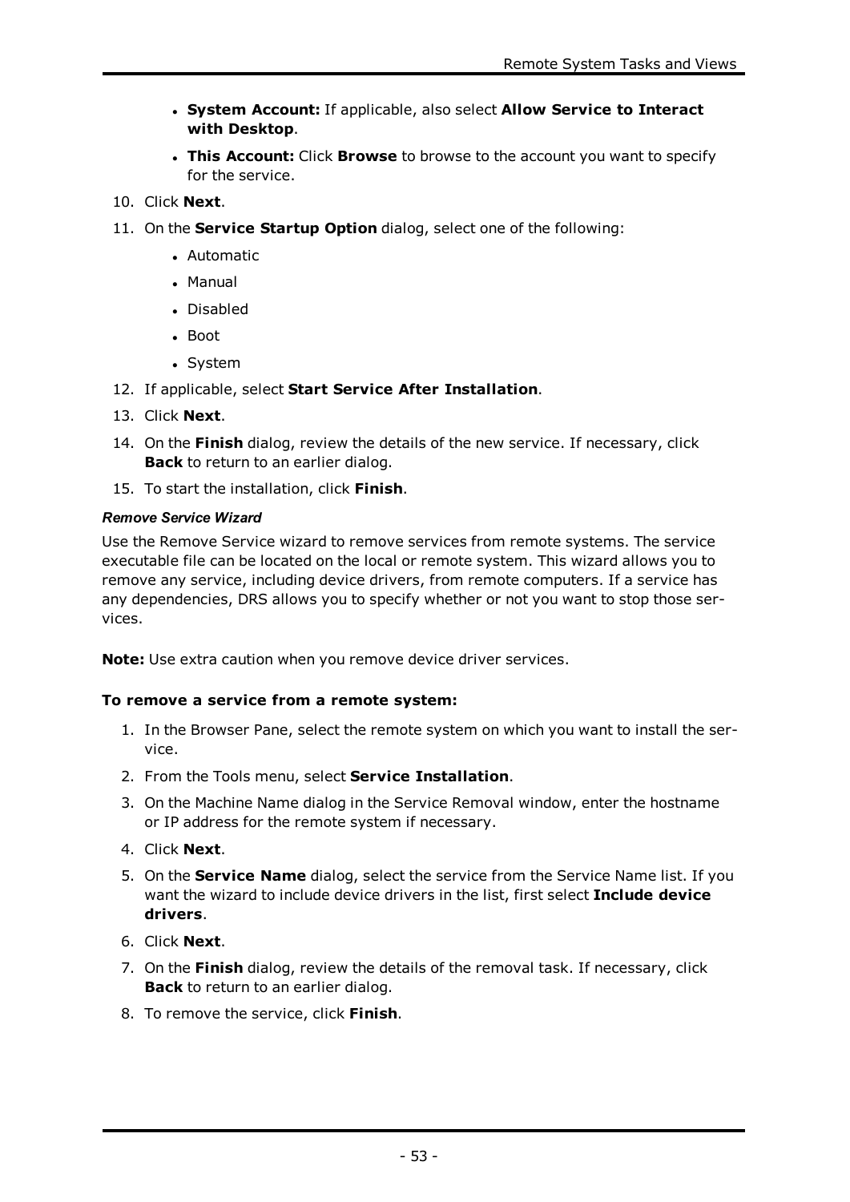- **System Account:** If applicable, also select **Allow Service to Interact with Desktop**.
- **This Account:** Click **Browse** to browse to the account you want to specify for the service.

10. Click **Next**.
11. On the **Service Startup Option** dialog, select one of the following:
    - Automatic
    - Manual
    - Disabled
    - Boot
    - System
12. If applicable, select **Start Service After Installation**.
13. Click **Next**.
14. On the **Finish** dialog, review the details of the new service. If necessary, click **Back** to return to an earlier dialog.
15. To start the installation, click **Finish**.

#### *Remove Service Wizard*

Use the Remove Service wizard to remove services from remote systems. The service executable file can be located on the local or remote system. This wizard allows you to remove any service, including device drivers, from remote computers. If a service has any dependencies, DRS allows you to specify whether or not you want to stop those services.

**Note:** Use extra caution when you remove device driver services.

**To remove a service from a remote system:**

1. In the Browser Pane, select the remote system on which you want to install the service.
2. From the Tools menu, select **Service Installation**.
3. On the Machine Name dialog in the Service Removal window, enter the hostname or IP address for the remote system if necessary.
4. Click **Next**.
5. On the **Service Name** dialog, select the service from the Service Name list. If you want the wizard to include device drivers in the list, first select **Include device drivers**.
6. Click **Next**.
7. On the **Finish** dialog, review the details of the removal task. If necessary, click **Back** to return to an earlier dialog.
8. To remove the service, click **Finish**.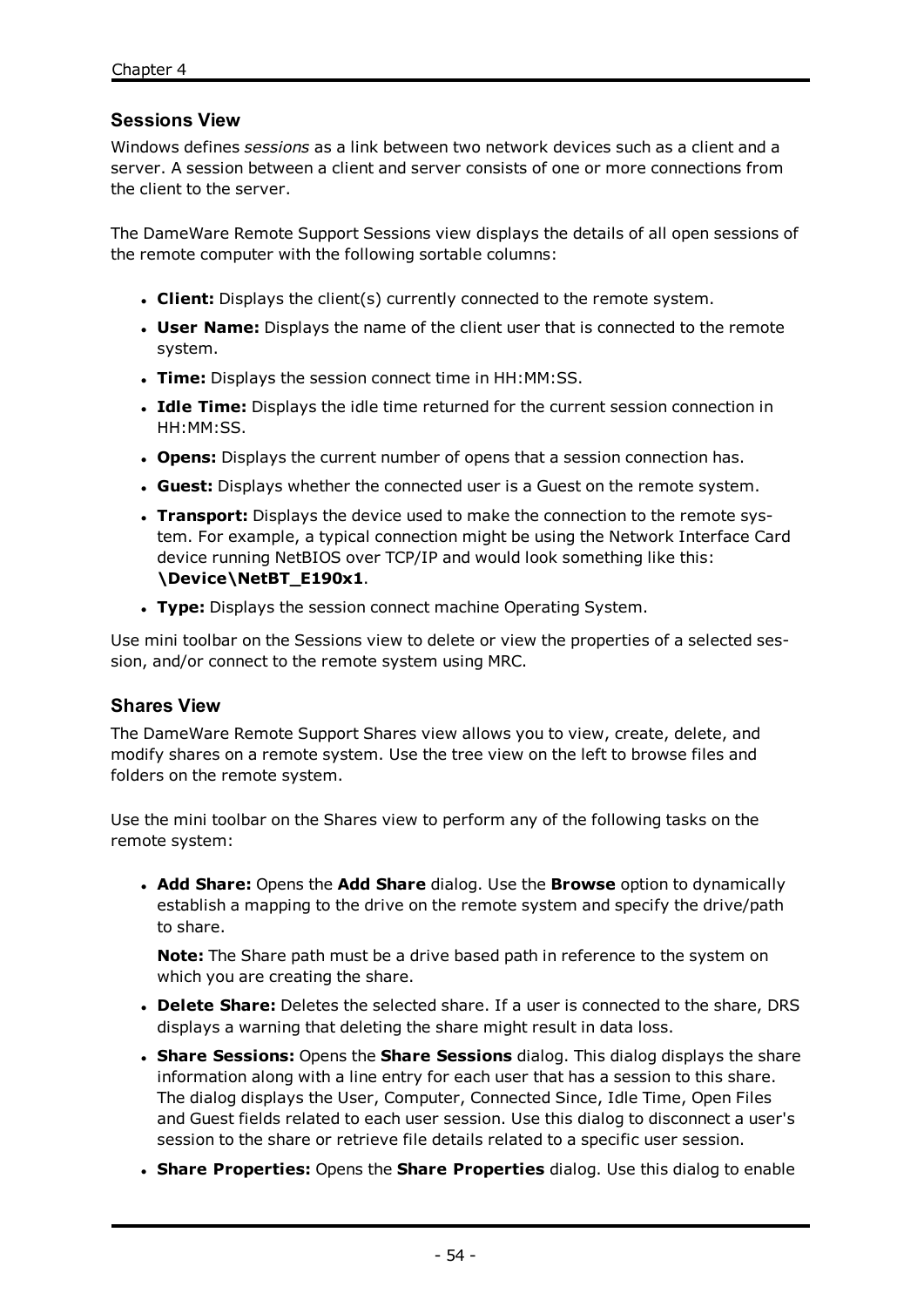## Sessions View

Windows defines *sessions* as a link between two network devices such as a client and a server. A session between a client and server consists of one or more connections from the client to the server.

The DameWare Remote Support Sessions view displays the details of all open sessions of the remote computer with the following sortable columns:

- **Client:** Displays the client(s) currently connected to the remote system.
- **User Name:** Displays the name of the client user that is connected to the remote system.
- **Time:** Displays the session connect time in HH:MM:SS.
- **Idle Time:** Displays the idle time returned for the current session connection in HH:MM:SS.
- **Opens:** Displays the current number of opens that a session connection has.
- **Guest:** Displays whether the connected user is a Guest on the remote system.
- **Transport:** Displays the device used to make the connection to the remote system. For example, a typical connection might be using the Network Interface Card device running NetBIOS over TCP/IP and would look something like this: **\Device\NetBT_E190x1**.
- **Type:** Displays the session connect machine Operating System.

Use mini toolbar on the Sessions view to delete or view the properties of a selected session, and/or connect to the remote system using MRC.

## Shares View

The DameWare Remote Support Shares view allows you to view, create, delete, and modify shares on a remote system. Use the tree view on the left to browse files and folders on the remote system.

Use the mini toolbar on the Shares view to perform any of the following tasks on the remote system:

- **Add Share:** Opens the **Add Share** dialog. Use the **Browse** option to dynamically establish a mapping to the drive on the remote system and specify the drive/path to share.

  **Note:** The Share path must be a drive based path in reference to the system on which you are creating the share.

- **Delete Share:** Deletes the selected share. If a user is connected to the share, DRS displays a warning that deleting the share might result in data loss.
- **Share Sessions:** Opens the **Share Sessions** dialog. This dialog displays the share information along with a line entry for each user that has a session to this share. The dialog displays the User, Computer, Connected Since, Idle Time, Open Files and Guest fields related to each user session. Use this dialog to disconnect a user's session to the share or retrieve file details related to a specific user session.
- **Share Properties:** Opens the **Share Properties** dialog. Use this dialog to enable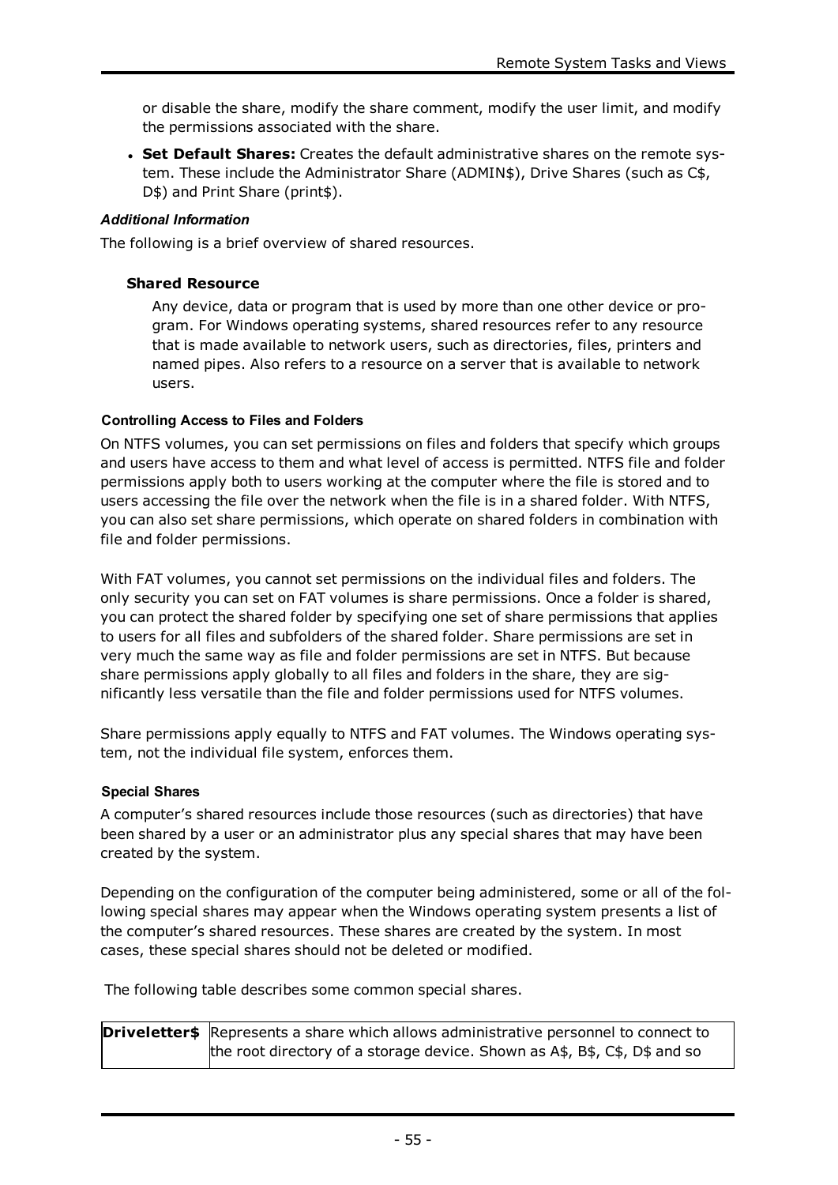or disable the share, modify the share comment, modify the user limit, and modify the permissions associated with the share.

- **Set Default Shares:** Creates the default administrative shares on the remote system. These include the Administrator Share (ADMIN$), Drive Shares (such as C$, D$) and Print Share (print$).

***Additional Information***

The following is a brief overview of shared resources.

**Shared Resource**

Any device, data or program that is used by more than one other device or program. For Windows operating systems, shared resources refer to any resource that is made available to network users, such as directories, files, printers and named pipes. Also refers to a resource on a server that is available to network users.

**Controlling Access to Files and Folders**

On NTFS volumes, you can set permissions on files and folders that specify which groups and users have access to them and what level of access is permitted. NTFS file and folder permissions apply both to users working at the computer where the file is stored and to users accessing the file over the network when the file is in a shared folder. With NTFS, you can also set share permissions, which operate on shared folders in combination with file and folder permissions.

With FAT volumes, you cannot set permissions on the individual files and folders. The only security you can set on FAT volumes is share permissions. Once a folder is shared, you can protect the shared folder by specifying one set of share permissions that applies to users for all files and subfolders of the shared folder. Share permissions are set in very much the same way as file and folder permissions are set in NTFS. But because share permissions apply globally to all files and folders in the share, they are significantly less versatile than the file and folder permissions used for NTFS volumes.

Share permissions apply equally to NTFS and FAT volumes. The Windows operating system, not the individual file system, enforces them.

**Special Shares**

A computer's shared resources include those resources (such as directories) that have been shared by a user or an administrator plus any special shares that may have been created by the system.

Depending on the configuration of the computer being administered, some or all of the following special shares may appear when the Windows operating system presents a list of the computer's shared resources. These shares are created by the system. In most cases, these special shares should not be deleted or modified.

The following table describes some common special shares.

| | |
|---|---|
| **Driveletter$** | Represents a share which allows administrative personnel to connect to the root directory of a storage device. Shown as A$, B$, C$, D$ and so |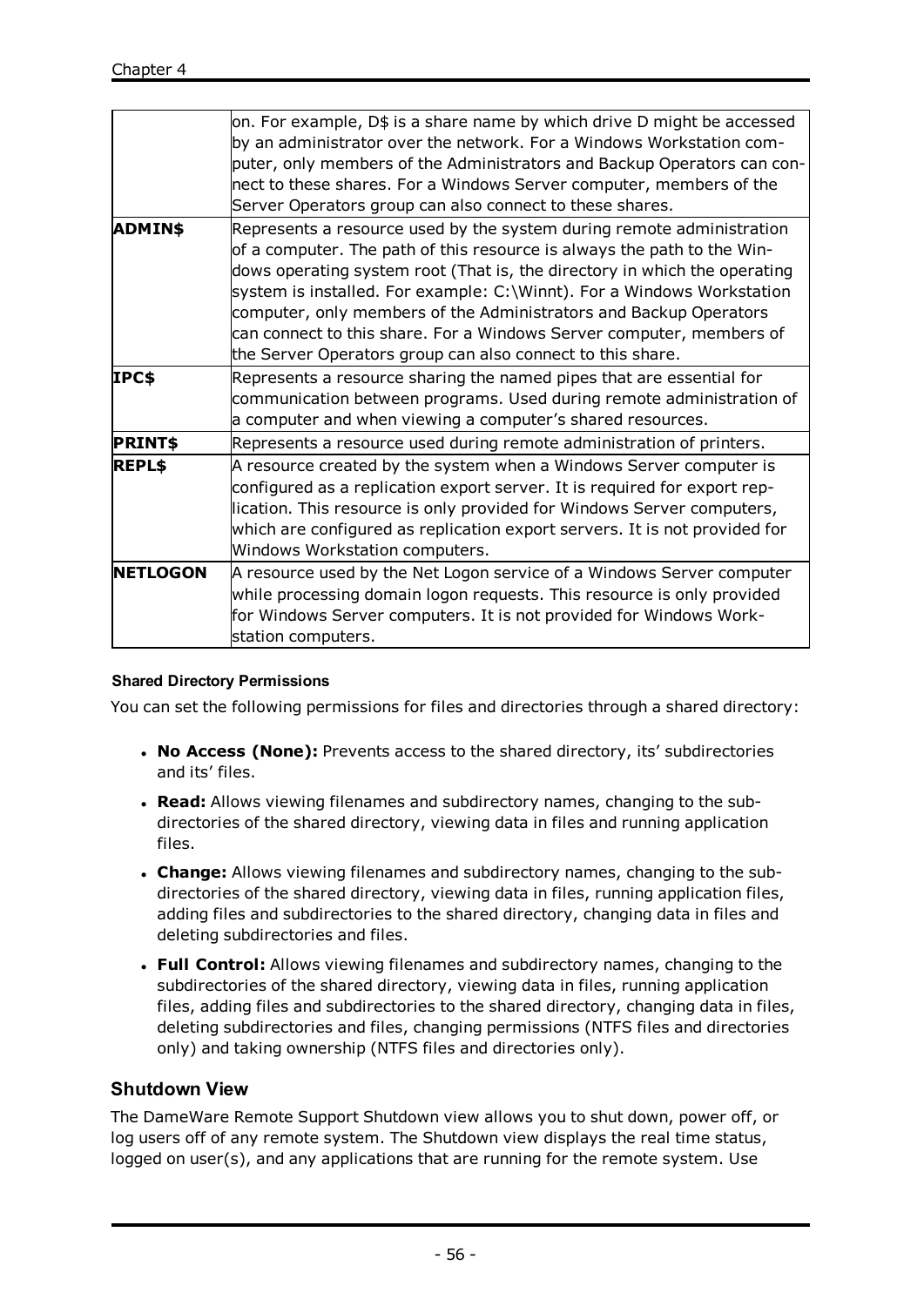| | |
|---|---|
| | on. For example, D$ is a share name by which drive D might be accessed by an administrator over the network. For a Windows Workstation computer, only members of the Administrators and Backup Operators can connect to these shares. For a Windows Server computer, members of the Server Operators group can also connect to these shares. |
| **ADMIN$** | Represents a resource used by the system during remote administration of a computer. The path of this resource is always the path to the Windows operating system root (That is, the directory in which the operating system is installed. For example: C:\Winnt). For a Windows Workstation computer, only members of the Administrators and Backup Operators can connect to this share. For a Windows Server computer, members of the Server Operators group can also connect to this share. |
| **IPC$** | Represents a resource sharing the named pipes that are essential for communication between programs. Used during remote administration of a computer and when viewing a computer's shared resources. |
| **PRINT$** | Represents a resource used during remote administration of printers. |
| **REPL$** | A resource created by the system when a Windows Server computer is configured as a replication export server. It is required for export replication. This resource is only provided for Windows Server computers, which are configured as replication export servers. It is not provided for Windows Workstation computers. |
| **NETLOGON** | A resource used by the Net Logon service of a Windows Server computer while processing domain logon requests. This resource is only provided for Windows Server computers. It is not provided for Windows Workstation computers. |

#### Shared Directory Permissions

You can set the following permissions for files and directories through a shared directory:

- **No Access (None):** Prevents access to the shared directory, its' subdirectories and its' files.
- **Read:** Allows viewing filenames and subdirectory names, changing to the subdirectories of the shared directory, viewing data in files and running application files.
- **Change:** Allows viewing filenames and subdirectory names, changing to the subdirectories of the shared directory, viewing data in files, running application files, adding files and subdirectories to the shared directory, changing data in files and deleting subdirectories and files.
- **Full Control:** Allows viewing filenames and subdirectory names, changing to the subdirectories of the shared directory, viewing data in files, running application files, adding files and subdirectories to the shared directory, changing data in files, deleting subdirectories and files, changing permissions (NTFS files and directories only) and taking ownership (NTFS files and directories only).

### Shutdown View

The DameWare Remote Support Shutdown view allows you to shut down, power off, or log users off of any remote system. The Shutdown view displays the real time status, logged on user(s), and any applications that are running for the remote system. Use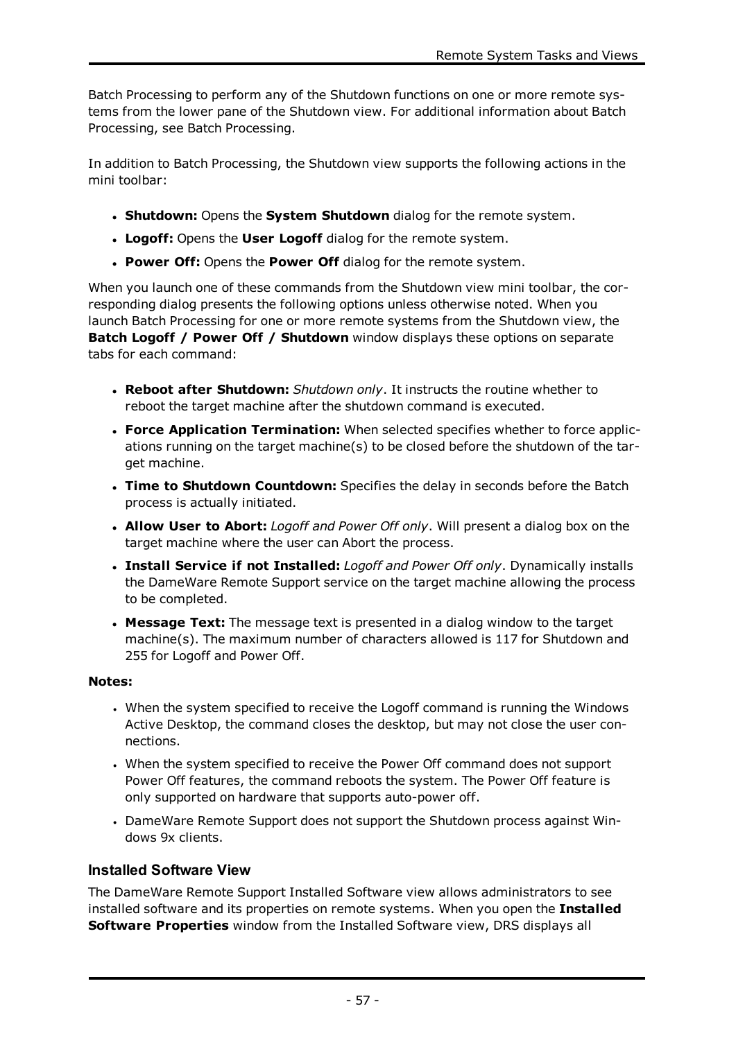Batch Processing to perform any of the Shutdown functions on one or more remote systems from the lower pane of the Shutdown view. For additional information about Batch Processing, see Batch Processing.

In addition to Batch Processing, the Shutdown view supports the following actions in the mini toolbar:

- **Shutdown:** Opens the **System Shutdown** dialog for the remote system.
- **Logoff:** Opens the **User Logoff** dialog for the remote system.
- **Power Off:** Opens the **Power Off** dialog for the remote system.

When you launch one of these commands from the Shutdown view mini toolbar, the corresponding dialog presents the following options unless otherwise noted. When you launch Batch Processing for one or more remote systems from the Shutdown view, the **Batch Logoff / Power Off / Shutdown** window displays these options on separate tabs for each command:

- **Reboot after Shutdown:** *Shutdown only*. It instructs the routine whether to reboot the target machine after the shutdown command is executed.
- **Force Application Termination:** When selected specifies whether to force applications running on the target machine(s) to be closed before the shutdown of the target machine.
- **Time to Shutdown Countdown:** Specifies the delay in seconds before the Batch process is actually initiated.
- **Allow User to Abort:** *Logoff and Power Off only*. Will present a dialog box on the target machine where the user can Abort the process.
- **Install Service if not Installed:** *Logoff and Power Off only*. Dynamically installs the DameWare Remote Support service on the target machine allowing the process to be completed.
- **Message Text:** The message text is presented in a dialog window to the target machine(s). The maximum number of characters allowed is 117 for Shutdown and 255 for Logoff and Power Off.

**Notes:**

- When the system specified to receive the Logoff command is running the Windows Active Desktop, the command closes the desktop, but may not close the user connections.
- When the system specified to receive the Power Off command does not support Power Off features, the command reboots the system. The Power Off feature is only supported on hardware that supports auto-power off.
- DameWare Remote Support does not support the Shutdown process against Windows 9x clients.

### Installed Software View

The DameWare Remote Support Installed Software view allows administrators to see installed software and its properties on remote systems. When you open the **Installed Software Properties** window from the Installed Software view, DRS displays all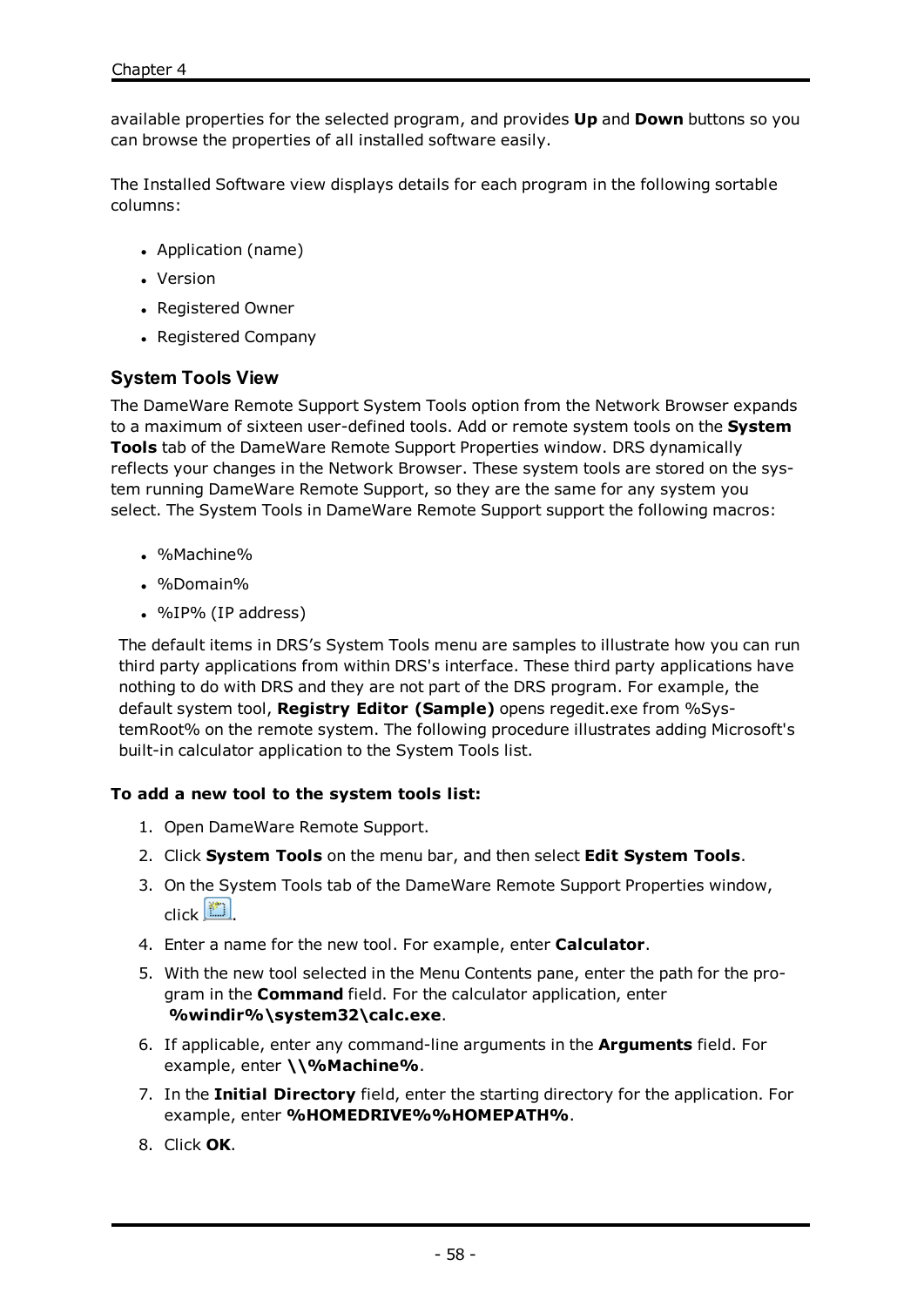available properties for the selected program, and provides **Up** and **Down** buttons so you can browse the properties of all installed software easily.

The Installed Software view displays details for each program in the following sortable columns:

- Application (name)
- Version
- Registered Owner
- Registered Company

### System Tools View

The DameWare Remote Support System Tools option from the Network Browser expands to a maximum of sixteen user-defined tools. Add or remote system tools on the **System Tools** tab of the DameWare Remote Support Properties window. DRS dynamically reflects your changes in the Network Browser. These system tools are stored on the system running DameWare Remote Support, so they are the same for any system you select. The System Tools in DameWare Remote Support support the following macros:

- %Machine%
- %Domain%
- %IP% (IP address)

The default items in DRS's System Tools menu are samples to illustrate how you can run third party applications from within DRS's interface. These third party applications have nothing to do with DRS and they are not part of the DRS program. For example, the default system tool, **Registry Editor (Sample)** opens regedit.exe from %SystemRoot% on the remote system. The following procedure illustrates adding Microsoft's built-in calculator application to the System Tools list.

**To add a new tool to the system tools list:**

1. Open DameWare Remote Support.
2. Click **System Tools** on the menu bar, and then select **Edit System Tools**.
3. On the System Tools tab of the DameWare Remote Support Properties window, click .
4. Enter a name for the new tool. For example, enter **Calculator**.
5. With the new tool selected in the Menu Contents pane, enter the path for the program in the **Command** field. For the calculator application, enter **%windir%\system32\calc.exe**.
6. If applicable, enter any command-line arguments in the **Arguments** field. For example, enter **\\%Machine%**.
7. In the **Initial Directory** field, enter the starting directory for the application. For example, enter **%HOMEDRIVE%%HOMEPATH%**.
8. Click **OK**.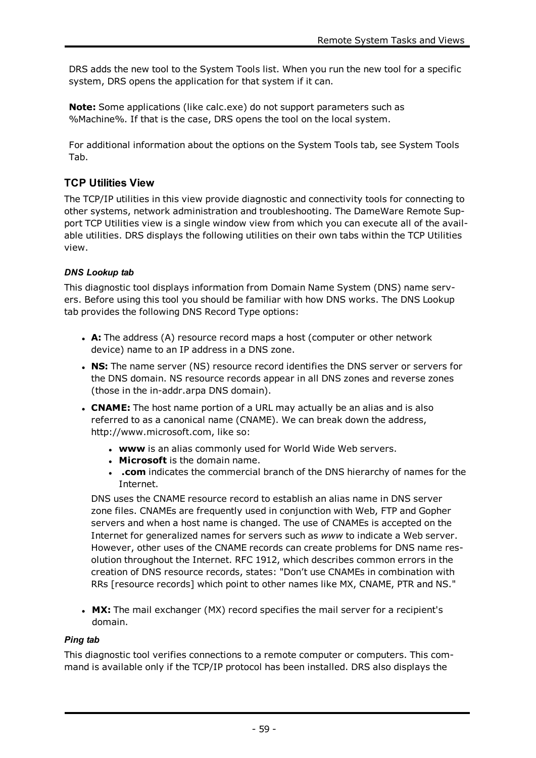DRS adds the new tool to the System Tools list. When you run the new tool for a specific system, DRS opens the application for that system if it can.

**Note:** Some applications (like calc.exe) do not support parameters such as %Machine%. If that is the case, DRS opens the tool on the local system.

For additional information about the options on the System Tools tab, see System Tools Tab.

### TCP Utilities View

The TCP/IP utilities in this view provide diagnostic and connectivity tools for connecting to other systems, network administration and troubleshooting. The DameWare Remote Support TCP Utilities view is a single window view from which you can execute all of the available utilities. DRS displays the following utilities on their own tabs within the TCP Utilities view.

#### *DNS Lookup tab*

This diagnostic tool displays information from Domain Name System (DNS) name servers. Before using this tool you should be familiar with how DNS works. The DNS Lookup tab provides the following DNS Record Type options:

- **A:** The address (A) resource record maps a host (computer or other network device) name to an IP address in a DNS zone.
- **NS:** The name server (NS) resource record identifies the DNS server or servers for the DNS domain. NS resource records appear in all DNS zones and reverse zones (those in the in-addr.arpa DNS domain).
- **CNAME:** The host name portion of a URL may actually be an alias and is also referred to as a canonical name (CNAME). We can break down the address, http://www.microsoft.com, like so:
  - **www** is an alias commonly used for World Wide Web servers.
  - **Microsoft** is the domain name.
  - **.com** indicates the commercial branch of the DNS hierarchy of names for the Internet.

  DNS uses the CNAME resource record to establish an alias name in DNS server zone files. CNAMEs are frequently used in conjunction with Web, FTP and Gopher servers and when a host name is changed. The use of CNAMEs is accepted on the Internet for generalized names for servers such as *www* to indicate a Web server. However, other uses of the CNAME records can create problems for DNS name resolution throughout the Internet. RFC 1912, which describes common errors in the creation of DNS resource records, states: "Don’t use CNAMEs in combination with RRs [resource records] which point to other names like MX, CNAME, PTR and NS."
- **MX:** The mail exchanger (MX) record specifies the mail server for a recipient's domain.

#### *Ping tab*

This diagnostic tool verifies connections to a remote computer or computers. This command is available only if the TCP/IP protocol has been installed. DRS also displays the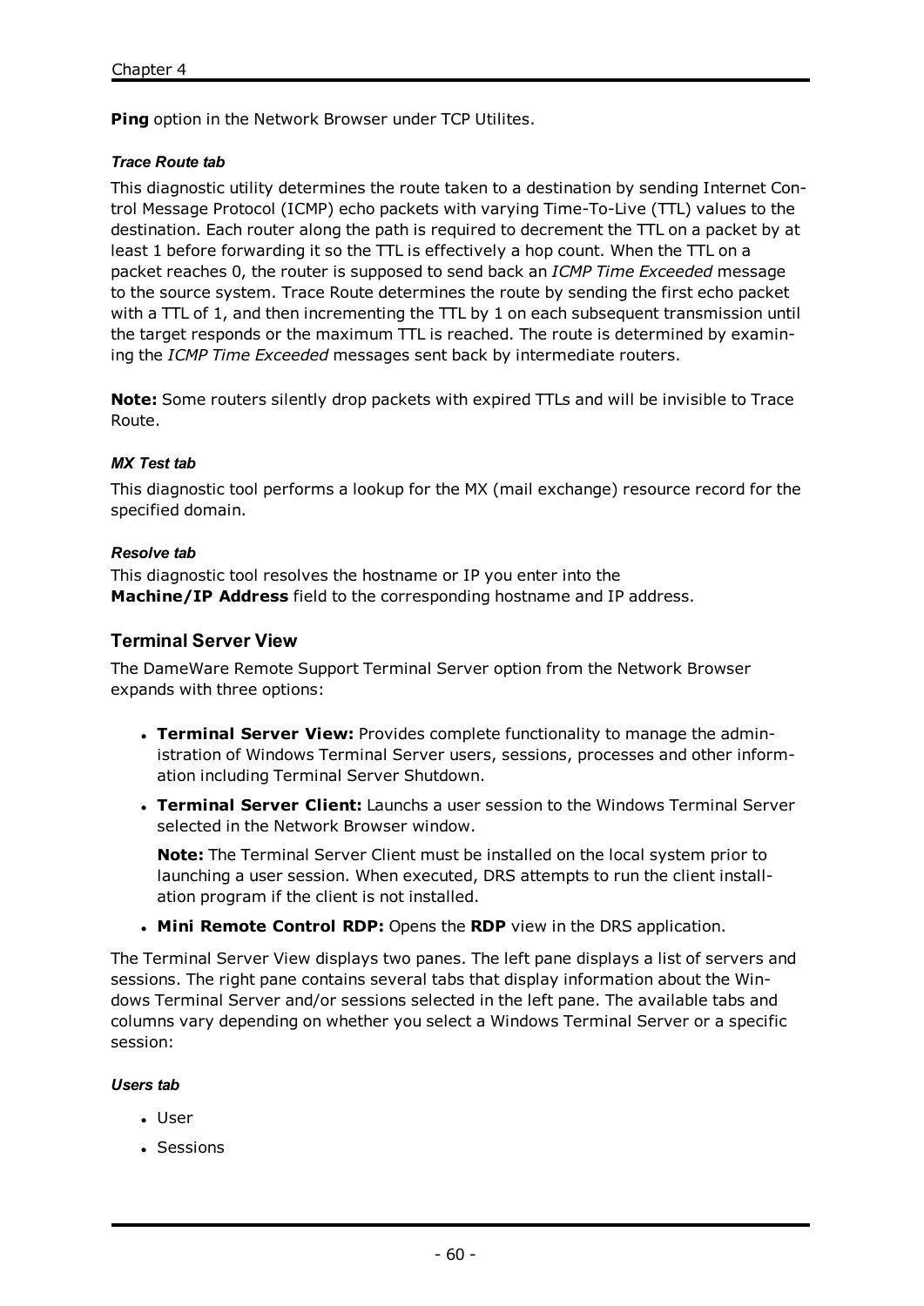**Ping** option in the Network Browser under TCP Utilites.

#### *Trace Route tab*

This diagnostic utility determines the route taken to a destination by sending Internet Control Message Protocol (ICMP) echo packets with varying Time-To-Live (TTL) values to the destination. Each router along the path is required to decrement the TTL on a packet by at least 1 before forwarding it so the TTL is effectively a hop count. When the TTL on a packet reaches 0, the router is supposed to send back an *ICMP Time Exceeded* message to the source system. Trace Route determines the route by sending the first echo packet with a TTL of 1, and then incrementing the TTL by 1 on each subsequent transmission until the target responds or the maximum TTL is reached. The route is determined by examining the *ICMP Time Exceeded* messages sent back by intermediate routers.

**Note:** Some routers silently drop packets with expired TTLs and will be invisible to Trace Route.

#### *MX Test tab*

This diagnostic tool performs a lookup for the MX (mail exchange) resource record for the specified domain.

#### *Resolve tab*

This diagnostic tool resolves the hostname or IP you enter into the **Machine/IP Address** field to the corresponding hostname and IP address.

### Terminal Server View

The DameWare Remote Support Terminal Server option from the Network Browser expands with three options:

- **Terminal Server View:** Provides complete functionality to manage the administration of Windows Terminal Server users, sessions, processes and other information including Terminal Server Shutdown.
- **Terminal Server Client:** Launchs a user session to the Windows Terminal Server selected in the Network Browser window.

  **Note:** The Terminal Server Client must be installed on the local system prior to launching a user session. When executed, DRS attempts to run the client installation program if the client is not installed.
- **Mini Remote Control RDP:** Opens the **RDP** view in the DRS application.

The Terminal Server View displays two panes. The left pane displays a list of servers and sessions. The right pane contains several tabs that display information about the Windows Terminal Server and/or sessions selected in the left pane. The available tabs and columns vary depending on whether you select a Windows Terminal Server or a specific session:

#### *Users tab*

- User
- Sessions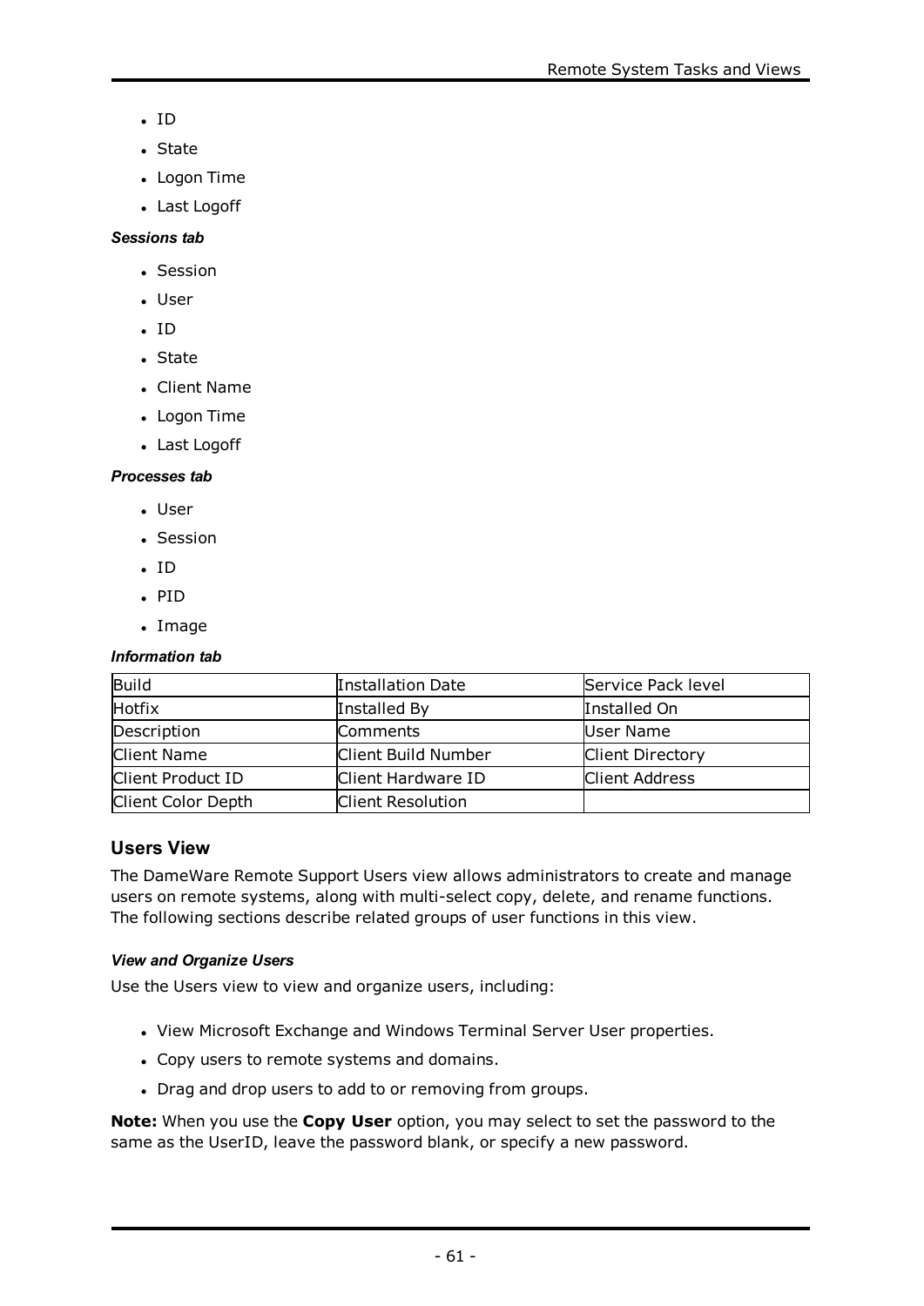- ID
- State
- Logon Time
- Last Logoff

***Sessions tab***

- Session
- User
- ID
- State
- Client Name
- Logon Time
- Last Logoff

***Processes tab***

- User
- Session
- ID
- PID
- Image

***Information tab***

| Build | Installation Date | Service Pack level |
|---|---|---|
| Hotfix | Installed By | Installed On |
| Description | Comments | User Name |
| Client Name | Client Build Number | Client Directory |
| Client Product ID | Client Hardware ID | Client Address |
| Client Color Depth | Client Resolution | |

## Users View

The DameWare Remote Support Users view allows administrators to create and manage users on remote systems, along with multi-select copy, delete, and rename functions. The following sections describe related groups of user functions in this view.

***View and Organize Users***

Use the Users view to view and organize users, including:

- View Microsoft Exchange and Windows Terminal Server User properties.
- Copy users to remote systems and domains.
- Drag and drop users to add to or removing from groups.

**Note:** When you use the **Copy User** option, you may select to set the password to the same as the UserID, leave the password blank, or specify a new password.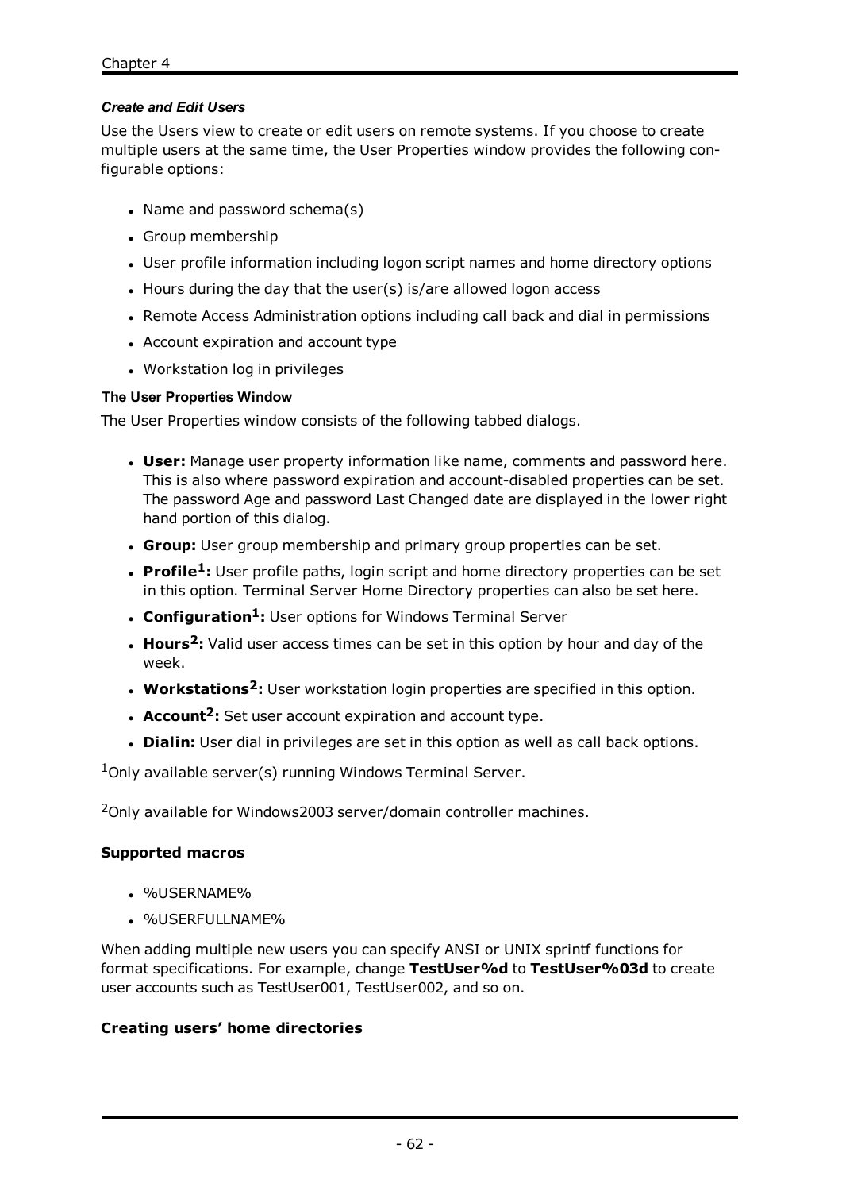#### *Create and Edit Users*

Use the Users view to create or edit users on remote systems. If you choose to create multiple users at the same time, the User Properties window provides the following configurable options:

- Name and password schema(s)
- Group membership
- User profile information including logon script names and home directory options
- Hours during the day that the user(s) is/are allowed logon access
- Remote Access Administration options including call back and dial in permissions
- Account expiration and account type
- Workstation log in privileges

##### The User Properties Window

The User Properties window consists of the following tabbed dialogs.

- **User:** Manage user property information like name, comments and password here. This is also where password expiration and account-disabled properties can be set. The password Age and password Last Changed date are displayed in the lower right hand portion of this dialog.
- **Group:** User group membership and primary group properties can be set.
- **Profile[1]:** User profile paths, login script and home directory properties can be set in this option. Terminal Server Home Directory properties can also be set here.
- **Configuration[1]:** User options for Windows Terminal Server
- **Hours[2]:** Valid user access times can be set in this option by hour and day of the week.
- **Workstations[2]:** User workstation login properties are specified in this option.
- **Account[2]:** Set user account expiration and account type.
- **Dialin:** User dial in privileges are set in this option as well as call back options.

[1]Only available server(s) running Windows Terminal Server.

[2]Only available for Windows2003 server/domain controller machines.

**Supported macros**

- %USERNAME%
- %USERFULLNAME%

When adding multiple new users you can specify ANSI or UNIX sprintf functions for format specifications. For example, change **TestUser%d** to **TestUser%03d** to create user accounts such as TestUser001, TestUser002, and so on.

**Creating users' home directories**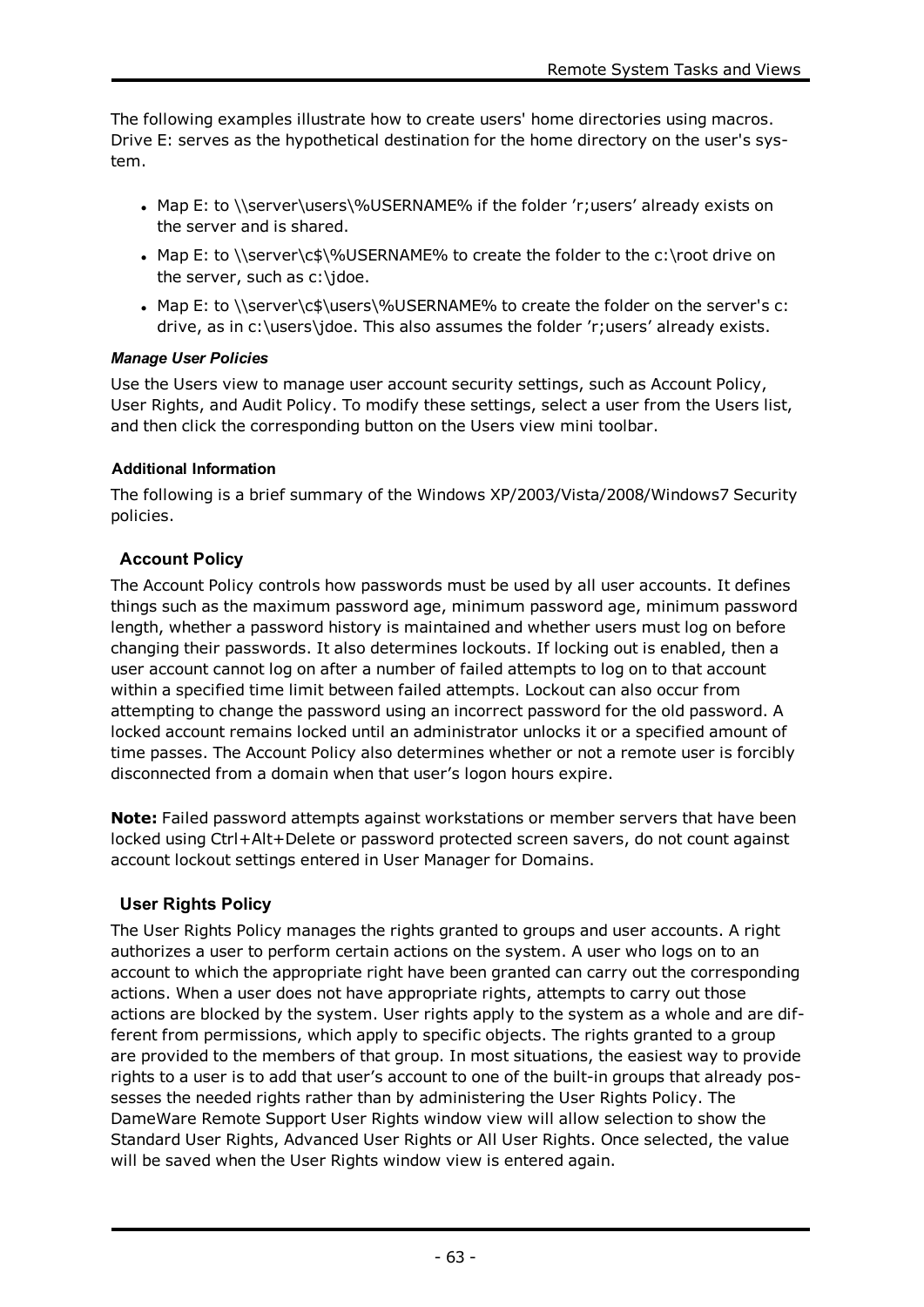The following examples illustrate how to create users' home directories using macros. Drive E: serves as the hypothetical destination for the home directory on the user's system.

- Map E: to \\server\users\%USERNAME% if the folder 'r;users' already exists on the server and is shared.
- Map E: to \\server\c$\%USERNAME% to create the folder to the c:\root drive on the server, such as c:\jdoe.
- Map E: to \\server\c$\users\%USERNAME% to create the folder on the server's c: drive, as in c:\users\jdoe. This also assumes the folder 'r;users' already exists.

#### *Manage User Policies*

Use the Users view to manage user account security settings, such as Account Policy, User Rights, and Audit Policy. To modify these settings, select a user from the Users list, and then click the corresponding button on the Users view mini toolbar.

#### Additional Information

The following is a brief summary of the Windows XP/2003/Vista/2008/Windows7 Security policies.

### Account Policy

The Account Policy controls how passwords must be used by all user accounts. It defines things such as the maximum password age, minimum password age, minimum password length, whether a password history is maintained and whether users must log on before changing their passwords. It also determines lockouts. If locking out is enabled, then a user account cannot log on after a number of failed attempts to log on to that account within a specified time limit between failed attempts. Lockout can also occur from attempting to change the password using an incorrect password for the old password. A locked account remains locked until an administrator unlocks it or a specified amount of time passes. The Account Policy also determines whether or not a remote user is forcibly disconnected from a domain when that user's logon hours expire.

**Note:** Failed password attempts against workstations or member servers that have been locked using Ctrl+Alt+Delete or password protected screen savers, do not count against account lockout settings entered in User Manager for Domains.

### User Rights Policy

The User Rights Policy manages the rights granted to groups and user accounts. A right authorizes a user to perform certain actions on the system. A user who logs on to an account to which the appropriate right have been granted can carry out the corresponding actions. When a user does not have appropriate rights, attempts to carry out those actions are blocked by the system. User rights apply to the system as a whole and are different from permissions, which apply to specific objects. The rights granted to a group are provided to the members of that group. In most situations, the easiest way to provide rights to a user is to add that user's account to one of the built-in groups that already possesses the needed rights rather than by administering the User Rights Policy. The DameWare Remote Support User Rights window view will allow selection to show the Standard User Rights, Advanced User Rights or All User Rights. Once selected, the value will be saved when the User Rights window view is entered again.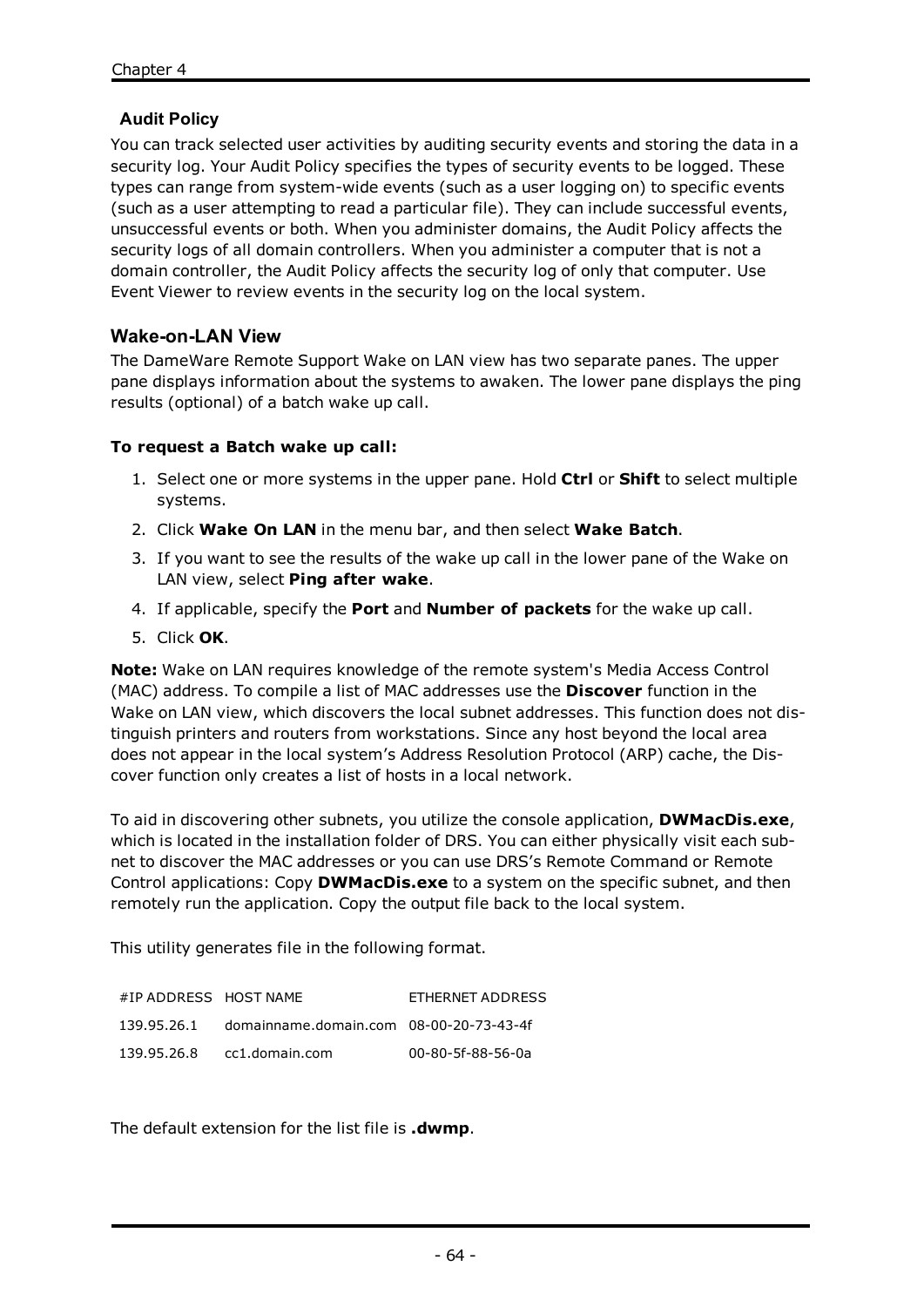### Audit Policy

You can track selected user activities by auditing security events and storing the data in a security log. Your Audit Policy specifies the types of security events to be logged. These types can range from system-wide events (such as a user logging on) to specific events (such as a user attempting to read a particular file). They can include successful events, unsuccessful events or both. When you administer domains, the Audit Policy affects the security logs of all domain controllers. When you administer a computer that is not a domain controller, the Audit Policy affects the security log of only that computer. Use Event Viewer to review events in the security log on the local system.

## Wake-on-LAN View

The DameWare Remote Support Wake on LAN view has two separate panes. The upper pane displays information about the systems to awaken. The lower pane displays the ping results (optional) of a batch wake up call.

**To request a Batch wake up call:**

1. Select one or more systems in the upper pane. Hold **Ctrl** or **Shift** to select multiple systems.
2. Click **Wake On LAN** in the menu bar, and then select **Wake Batch**.
3. If you want to see the results of the wake up call in the lower pane of the Wake on LAN view, select **Ping after wake**.
4. If applicable, specify the **Port** and **Number of packets** for the wake up call.
5. Click **OK**.

**Note:** Wake on LAN requires knowledge of the remote system's Media Access Control (MAC) address. To compile a list of MAC addresses use the **Discover** function in the Wake on LAN view, which discovers the local subnet addresses. This function does not distinguish printers and routers from workstations. Since any host beyond the local area does not appear in the local system's Address Resolution Protocol (ARP) cache, the Discover function only creates a list of hosts in a local network.

To aid in discovering other subnets, you utilize the console application, **DWMacDis.exe**, which is located in the installation folder of DRS. You can either physically visit each subnet to discover the MAC addresses or you can use DRS's Remote Command or Remote Control applications: Copy **DWMacDis.exe** to a system on the specific subnet, and then remotely run the application. Copy the output file back to the local system.

This utility generates file in the following format.

| #IP ADDRESS | HOST NAME | ETHERNET ADDRESS |
|---|---|---|
| 139.95.26.1 | domainname.domain.com | 08-00-20-73-43-4f |
| 139.95.26.8 | cc1.domain.com | 00-80-5f-88-56-0a |

The default extension for the list file is **.dwmp**.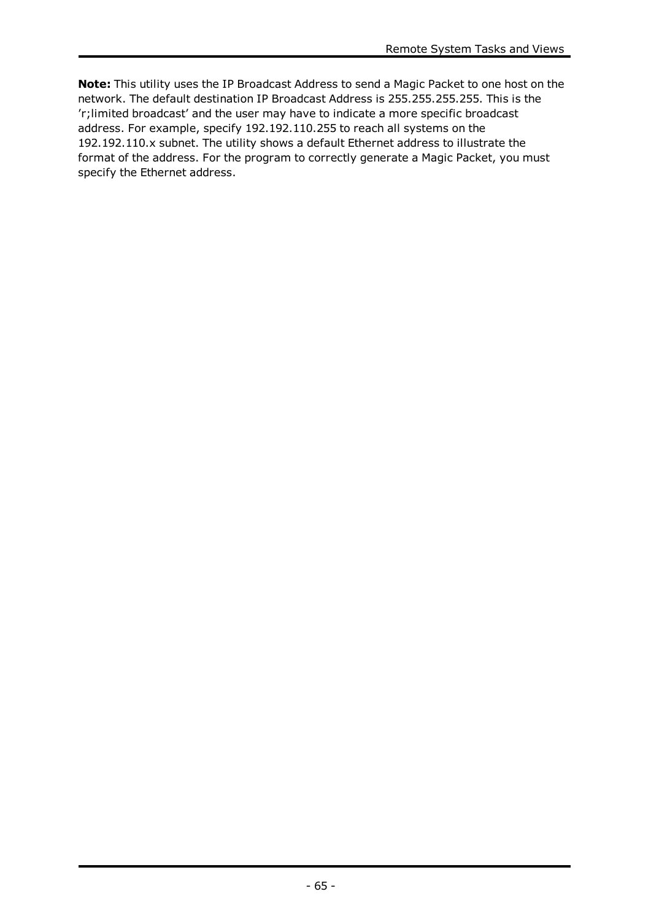**Note:** This utility uses the IP Broadcast Address to send a Magic Packet to one host on the network. The default destination IP Broadcast Address is 255.255.255.255. This is the 'r;limited broadcast' and the user may have to indicate a more specific broadcast address. For example, specify 192.192.110.255 to reach all systems on the 192.192.110.x subnet. The utility shows a default Ethernet address to illustrate the format of the address. For the program to correctly generate a Magic Packet, you must specify the Ethernet address.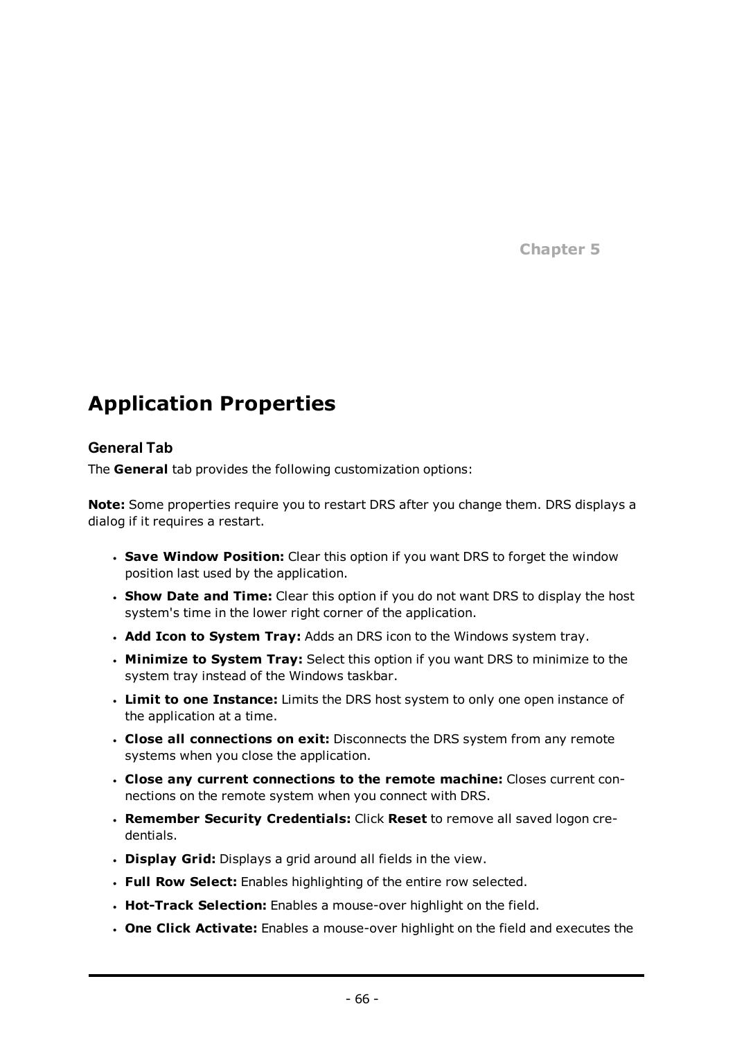Chapter 5

# Application Properties

## General Tab

The **General** tab provides the following customization options:

**Note:** Some properties require you to restart DRS after you change them. DRS displays a dialog if it requires a restart.

- **Save Window Position:** Clear this option if you want DRS to forget the window position last used by the application.
- **Show Date and Time:** Clear this option if you do not want DRS to display the host system's time in the lower right corner of the application.
- **Add Icon to System Tray:** Adds an DRS icon to the Windows system tray.
- **Minimize to System Tray:** Select this option if you want DRS to minimize to the system tray instead of the Windows taskbar.
- **Limit to one Instance:** Limits the DRS host system to only one open instance of the application at a time.
- **Close all connections on exit:** Disconnects the DRS system from any remote systems when you close the application.
- **Close any current connections to the remote machine:** Closes current connections on the remote system when you connect with DRS.
- **Remember Security Credentials:** Click **Reset** to remove all saved logon credentials.
- **Display Grid:** Displays a grid around all fields in the view.
- **Full Row Select:** Enables highlighting of the entire row selected.
- **Hot-Track Selection:** Enables a mouse-over highlight on the field.
- **One Click Activate:** Enables a mouse-over highlight on the field and executes the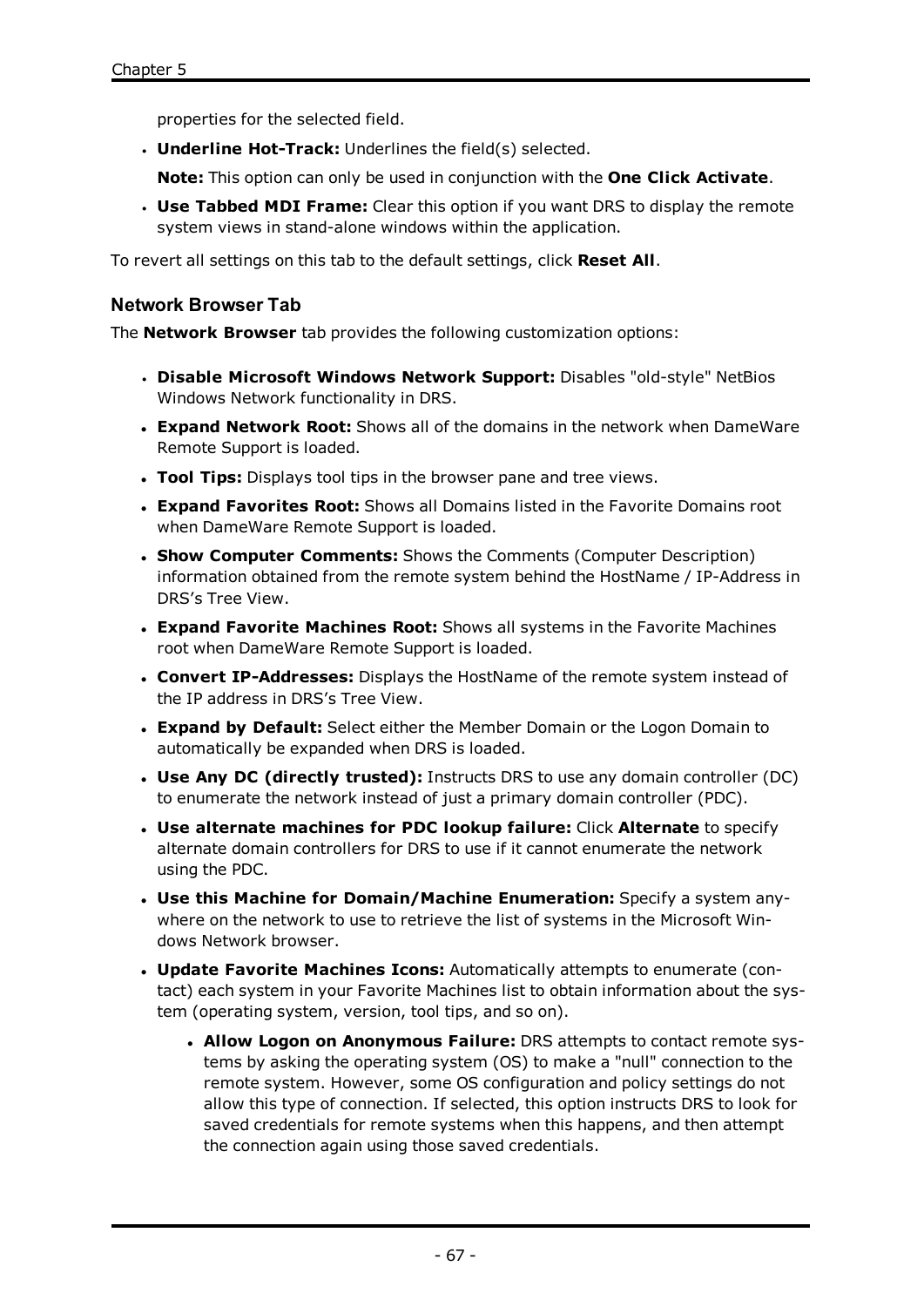properties for the selected field.

- **Underline Hot-Track:** Underlines the field(s) selected.

  **Note:** This option can only be used in conjunction with the **One Click Activate**.

- **Use Tabbed MDI Frame:** Clear this option if you want DRS to display the remote system views in stand-alone windows within the application.

To revert all settings on this tab to the default settings, click **Reset All**.

### Network Browser Tab

The **Network Browser** tab provides the following customization options:

- **Disable Microsoft Windows Network Support:** Disables "old-style" NetBios Windows Network functionality in DRS.
- **Expand Network Root:** Shows all of the domains in the network when DameWare Remote Support is loaded.
- **Tool Tips:** Displays tool tips in the browser pane and tree views.
- **Expand Favorites Root:** Shows all Domains listed in the Favorite Domains root when DameWare Remote Support is loaded.
- **Show Computer Comments:** Shows the Comments (Computer Description) information obtained from the remote system behind the HostName / IP-Address in DRS's Tree View.
- **Expand Favorite Machines Root:** Shows all systems in the Favorite Machines root when DameWare Remote Support is loaded.
- **Convert IP-Addresses:** Displays the HostName of the remote system instead of the IP address in DRS's Tree View.
- **Expand by Default:** Select either the Member Domain or the Logon Domain to automatically be expanded when DRS is loaded.
- **Use Any DC (directly trusted):** Instructs DRS to use any domain controller (DC) to enumerate the network instead of just a primary domain controller (PDC).
- **Use alternate machines for PDC lookup failure:** Click **Alternate** to specify alternate domain controllers for DRS to use if it cannot enumerate the network using the PDC.
- **Use this Machine for Domain/Machine Enumeration:** Specify a system anywhere on the network to use to retrieve the list of systems in the Microsoft Windows Network browser.
- **Update Favorite Machines Icons:** Automatically attempts to enumerate (contact) each system in your Favorite Machines list to obtain information about the system (operating system, version, tool tips, and so on).
  - **Allow Logon on Anonymous Failure:** DRS attempts to contact remote systems by asking the operating system (OS) to make a "null" connection to the remote system. However, some OS configuration and policy settings do not allow this type of connection. If selected, this option instructs DRS to look for saved credentials for remote systems when this happens, and then attempt the connection again using those saved credentials.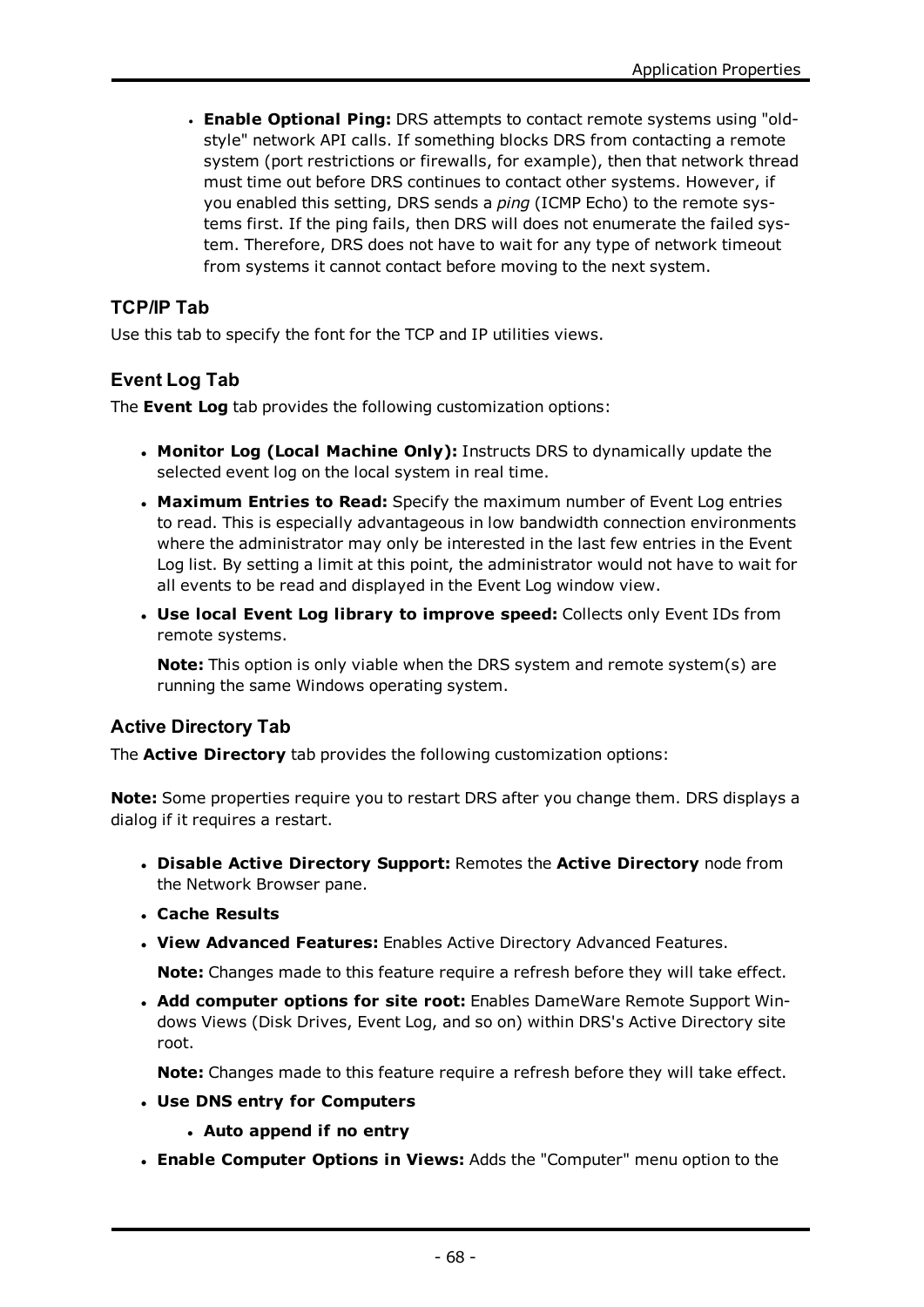- **Enable Optional Ping:** DRS attempts to contact remote systems using "old-style" network API calls. If something blocks DRS from contacting a remote system (port restrictions or firewalls, for example), then that network thread must time out before DRS continues to contact other systems. However, if you enabled this setting, DRS sends a *ping* (ICMP Echo) to the remote systems first. If the ping fails, then DRS will does not enumerate the failed system. Therefore, DRS does not have to wait for any type of network timeout from systems it cannot contact before moving to the next system.

### TCP/IP Tab

Use this tab to specify the font for the TCP and IP utilities views.

### Event Log Tab

The **Event Log** tab provides the following customization options:

- **Monitor Log (Local Machine Only):** Instructs DRS to dynamically update the selected event log on the local system in real time.
- **Maximum Entries to Read:** Specify the maximum number of Event Log entries to read. This is especially advantageous in low bandwidth connection environments where the administrator may only be interested in the last few entries in the Event Log list. By setting a limit at this point, the administrator would not have to wait for all events to be read and displayed in the Event Log window view.
- **Use local Event Log library to improve speed:** Collects only Event IDs from remote systems.

  **Note:** This option is only viable when the DRS system and remote system(s) are running the same Windows operating system.

### Active Directory Tab

The **Active Directory** tab provides the following customization options:

**Note:** Some properties require you to restart DRS after you change them. DRS displays a dialog if it requires a restart.

- **Disable Active Directory Support:** Remotes the **Active Directory** node from the Network Browser pane.
- **Cache Results**
- **View Advanced Features:** Enables Active Directory Advanced Features.

  **Note:** Changes made to this feature require a refresh before they will take effect.
- **Add computer options for site root:** Enables DameWare Remote Support Windows Views (Disk Drives, Event Log, and so on) within DRS's Active Directory site root.

  **Note:** Changes made to this feature require a refresh before they will take effect.
- **Use DNS entry for Computers**
  - **Auto append if no entry**
- **Enable Computer Options in Views:** Adds the "Computer" menu option to the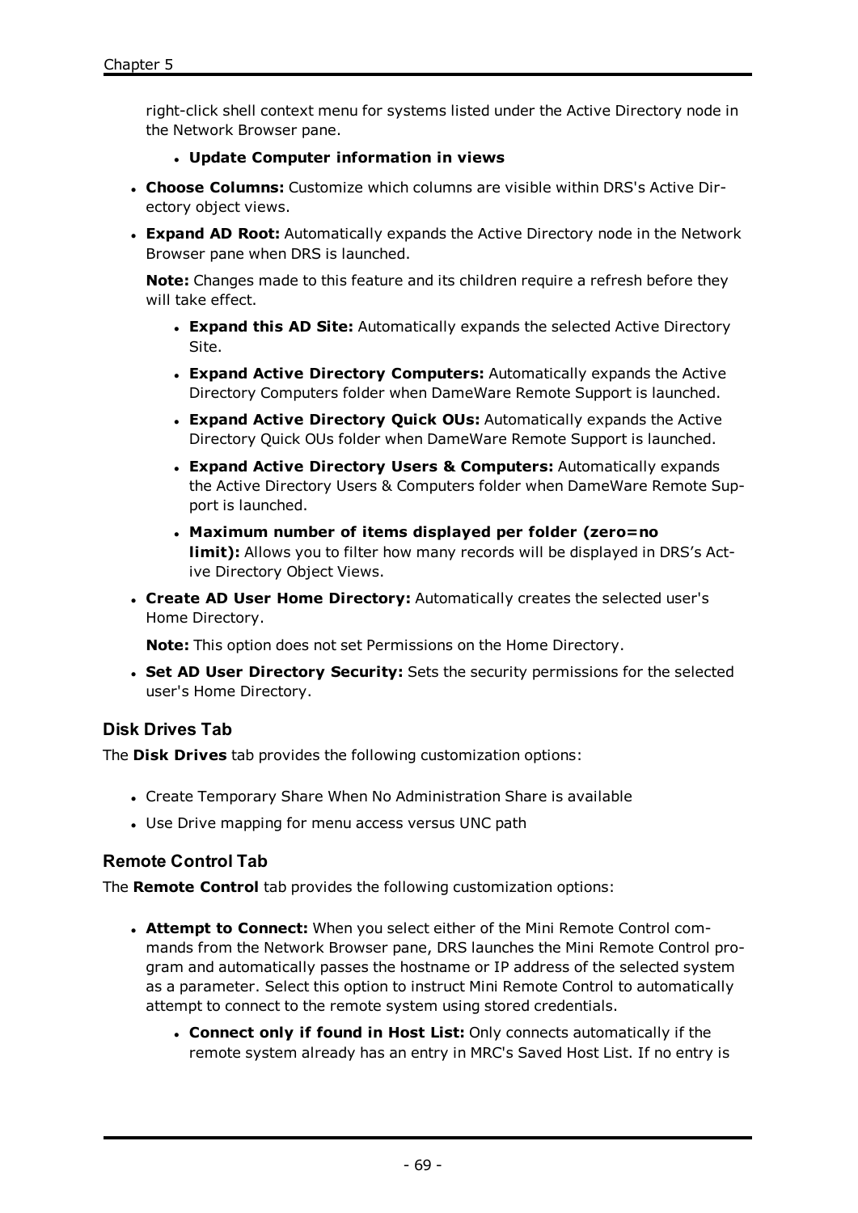right-click shell context menu for systems listed under the Active Directory node in the Network Browser pane.

  - **Update Computer information in views**

- **Choose Columns:** Customize which columns are visible within DRS's Active Directory object views.
- **Expand AD Root:** Automatically expands the Active Directory node in the Network Browser pane when DRS is launched.

  **Note:** Changes made to this feature and its children require a refresh before they will take effect.

  - **Expand this AD Site:** Automatically expands the selected Active Directory Site.
  - **Expand Active Directory Computers:** Automatically expands the Active Directory Computers folder when DameWare Remote Support is launched.
  - **Expand Active Directory Quick OUs:** Automatically expands the Active Directory Quick OUs folder when DameWare Remote Support is launched.
  - **Expand Active Directory Users & Computers:** Automatically expands the Active Directory Users & Computers folder when DameWare Remote Support is launched.
  - **Maximum number of items displayed per folder (zero=no limit):** Allows you to filter how many records will be displayed in DRS's Active Directory Object Views.

- **Create AD User Home Directory:** Automatically creates the selected user's Home Directory.

  **Note:** This option does not set Permissions on the Home Directory.

- **Set AD User Directory Security:** Sets the security permissions for the selected user's Home Directory.

### Disk Drives Tab

The **Disk Drives** tab provides the following customization options:

- Create Temporary Share When No Administration Share is available
- Use Drive mapping for menu access versus UNC path

### Remote Control Tab

The **Remote Control** tab provides the following customization options:

- **Attempt to Connect:** When you select either of the Mini Remote Control commands from the Network Browser pane, DRS launches the Mini Remote Control program and automatically passes the hostname or IP address of the selected system as a parameter. Select this option to instruct Mini Remote Control to automatically attempt to connect to the remote system using stored credentials.

  - **Connect only if found in Host List:** Only connects automatically if the remote system already has an entry in MRC's Saved Host List. If no entry is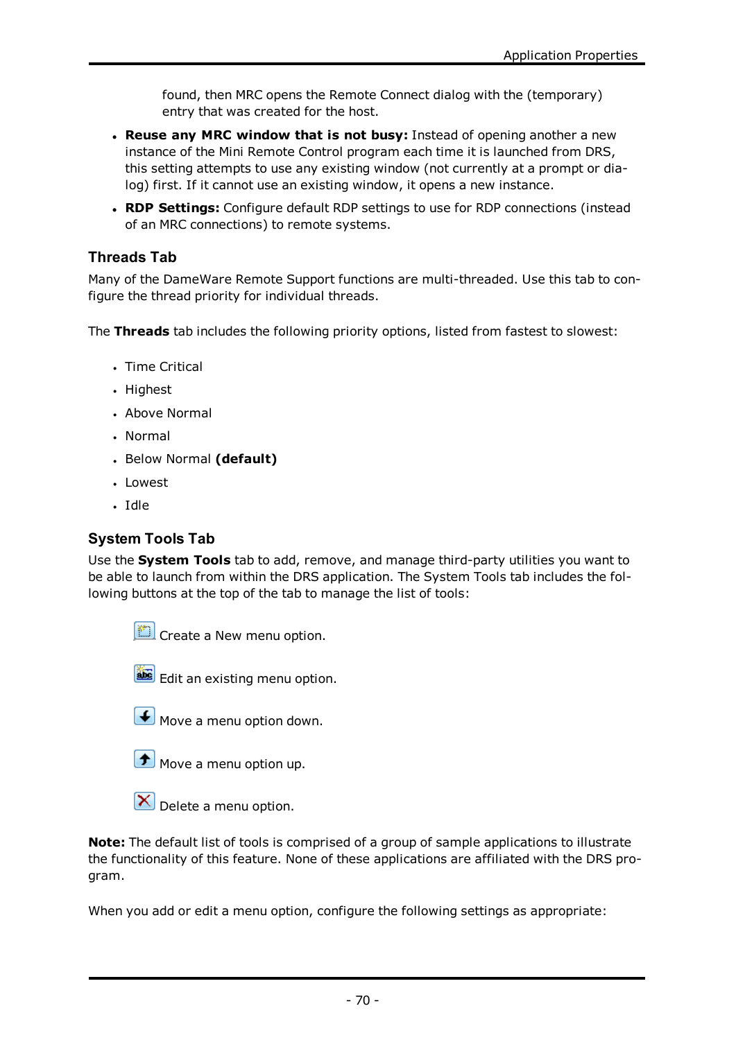found, then MRC opens the Remote Connect dialog with the (temporary) entry that was created for the host.

- **Reuse any MRC window that is not busy:** Instead of opening another a new instance of the Mini Remote Control program each time it is launched from DRS, this setting attempts to use any existing window (not currently at a prompt or dialog) first. If it cannot use an existing window, it opens a new instance.
- **RDP Settings:** Configure default RDP settings to use for RDP connections (instead of an MRC connections) to remote systems.

### Threads Tab

Many of the DameWare Remote Support functions are multi-threaded. Use this tab to configure the thread priority for individual threads.

The **Threads** tab includes the following priority options, listed from fastest to slowest:

- Time Critical
- Highest
- Above Normal
- Normal
- Below Normal **(default)**
- Lowest
- Idle

### System Tools Tab

Use the **System Tools** tab to add, remove, and manage third-party utilities you want to be able to launch from within the DRS application. The System Tools tab includes the following buttons at the top of the tab to manage the list of tools:

Create a New menu option.

Edit an existing menu option.

Move a menu option down.

Move a menu option up.

Delete a menu option.

**Note:** The default list of tools is comprised of a group of sample applications to illustrate the functionality of this feature. None of these applications are affiliated with the DRS program.

When you add or edit a menu option, configure the following settings as appropriate: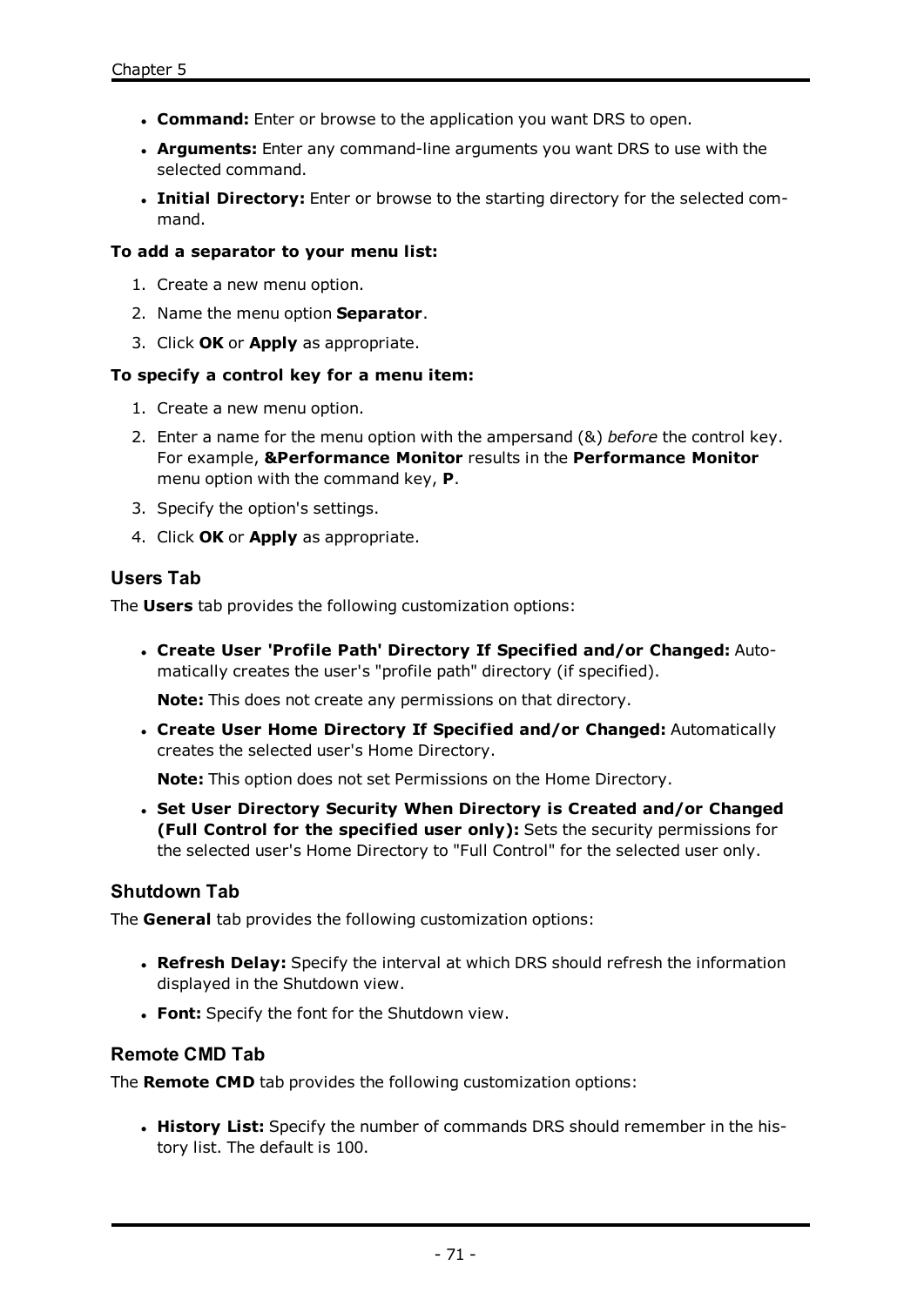- **Command:** Enter or browse to the application you want DRS to open.
- **Arguments:** Enter any command-line arguments you want DRS to use with the selected command.
- **Initial Directory:** Enter or browse to the starting directory for the selected command.

**To add a separator to your menu list:**

1. Create a new menu option.
2. Name the menu option **Separator**.
3. Click **OK** or **Apply** as appropriate.

**To specify a control key for a menu item:**

1. Create a new menu option.
2. Enter a name for the menu option with the ampersand (&) *before* the control key. For example, **&Performance Monitor** results in the **Performance Monitor** menu option with the command key, **P**.
3. Specify the option's settings.
4. Click **OK** or **Apply** as appropriate.

### Users Tab

The **Users** tab provides the following customization options:

- **Create User 'Profile Path' Directory If Specified and/or Changed:** Automatically creates the user's "profile path" directory (if specified).

  **Note:** This does not create any permissions on that directory.

- **Create User Home Directory If Specified and/or Changed:** Automatically creates the selected user's Home Directory.

  **Note:** This option does not set Permissions on the Home Directory.

- **Set User Directory Security When Directory is Created and/or Changed (Full Control for the specified user only):** Sets the security permissions for the selected user's Home Directory to "Full Control" for the selected user only.

### Shutdown Tab

The **General** tab provides the following customization options:

- **Refresh Delay:** Specify the interval at which DRS should refresh the information displayed in the Shutdown view.
- **Font:** Specify the font for the Shutdown view.

### Remote CMD Tab

The **Remote CMD** tab provides the following customization options:

- **History List:** Specify the number of commands DRS should remember in the history list. The default is 100.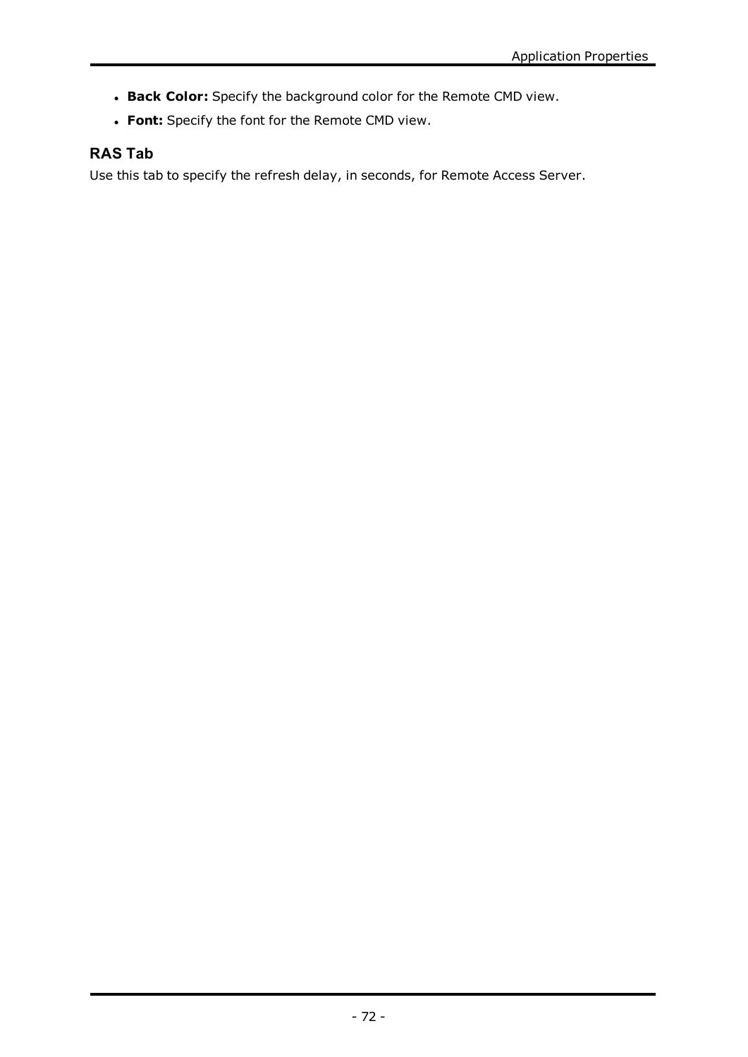- **Back Color:** Specify the background color for the Remote CMD view.
- **Font:** Specify the font for the Remote CMD view.

### RAS Tab

Use this tab to specify the refresh delay, in seconds, for Remote Access Server.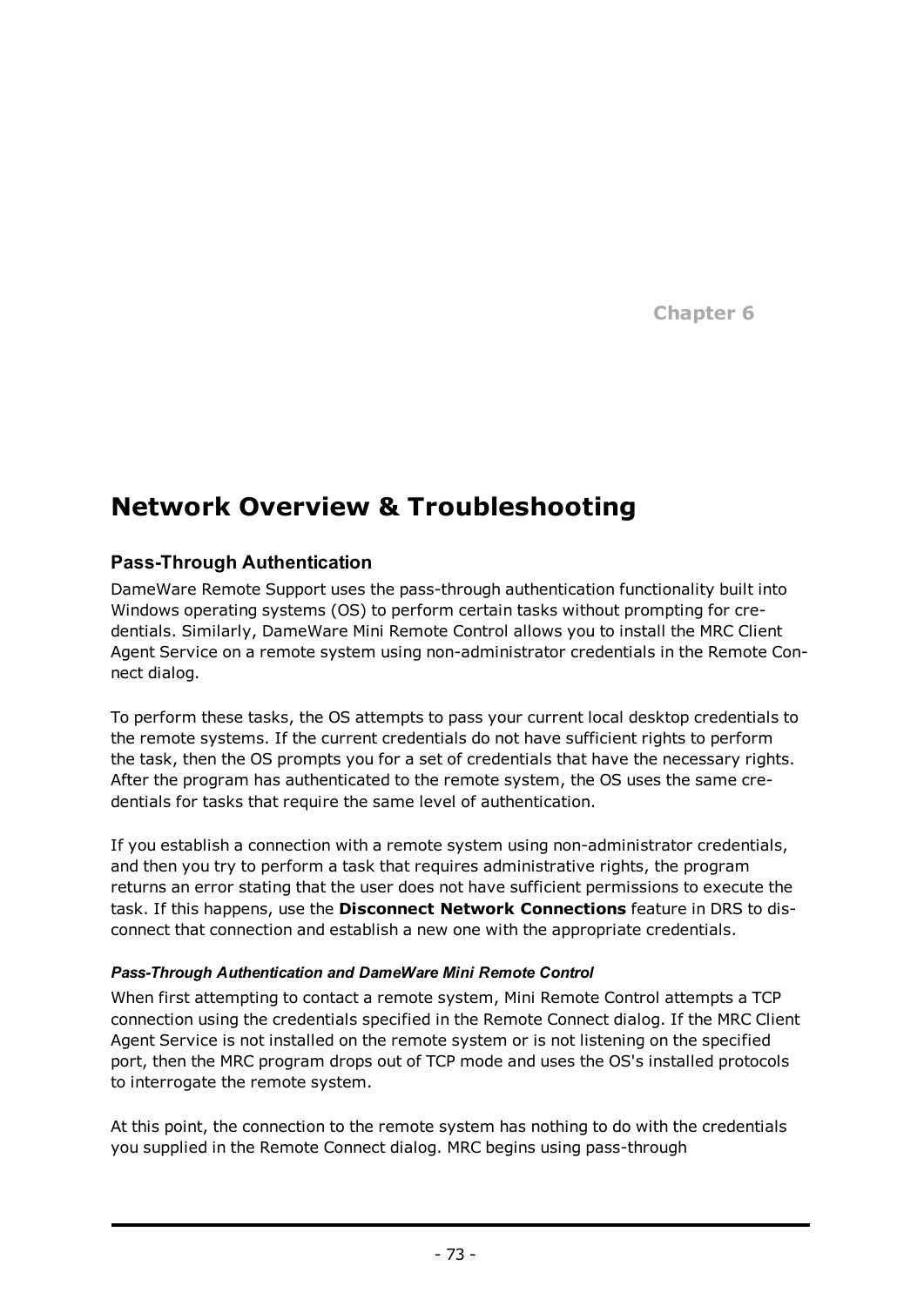Chapter 6

# Network Overview & Troubleshooting

## Pass-Through Authentication

DameWare Remote Support uses the pass-through authentication functionality built into Windows operating systems (OS) to perform certain tasks without prompting for credentials. Similarly, DameWare Mini Remote Control allows you to install the MRC Client Agent Service on a remote system using non-administrator credentials in the Remote Connect dialog.

To perform these tasks, the OS attempts to pass your current local desktop credentials to the remote systems. If the current credentials do not have sufficient rights to perform the task, then the OS prompts you for a set of credentials that have the necessary rights. After the program has authenticated to the remote system, the OS uses the same credentials for tasks that require the same level of authentication.

If you establish a connection with a remote system using non-administrator credentials, and then you try to perform a task that requires administrative rights, the program returns an error stating that the user does not have sufficient permissions to execute the task. If this happens, use the **Disconnect Network Connections** feature in DRS to disconnect that connection and establish a new one with the appropriate credentials.

#### *Pass-Through Authentication and DameWare Mini Remote Control*

When first attempting to contact a remote system, Mini Remote Control attempts a TCP connection using the credentials specified in the Remote Connect dialog. If the MRC Client Agent Service is not installed on the remote system or is not listening on the specified port, then the MRC program drops out of TCP mode and uses the OS's installed protocols to interrogate the remote system.

At this point, the connection to the remote system has nothing to do with the credentials you supplied in the Remote Connect dialog. MRC begins using pass-through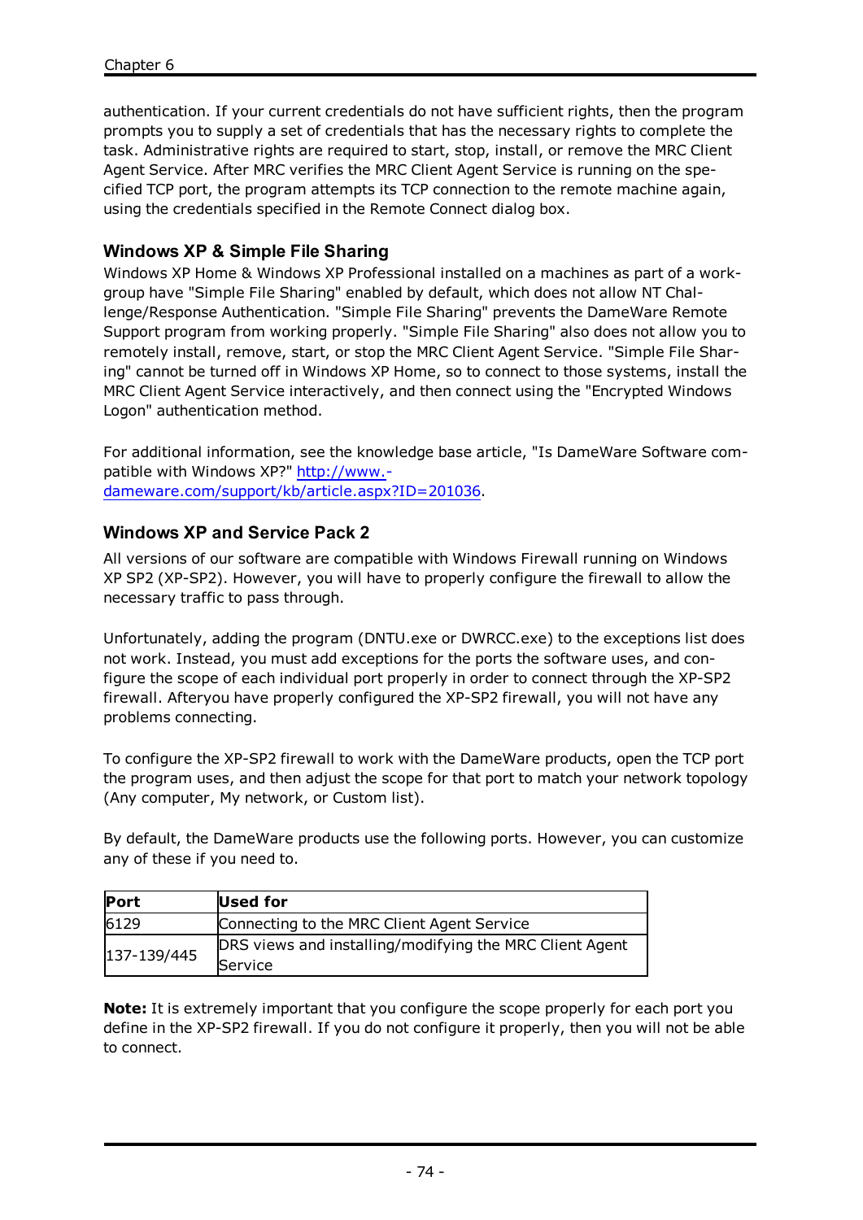authentication. If your current credentials do not have sufficient rights, then the program prompts you to supply a set of credentials that has the necessary rights to complete the task. Administrative rights are required to start, stop, install, or remove the MRC Client Agent Service. After MRC verifies the MRC Client Agent Service is running on the specified TCP port, the program attempts its TCP connection to the remote machine again, using the credentials specified in the Remote Connect dialog box.

### Windows XP & Simple File Sharing

Windows XP Home & Windows XP Professional installed on a machines as part of a workgroup have "Simple File Sharing" enabled by default, which does not allow NT Challenge/Response Authentication. "Simple File Sharing" prevents the DameWare Remote Support program from working properly. "Simple File Sharing" also does not allow you to remotely install, remove, start, or stop the MRC Client Agent Service. "Simple File Sharing" cannot be turned off in Windows XP Home, so to connect to those systems, install the MRC Client Agent Service interactively, and then connect using the "Encrypted Windows Logon" authentication method.

For additional information, see the knowledge base article, "Is DameWare Software compatible with Windows XP?" [http://www.dameware.com/support/kb/article.aspx?ID=201036](http://www.dameware.com/support/kb/article.aspx?ID=201036).

### Windows XP and Service Pack 2

All versions of our software are compatible with Windows Firewall running on Windows XP SP2 (XP-SP2). However, you will have to properly configure the firewall to allow the necessary traffic to pass through.

Unfortunately, adding the program (DNTU.exe or DWRCC.exe) to the exceptions list does not work. Instead, you must add exceptions for the ports the software uses, and configure the scope of each individual port properly in order to connect through the XP-SP2 firewall. Afteryou have properly configured the XP-SP2 firewall, you will not have any problems connecting.

To configure the XP-SP2 firewall to work with the DameWare products, open the TCP port the program uses, and then adjust the scope for that port to match your network topology (Any computer, My network, or Custom list).

By default, the DameWare products use the following ports. However, you can customize any of these if you need to.

| Port | Used for |
|---|---|
| 6129 | Connecting to the MRC Client Agent Service |
| 137-139/445 | DRS views and installing/modifying the MRC Client Agent Service |

**Note:** It is extremely important that you configure the scope properly for each port you define in the XP-SP2 firewall. If you do not configure it properly, then you will not be able to connect.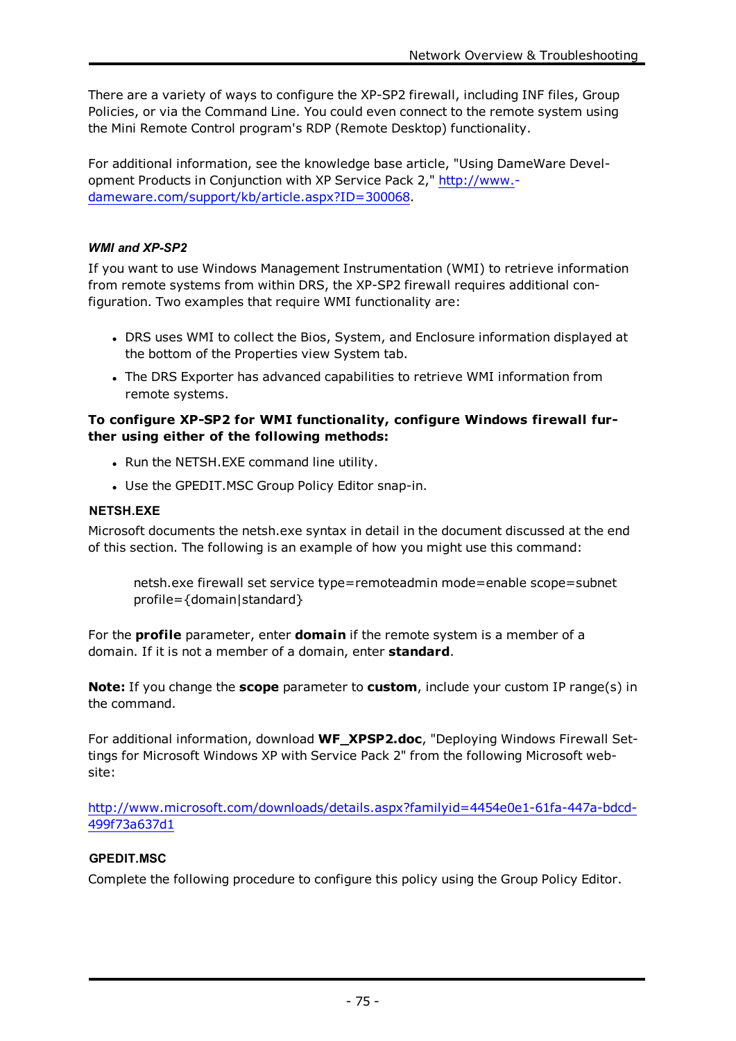There are a variety of ways to configure the XP-SP2 firewall, including INF files, Group Policies, or via the Command Line. You could even connect to the remote system using the Mini Remote Control program's RDP (Remote Desktop) functionality.

For additional information, see the knowledge base article, "Using DameWare Development Products in Conjunction with XP Service Pack 2," [http://www.dameware.com/support/kb/article.aspx?ID=300068](http://www.dameware.com/support/kb/article.aspx?ID=300068).

#### *WMI and XP-SP2*

If you want to use Windows Management Instrumentation (WMI) to retrieve information from remote systems from within DRS, the XP-SP2 firewall requires additional configuration. Two examples that require WMI functionality are:

- DRS uses WMI to collect the Bios, System, and Enclosure information displayed at the bottom of the Properties view System tab.
- The DRS Exporter has advanced capabilities to retrieve WMI information from remote systems.

**To configure XP-SP2 for WMI functionality, configure Windows firewall further using either of the following methods:**

- Run the NETSH.EXE command line utility.
- Use the GPEDIT.MSC Group Policy Editor snap-in.

#### NETSH.EXE

Microsoft documents the netsh.exe syntax in detail in the document discussed at the end of this section. The following is an example of how you might use this command:

```
netsh.exe firewall set service type=remoteadmin mode=enable scope=subnet profile={domain|standard}
```

For the **profile** parameter, enter **domain** if the remote system is a member of a domain. If it is not a member of a domain, enter **standard**.

**Note:** If you change the **scope** parameter to **custom**, include your custom IP range(s) in the command.

For additional information, download **WF_XPSP2.doc**, "Deploying Windows Firewall Settings for Microsoft Windows XP with Service Pack 2" from the following Microsoft website:

[http://www.microsoft.com/downloads/details.aspx?familyid=4454e0e1-61fa-447a-bdcd-499f73a637d1](http://www.microsoft.com/downloads/details.aspx?familyid=4454e0e1-61fa-447a-bdcd-499f73a637d1)

#### GPEDIT.MSC

Complete the following procedure to configure this policy using the Group Policy Editor.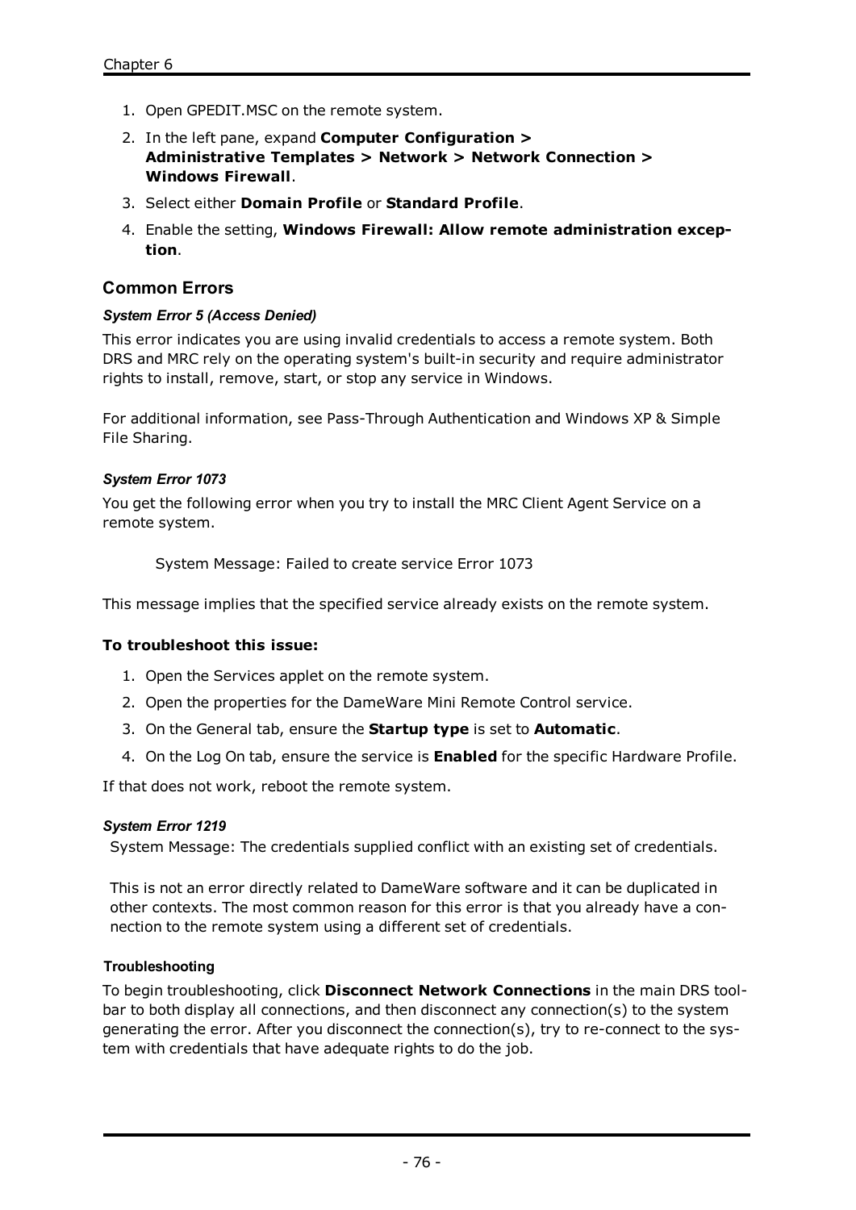1. Open GPEDIT.MSC on the remote system.
2. In the left pane, expand **Computer Configuration > Administrative Templates > Network > Network Connection > Windows Firewall**.
3. Select either **Domain Profile** or **Standard Profile**.
4. Enable the setting, **Windows Firewall: Allow remote administration exception**.

## Common Errors

### *System Error 5 (Access Denied)*

This error indicates you are using invalid credentials to access a remote system. Both DRS and MRC rely on the operating system's built-in security and require administrator rights to install, remove, start, or stop any service in Windows.

For additional information, see Pass-Through Authentication and Windows XP & Simple File Sharing.

### *System Error 1073*

You get the following error when you try to install the MRC Client Agent Service on a remote system.

System Message: Failed to create service Error 1073

This message implies that the specified service already exists on the remote system.

**To troubleshoot this issue:**

1. Open the Services applet on the remote system.
2. Open the properties for the DameWare Mini Remote Control service.
3. On the General tab, ensure the **Startup type** is set to **Automatic**.
4. On the Log On tab, ensure the service is **Enabled** for the specific Hardware Profile.

If that does not work, reboot the remote system.

### *System Error 1219*

System Message: The credentials supplied conflict with an existing set of credentials.

This is not an error directly related to DameWare software and it can be duplicated in other contexts. The most common reason for this error is that you already have a connection to the remote system using a different set of credentials.

#### Troubleshooting

To begin troubleshooting, click **Disconnect Network Connections** in the main DRS toolbar to both display all connections, and then disconnect any connection(s) to the system generating the error. After you disconnect the connection(s), try to re-connect to the system with credentials that have adequate rights to do the job.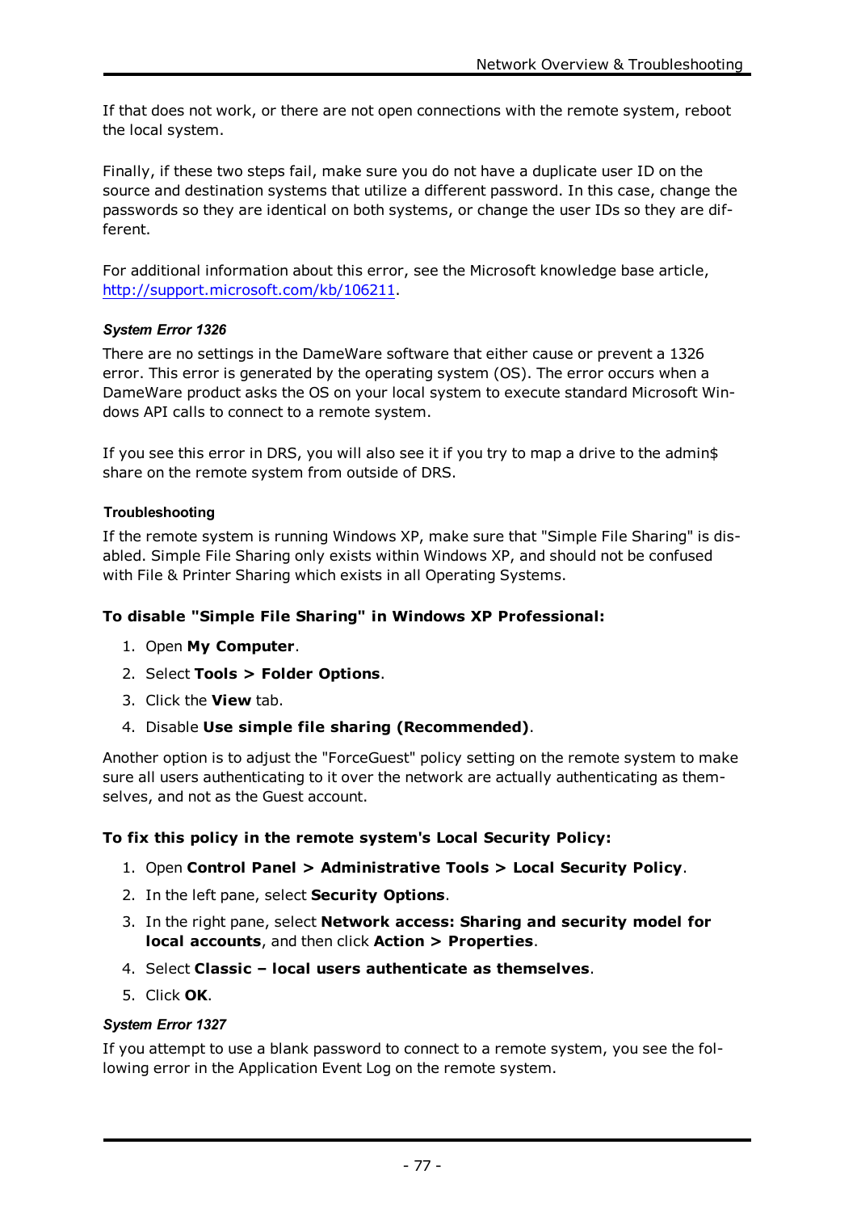If that does not work, or there are not open connections with the remote system, reboot the local system.

Finally, if these two steps fail, make sure you do not have a duplicate user ID on the source and destination systems that utilize a different password. In this case, change the passwords so they are identical on both systems, or change the user IDs so they are different.

For additional information about this error, see the Microsoft knowledge base article, [http://support.microsoft.com/kb/106211](http://support.microsoft.com/kb/106211).

#### *System Error 1326*

There are no settings in the DameWare software that either cause or prevent a 1326 error. This error is generated by the operating system (OS). The error occurs when a DameWare product asks the OS on your local system to execute standard Microsoft Windows API calls to connect to a remote system.

If you see this error in DRS, you will also see it if you try to map a drive to the admin$ share on the remote system from outside of DRS.

#### Troubleshooting

If the remote system is running Windows XP, make sure that "Simple File Sharing" is disabled. Simple File Sharing only exists within Windows XP, and should not be confused with File & Printer Sharing which exists in all Operating Systems.

**To disable "Simple File Sharing" in Windows XP Professional:**

1. Open **My Computer**.
2. Select **Tools > Folder Options**.
3. Click the **View** tab.
4. Disable **Use simple file sharing (Recommended)**.

Another option is to adjust the "ForceGuest" policy setting on the remote system to make sure all users authenticating to it over the network are actually authenticating as themselves, and not as the Guest account.

**To fix this policy in the remote system's Local Security Policy:**

1. Open **Control Panel > Administrative Tools > Local Security Policy**.
2. In the left pane, select **Security Options**.
3. In the right pane, select **Network access: Sharing and security model for local accounts**, and then click **Action > Properties**.
4. Select **Classic – local users authenticate as themselves**.
5. Click **OK**.

#### *System Error 1327*

If you attempt to use a blank password to connect to a remote system, you see the following error in the Application Event Log on the remote system.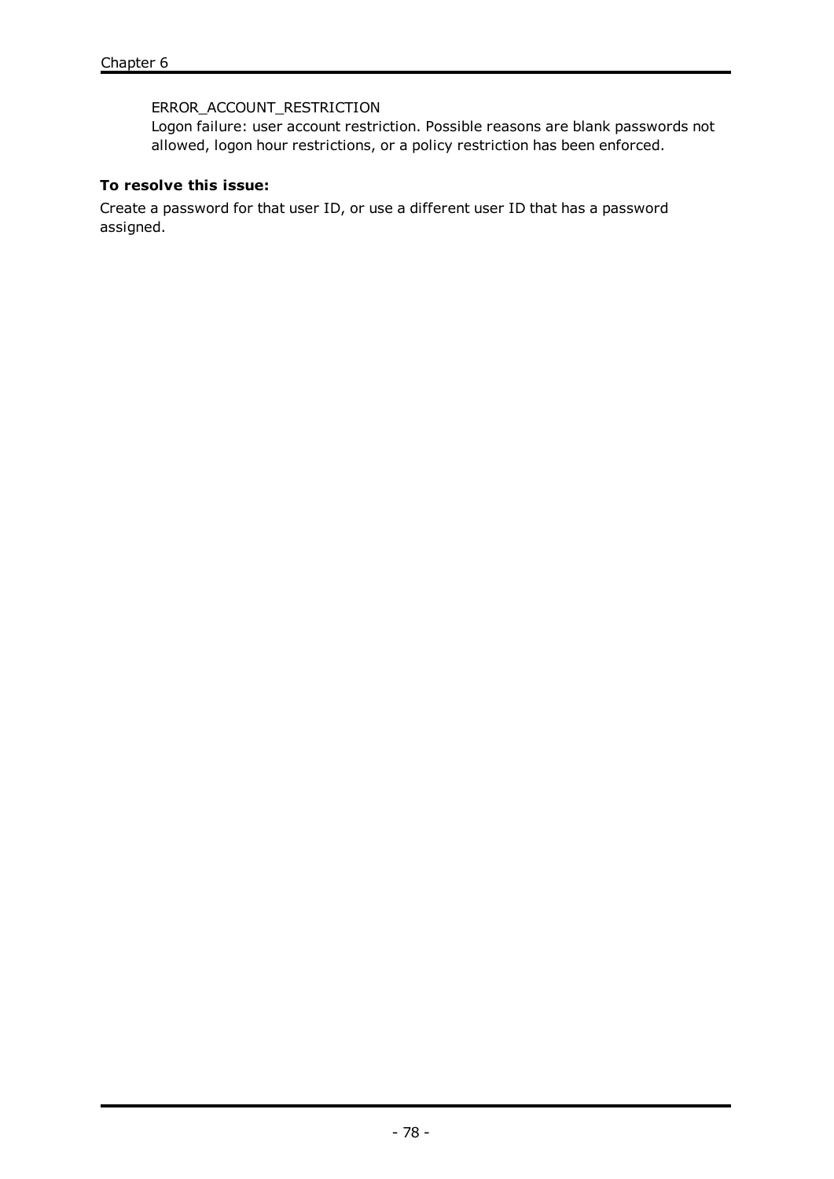ERROR_ACCOUNT_RESTRICTION
Logon failure: user account restriction. Possible reasons are blank passwords not allowed, logon hour restrictions, or a policy restriction has been enforced.

**To resolve this issue:**

Create a password for that user ID, or use a different user ID that has a password assigned.